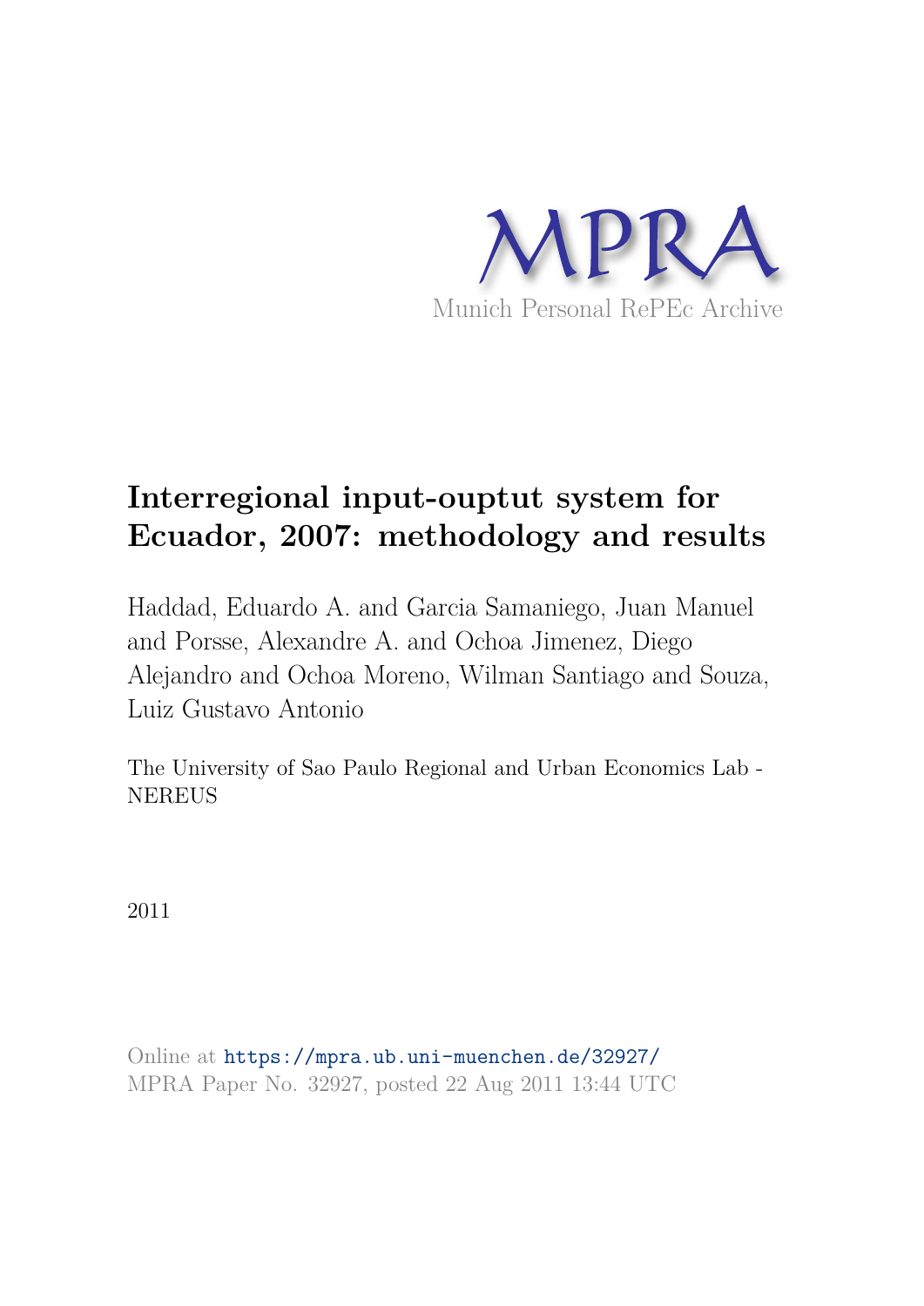MPRA

Munich Personal RePEc Archive

# Interregional input-ouptut system for Ecuador, 2007: methodology and results

Haddad, Eduardo A. and Garcia Samaniego, Juan Manuel and Porsse, Alexandre A. and Ochoa Jimenez, Diego Alejandro and Ochoa Moreno, Wilman Santiago and Souza, Luiz Gustavo Antonio

The University of Sao Paulo Regional and Urban Economics Lab - NEREUS

2011

Online at https://mpra.ub.uni-muenchen.de/32927/
MPRA Paper No. 32927, posted 22 Aug 2011 13:44 UTC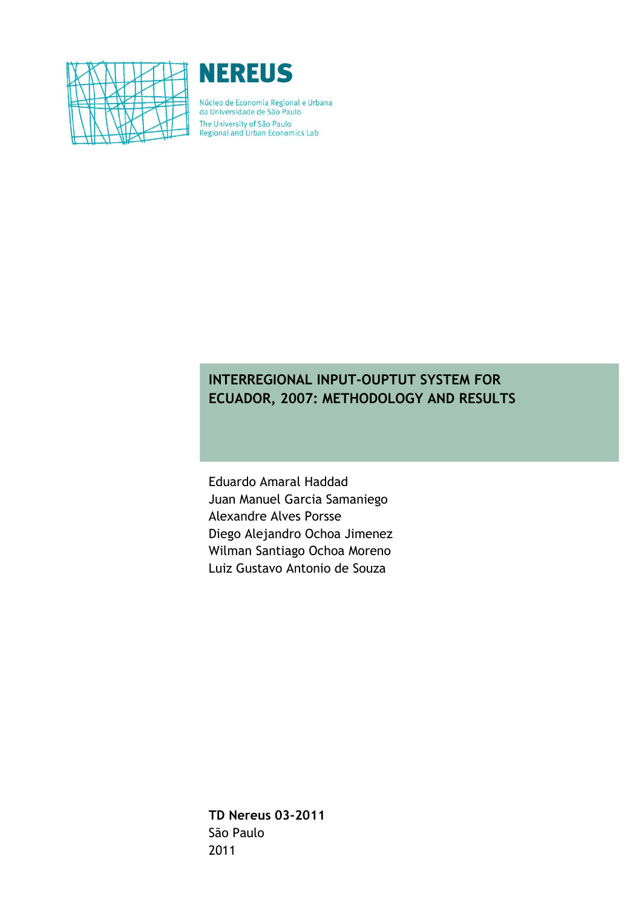# NEREUS

Núcleo de Economia Regional e Urbana
da Universidade de São Paulo
The University of São Paulo
Regional and Urban Economics Lab

## INTERREGIONAL INPUT-OUPTUT SYSTEM FOR ECUADOR, 2007: METHODOLOGY AND RESULTS

Eduardo Amaral Haddad
Juan Manuel Garcia Samaniego
Alexandre Alves Porsse
Diego Alejandro Ochoa Jimenez
Wilman Santiago Ochoa Moreno
Luiz Gustavo Antonio de Souza

**TD Nereus 03-2011**
São Paulo
2011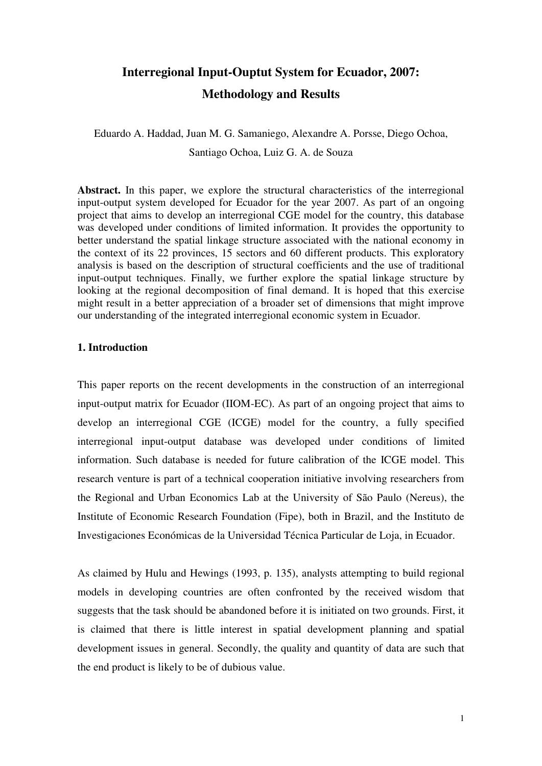# Interregional Input-Ouptut System for Ecuador, 2007: Methodology and Results

Eduardo A. Haddad, Juan M. G. Samaniego, Alexandre A. Porsse, Diego Ochoa, Santiago Ochoa, Luiz G. A. de Souza

**Abstract.** In this paper, we explore the structural characteristics of the interregional input-output system developed for Ecuador for the year 2007. As part of an ongoing project that aims to develop an interregional CGE model for the country, this database was developed under conditions of limited information. It provides the opportunity to better understand the spatial linkage structure associated with the national economy in the context of its 22 provinces, 15 sectors and 60 different products. This exploratory analysis is based on the description of structural coefficients and the use of traditional input-output techniques. Finally, we further explore the spatial linkage structure by looking at the regional decomposition of final demand. It is hoped that this exercise might result in a better appreciation of a broader set of dimensions that might improve our understanding of the integrated interregional economic system in Ecuador.

## 1. Introduction

This paper reports on the recent developments in the construction of an interregional input-output matrix for Ecuador (IIOM-EC). As part of an ongoing project that aims to develop an interregional CGE (ICGE) model for the country, a fully specified interregional input-output database was developed under conditions of limited information. Such database is needed for future calibration of the ICGE model. This research venture is part of a technical cooperation initiative involving researchers from the Regional and Urban Economics Lab at the University of São Paulo (Nereus), the Institute of Economic Research Foundation (Fipe), both in Brazil, and the Instituto de Investigaciones Económicas de la Universidad Técnica Particular de Loja, in Ecuador.

As claimed by Hulu and Hewings (1993, p. 135), analysts attempting to build regional models in developing countries are often confronted by the received wisdom that suggests that the task should be abandoned before it is initiated on two grounds. First, it is claimed that there is little interest in spatial development planning and spatial development issues in general. Secondly, the quality and quantity of data are such that the end product is likely to be of dubious value.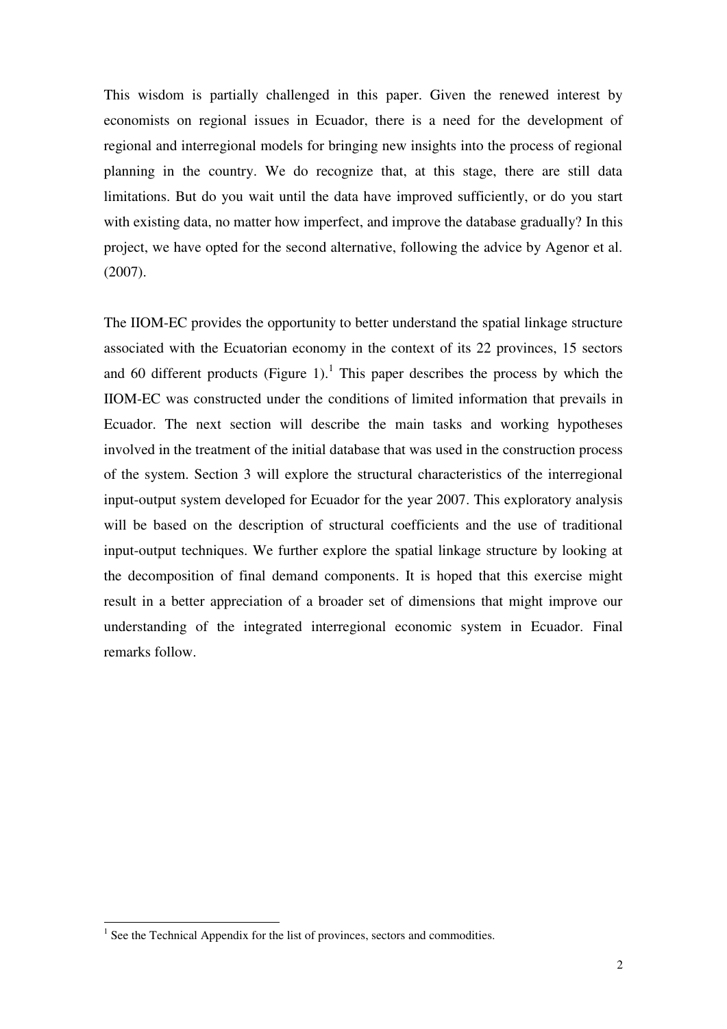This wisdom is partially challenged in this paper. Given the renewed interest by economists on regional issues in Ecuador, there is a need for the development of regional and interregional models for bringing new insights into the process of regional planning in the country. We do recognize that, at this stage, there are still data limitations. But do you wait until the data have improved sufficiently, or do you start with existing data, no matter how imperfect, and improve the database gradually? In this project, we have opted for the second alternative, following the advice by Agenor et al. (2007).

The IIOM-EC provides the opportunity to better understand the spatial linkage structure associated with the Ecuatorian economy in the context of its 22 provinces, 15 sectors and 60 different products (Figure 1).[1] This paper describes the process by which the IIOM-EC was constructed under the conditions of limited information that prevails in Ecuador. The next section will describe the main tasks and working hypotheses involved in the treatment of the initial database that was used in the construction process of the system. Section 3 will explore the structural characteristics of the interregional input-output system developed for Ecuador for the year 2007. This exploratory analysis will be based on the description of structural coefficients and the use of traditional input-output techniques. We further explore the spatial linkage structure by looking at the decomposition of final demand components. It is hoped that this exercise might result in a better appreciation of a broader set of dimensions that might improve our understanding of the integrated interregional economic system in Ecuador. Final remarks follow.

---

[1] See the Technical Appendix for the list of provinces, sectors and commodities.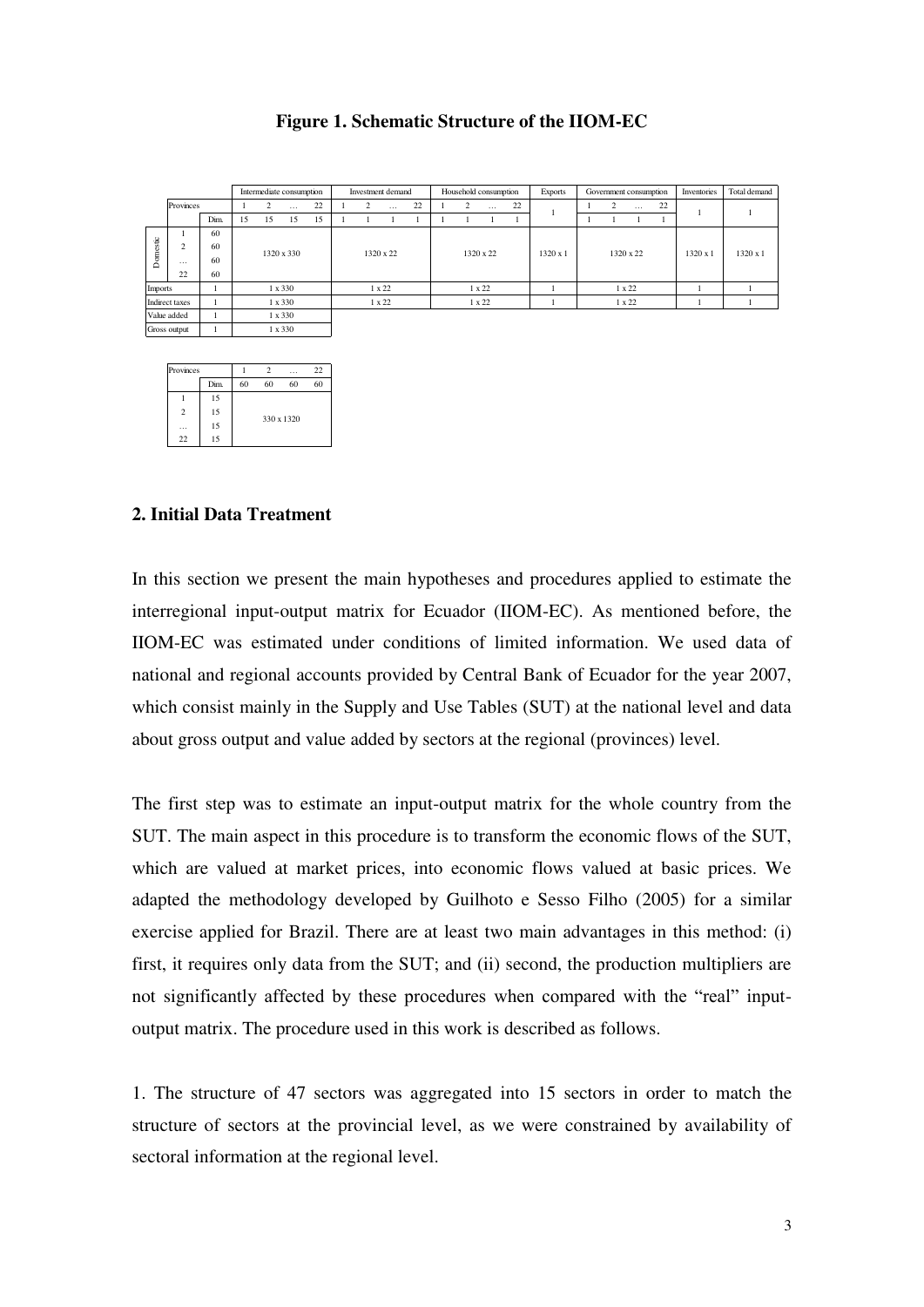**Figure 1. Schematic Structure of the IIOM-EC**

| | | | Intermediate consumption | | | | Investment demand | | | | Household consumption | | | | Exports | Government consumption | | | | Inventories | Total demand |
|---|---|---|---|---|---|---|---|---|---|---|---|---|---|---|---|---|---|---|---|---|---|
| Provinces | | | 1 | 2 | … | 22 | 1 | 2 | … | 22 | 1 | 2 | … | 22 | 1 | 1 | 2 | … | 22 | 1 | 1 |
| | | Dim. | 15 | 15 | 15 | 15 | 1 | 1 | 1 | 1 | 1 | 1 | 1 | 1 | | 1 | 1 | 1 | 1 | | |
| Domestic | 1 | 60 | 1320 x 330 | | | | 1320 x 22 | | | | 1320 x 22 | | | | 1320 x 1 | 1320 x 22 | | | | 1320 x 1 | 1320 x 1 |
| | 2 | 60 | | | | | | | | | | | | | | | | | | | |
| | … | 60 | | | | | | | | | | | | | | | | | | | |
| | 22 | 60 | | | | | | | | | | | | | | | | | | | |
| Imports | | 1 | 1 x 330 | | | | 1 x 22 | | | | 1 x 22 | | | | 1 | 1 x 22 | | | | 1 | 1 |
| Indirect taxes | | 1 | 1 x 330 | | | | 1 x 22 | | | | 1 x 22 | | | | 1 | 1 x 22 | | | | 1 | 1 |
| Value added | | 1 | 1 x 330 | | | | | | | | | | | | | | | | | | |
| Gross output | | 1 | 1 x 330 | | | | | | | | | | | | | | | | | | |

| Provinces | | 1 | 2 | … | 22 |
|---|---|---|---|---|---|
| | Dim. | 60 | 60 | 60 | 60 |
| 1 | 15 | 330 x 1320 | | | |
| 2 | 15 | | | | |
| … | 15 | | | | |
| 22 | 15 | | | | |

## 2. Initial Data Treatment

In this section we present the main hypotheses and procedures applied to estimate the interregional input-output matrix for Ecuador (IIOM-EC). As mentioned before, the IIOM-EC was estimated under conditions of limited information. We used data of national and regional accounts provided by Central Bank of Ecuador for the year 2007, which consist mainly in the Supply and Use Tables (SUT) at the national level and data about gross output and value added by sectors at the regional (provinces) level.

The first step was to estimate an input-output matrix for the whole country from the SUT. The main aspect in this procedure is to transform the economic flows of the SUT, which are valued at market prices, into economic flows valued at basic prices. We adapted the methodology developed by Guilhoto e Sesso Filho (2005) for a similar exercise applied for Brazil. There are at least two main advantages in this method: (i) first, it requires only data from the SUT; and (ii) second, the production multipliers are not significantly affected by these procedures when compared with the "real" input-output matrix. The procedure used in this work is described as follows.

1. The structure of 47 sectors was aggregated into 15 sectors in order to match the structure of sectors at the provincial level, as we were constrained by availability of sectoral information at the regional level.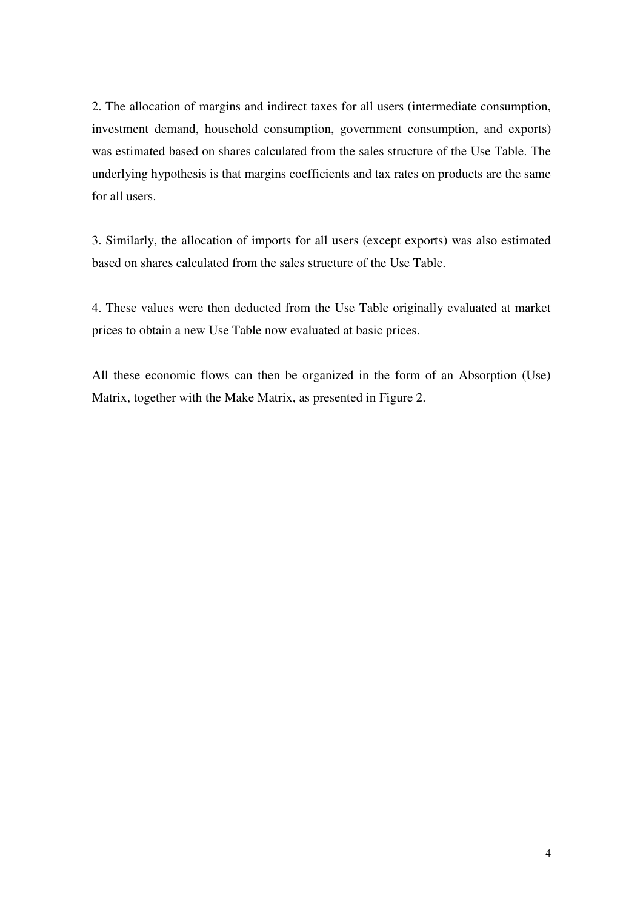2. The allocation of margins and indirect taxes for all users (intermediate consumption, investment demand, household consumption, government consumption, and exports) was estimated based on shares calculated from the sales structure of the Use Table. The underlying hypothesis is that margins coefficients and tax rates on products are the same for all users.

3. Similarly, the allocation of imports for all users (except exports) was also estimated based on shares calculated from the sales structure of the Use Table.

4. These values were then deducted from the Use Table originally evaluated at market prices to obtain a new Use Table now evaluated at basic prices.

All these economic flows can then be organized in the form of an Absorption (Use) Matrix, together with the Make Matrix, as presented in Figure 2.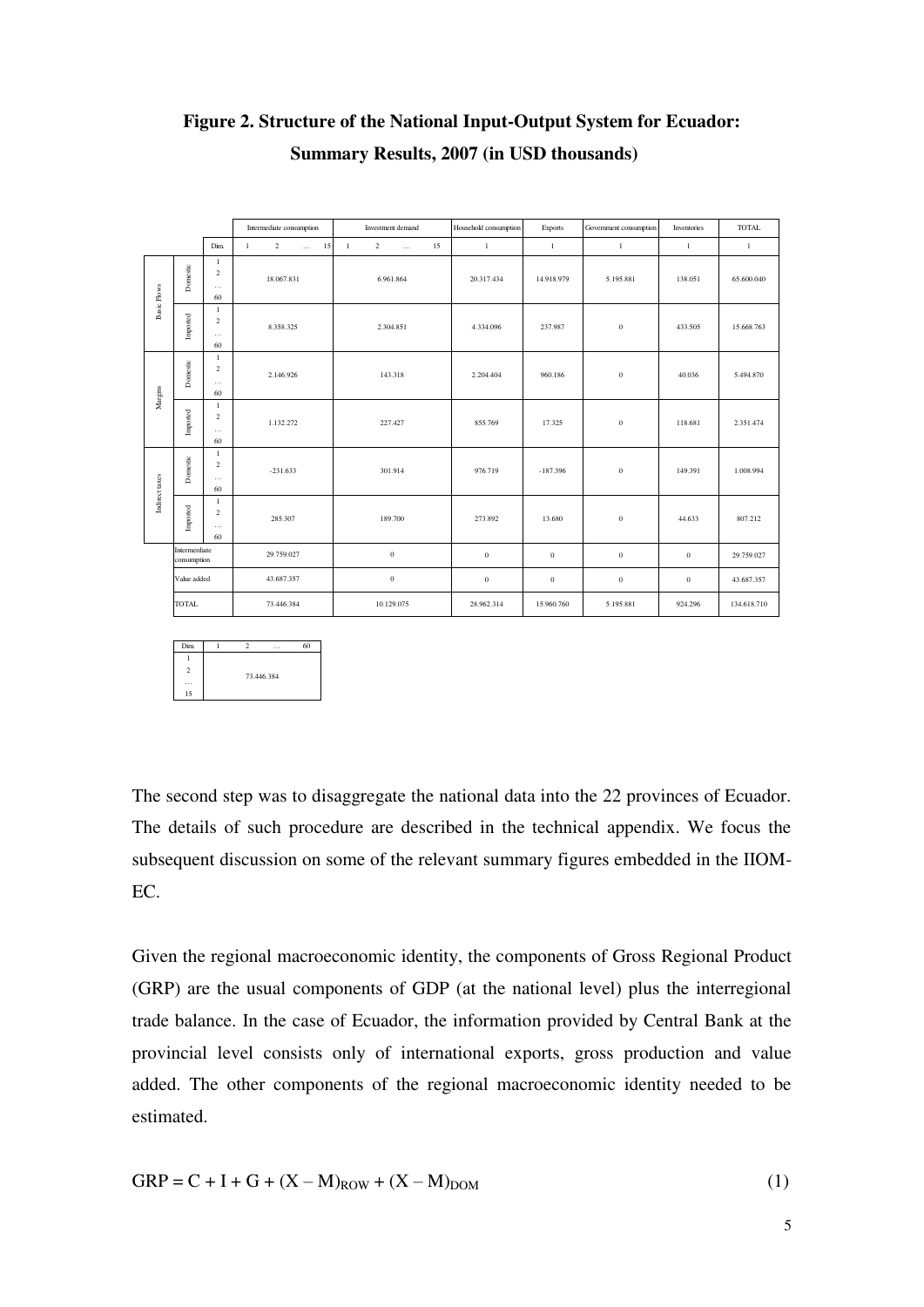**Figure 2. Structure of the National Input-Output System for Ecuador: Summary Results, 2007 (in USD thousands)**

| | | | Intermediate consumption | Investment demand | Household consumption | Exports | Government consumption | Inventories | TOTAL |
|---|---|---|---|---|---|---|---|---|---|
| | | Dim. | 1 2 … 15 | 1 2 … 15 | 1 | 1 | 1 | 1 | 1 |
| Basic Flows | Domestic | 1 2 … 60 | 18.067.831 | 6.961.864 | 20.317.434 | 14.918.979 | 5.195.881 | 138.051 | 65.600.040 |
| | Imported | 1 2 … 60 | 8.358.325 | 2.304.851 | 4.334.096 | 237.987 | 0 | 433.505 | 15.668.763 |
| Margins | Domestic | 1 2 … 60 | 2.146.926 | 143.318 | 2.204.404 | 960.186 | 0 | 40.036 | 5.494.870 |
| | Imported | 1 2 … 60 | 1.132.272 | 227.427 | 855.769 | 17.325 | 0 | 118.681 | 2.351.474 |
| Indirect taxes | Domestic | 1 2 … 60 | -231.633 | 301.914 | 976.719 | -187.396 | 0 | 149.391 | 1.008.994 |
| | Imported | 1 2 … 60 | 285.307 | 189.700 | 273.892 | 13.680 | 0 | 44.633 | 807.212 |
| | Intermediate consumption | | 29.759.027 | 0 | 0 | 0 | 0 | 0 | 29.759.027 |
| | Value added | | 43.687.357 | 0 | 0 | 0 | 0 | 0 | 43.687.357 |
| | TOTAL | | 73.446.384 | 10.129.075 | 28.962.314 | 15.960.760 | 5.195.881 | 924.296 | 134.618.710 |

| Dim. | 1 2 … 60 |
|---|---|
| 1 2 … 15 | 73.446.384 |

The second step was to disaggregate the national data into the 22 provinces of Ecuador. The details of such procedure are described in the technical appendix. We focus the subsequent discussion on some of the relevant summary figures embedded in the IIOM-EC.

Given the regional macroeconomic identity, the components of Gross Regional Product (GRP) are the usual components of GDP (at the national level) plus the interregional trade balance. In the case of Ecuador, the information provided by Central Bank at the provincial level consists only of international exports, gross production and value added. The other components of the regional macroeconomic identity needed to be estimated.

$$GRP = C + I + G + (X - M)_{ROW} + (X - M)_{DOM} \tag{1}$$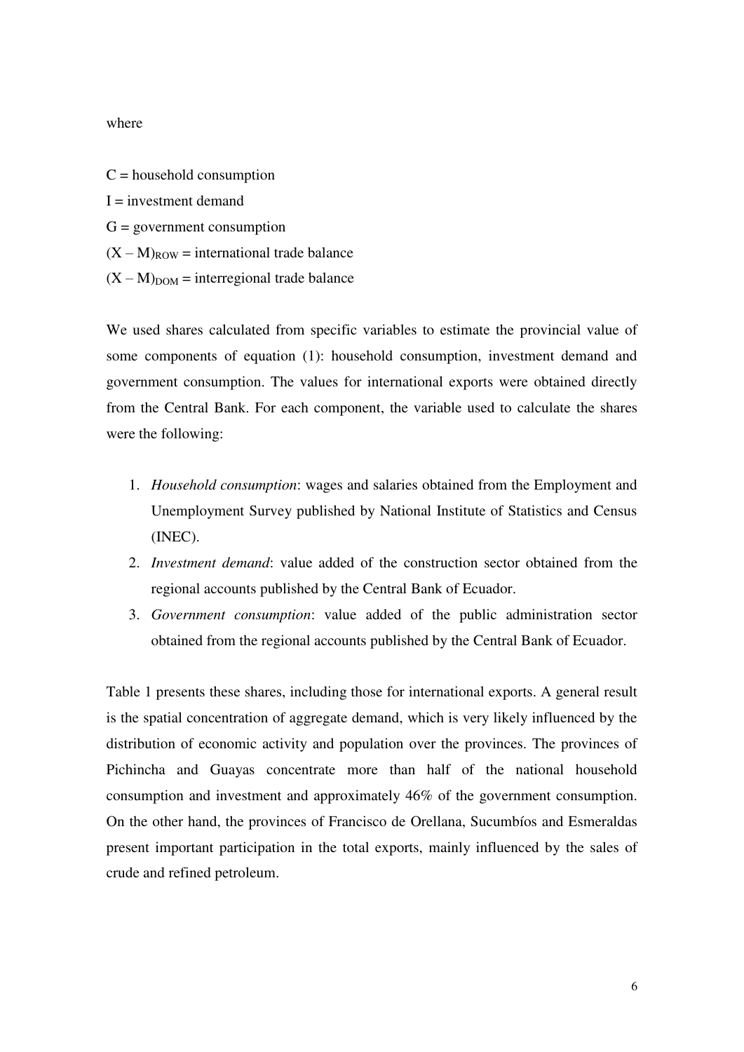where

$C$ = household consumption

$I$ = investment demand

$G$ = government consumption

$(X - M)_{ROW}$ = international trade balance

$(X - M)_{DOM}$ = interregional trade balance

We used shares calculated from specific variables to estimate the provincial value of some components of equation (1): household consumption, investment demand and government consumption. The values for international exports were obtained directly from the Central Bank. For each component, the variable used to calculate the shares were the following:

1. *Household consumption*: wages and salaries obtained from the Employment and Unemployment Survey published by National Institute of Statistics and Census (INEC).
2. *Investment demand*: value added of the construction sector obtained from the regional accounts published by the Central Bank of Ecuador.
3. *Government consumption*: value added of the public administration sector obtained from the regional accounts published by the Central Bank of Ecuador.

Table 1 presents these shares, including those for international exports. A general result is the spatial concentration of aggregate demand, which is very likely influenced by the distribution of economic activity and population over the provinces. The provinces of Pichincha and Guayas concentrate more than half of the national household consumption and investment and approximately 46% of the government consumption. On the other hand, the provinces of Francisco de Orellana, Sucumbíos and Esmeraldas present important participation in the total exports, mainly influenced by the sales of crude and refined petroleum.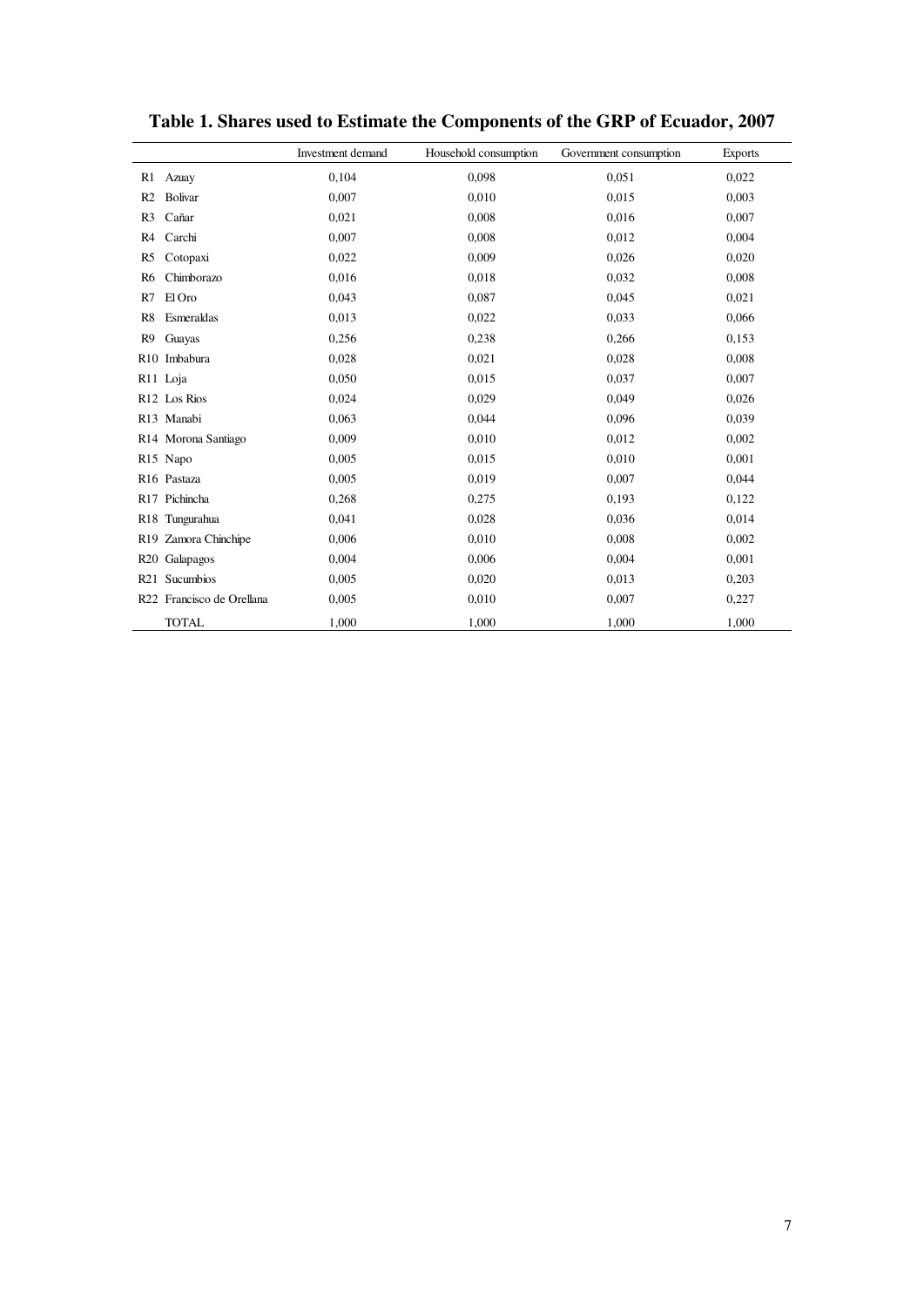# Table 1. Shares used to Estimate the Components of the GRP of Ecuador, 2007

| | | Investment demand | Household consumption | Government consumption | Exports |
|---|---|---|---|---|---|
| R1 | Azuay | 0,104 | 0,098 | 0,051 | 0,022 |
| R2 | Bolivar | 0,007 | 0,010 | 0,015 | 0,003 |
| R3 | Cañar | 0,021 | 0,008 | 0,016 | 0,007 |
| R4 | Carchi | 0,007 | 0,008 | 0,012 | 0,004 |
| R5 | Cotopaxi | 0,022 | 0,009 | 0,026 | 0,020 |
| R6 | Chimborazo | 0,016 | 0,018 | 0,032 | 0,008 |
| R7 | El Oro | 0,043 | 0,087 | 0,045 | 0,021 |
| R8 | Esmeraldas | 0,013 | 0,022 | 0,033 | 0,066 |
| R9 | Guayas | 0,256 | 0,238 | 0,266 | 0,153 |
| R10 | Imbabura | 0,028 | 0,021 | 0,028 | 0,008 |
| R11 | Loja | 0,050 | 0,015 | 0,037 | 0,007 |
| R12 | Los Rios | 0,024 | 0,029 | 0,049 | 0,026 |
| R13 | Manabi | 0,063 | 0,044 | 0,096 | 0,039 |
| R14 | Morona Santiago | 0,009 | 0,010 | 0,012 | 0,002 |
| R15 | Napo | 0,005 | 0,015 | 0,010 | 0,001 |
| R16 | Pastaza | 0,005 | 0,019 | 0,007 | 0,044 |
| R17 | Pichincha | 0,268 | 0,275 | 0,193 | 0,122 |
| R18 | Tungurahua | 0,041 | 0,028 | 0,036 | 0,014 |
| R19 | Zamora Chinchipe | 0,006 | 0,010 | 0,008 | 0,002 |
| R20 | Galapagos | 0,004 | 0,006 | 0,004 | 0,001 |
| R21 | Sucumbios | 0,005 | 0,020 | 0,013 | 0,203 |
| R22 | Francisco de Orellana | 0,005 | 0,010 | 0,007 | 0,227 |
| | TOTAL | 1,000 | 1,000 | 1,000 | 1,000 |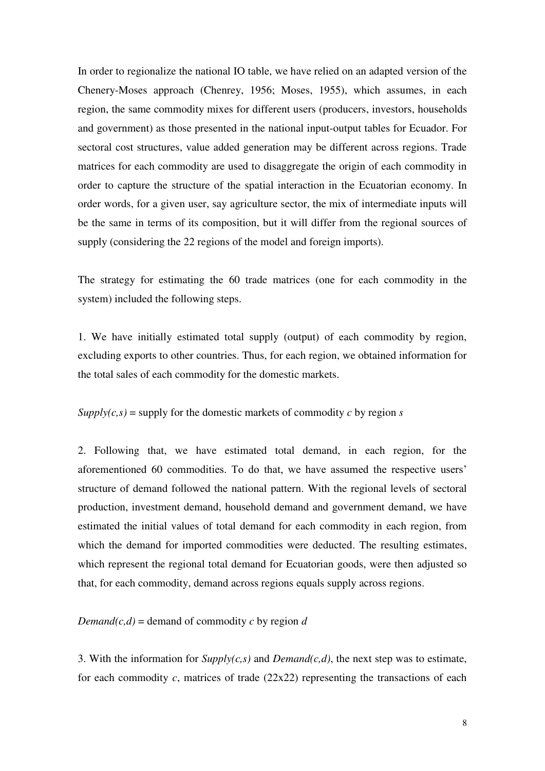In order to regionalize the national IO table, we have relied on an adapted version of the Chenery-Moses approach (Chenrey, 1956; Moses, 1955), which assumes, in each region, the same commodity mixes for different users (producers, investors, households and government) as those presented in the national input-output tables for Ecuador. For sectoral cost structures, value added generation may be different across regions. Trade matrices for each commodity are used to disaggregate the origin of each commodity in order to capture the structure of the spatial interaction in the Ecuatorian economy. In order words, for a given user, say agriculture sector, the mix of intermediate inputs will be the same in terms of its composition, but it will differ from the regional sources of supply (considering the 22 regions of the model and foreign imports).

The strategy for estimating the 60 trade matrices (one for each commodity in the system) included the following steps.

1. We have initially estimated total supply (output) of each commodity by region, excluding exports to other countries. Thus, for each region, we obtained information for the total sales of each commodity for the domestic markets.

*Supply(c,s)* = supply for the domestic markets of commodity *c* by region *s*

2. Following that, we have estimated total demand, in each region, for the aforementioned 60 commodities. To do that, we have assumed the respective users' structure of demand followed the national pattern. With the regional levels of sectoral production, investment demand, household demand and government demand, we have estimated the initial values of total demand for each commodity in each region, from which the demand for imported commodities were deducted. The resulting estimates, which represent the regional total demand for Ecuatorian goods, were then adjusted so that, for each commodity, demand across regions equals supply across regions.

*Demand(c,d)* = demand of commodity *c* by region *d*

3. With the information for *Supply(c,s)* and *Demand(c,d)*, the next step was to estimate, for each commodity *c*, matrices of trade (22x22) representing the transactions of each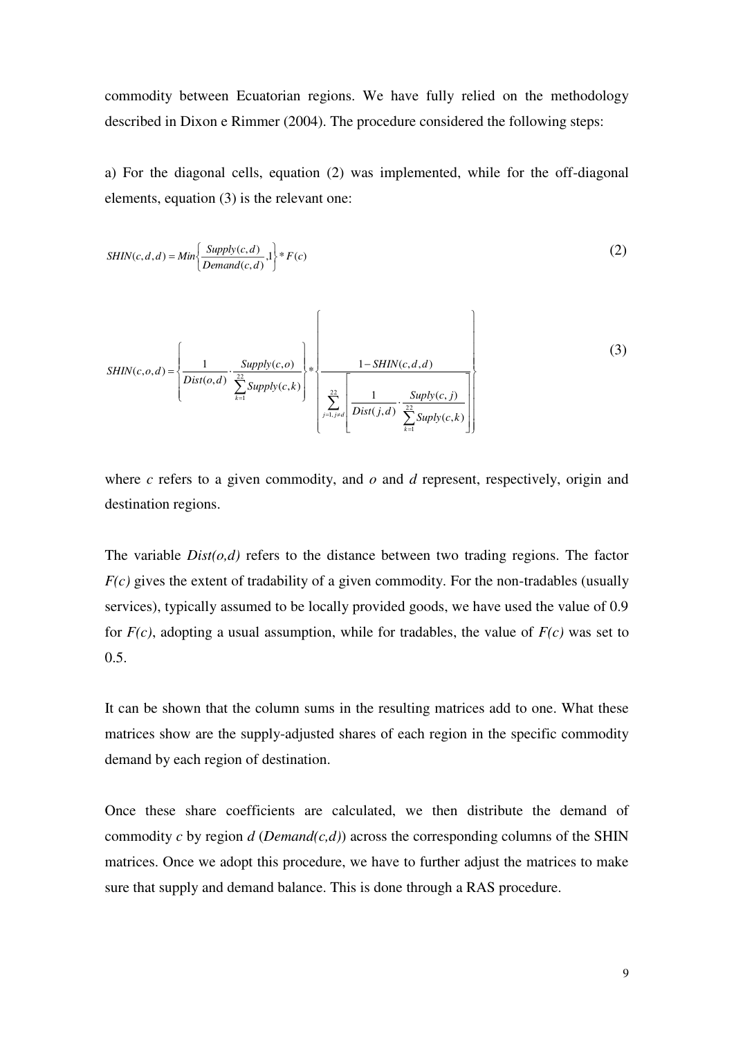commodity between Ecuatorian regions. We have fully relied on the methodology described in Dixon e Rimmer (2004). The procedure considered the following steps:

a) For the diagonal cells, equation (2) was implemented, while for the off-diagonal elements, equation (3) is the relevant one:

$$SHIN(c,d,d) = Min\left\{\frac{Supply(c,d)}{Demand(c,d)}, 1\right\} * F(c) \tag{2}$$

$$SHIN(c,o,d) = \left\{\frac{1}{Dist(o,d)} \cdot \frac{Supply(c,o)}{\sum_{k=1}^{22} Supply(c,k)}\right\} * \left\{\frac{1 - SHIN(c,d,d)}{\sum_{j=1, j\neq d}^{22}\left[\frac{1}{Dist(j,d)} \cdot \frac{Suply(c,j)}{\sum_{k=1}^{22} Suply(c,k)}\right]}\right\} \tag{3}$$

where *c* refers to a given commodity, and *o* and *d* represent, respectively, origin and destination regions.

The variable *Dist(o,d)* refers to the distance between two trading regions. The factor *F(c)* gives the extent of tradability of a given commodity. For the non-tradables (usually services), typically assumed to be locally provided goods, we have used the value of 0.9 for *F(c)*, adopting a usual assumption, while for tradables, the value of *F(c)* was set to 0.5.

It can be shown that the column sums in the resulting matrices add to one. What these matrices show are the supply-adjusted shares of each region in the specific commodity demand by each region of destination.

Once these share coefficients are calculated, we then distribute the demand of commodity *c* by region *d* (*Demand(c,d)*) across the corresponding columns of the SHIN matrices. Once we adopt this procedure, we have to further adjust the matrices to make sure that supply and demand balance. This is done through a RAS procedure.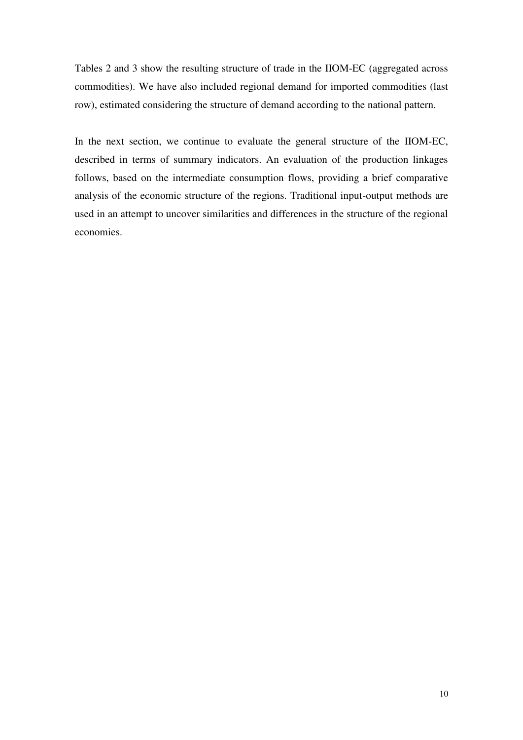Tables 2 and 3 show the resulting structure of trade in the IIOM-EC (aggregated across commodities). We have also included regional demand for imported commodities (last row), estimated considering the structure of demand according to the national pattern.

In the next section, we continue to evaluate the general structure of the IIOM-EC, described in terms of summary indicators. An evaluation of the production linkages follows, based on the intermediate consumption flows, providing a brief comparative analysis of the economic structure of the regions. Traditional input-output methods are used in an attempt to uncover similarities and differences in the structure of the regional economies.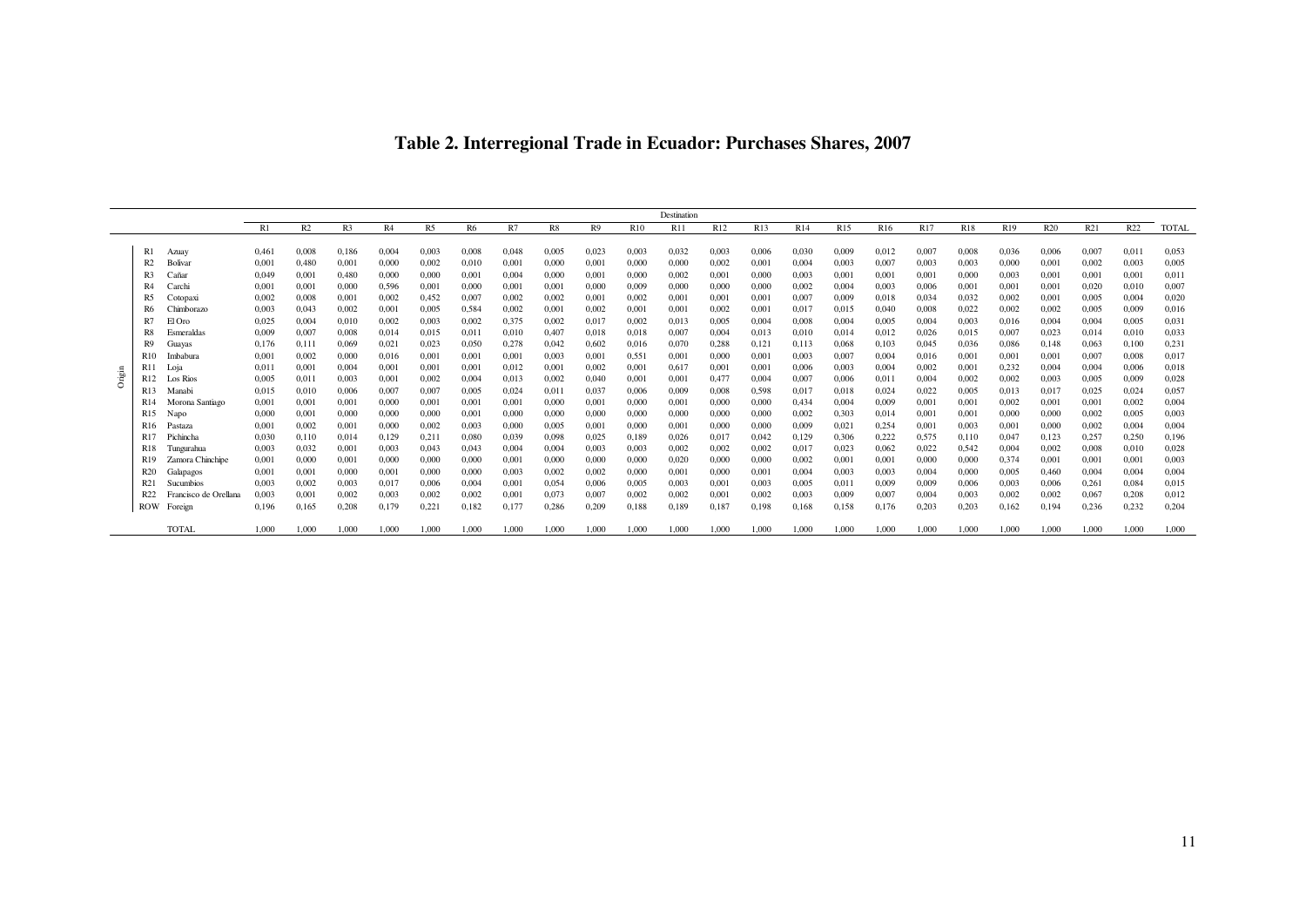# Table 2. Interregional Trade in Ecuador: Purchases Shares, 2007

| | | | Destination | | | | | | | | | | | | | | | | | | | | | | |
|---|---|---|---|---|---|---|---|---|---|---|---|---|---|---|---|---|---|---|---|---|---|---|---|---|---|
| | | | R1 | R2 | R3 | R4 | R5 | R6 | R7 | R8 | R9 | R10 | R11 | R12 | R13 | R14 | R15 | R16 | R17 | R18 | R19 | R20 | R21 | R22 | TOTAL |
| Origin | R1 | Azuay | 0,461 | 0,008 | 0,186 | 0,004 | 0,003 | 0,008 | 0,048 | 0,005 | 0,023 | 0,003 | 0,032 | 0,003 | 0,006 | 0,030 | 0,009 | 0,012 | 0,007 | 0,008 | 0,036 | 0,006 | 0,007 | 0,011 | 0,053 |
| | R2 | Bolivar | 0,001 | 0,480 | 0,001 | 0,000 | 0,002 | 0,010 | 0,001 | 0,000 | 0,001 | 0,000 | 0,000 | 0,002 | 0,001 | 0,004 | 0,003 | 0,007 | 0,003 | 0,003 | 0,000 | 0,001 | 0,002 | 0,003 | 0,005 |
| | R3 | Cañar | 0,049 | 0,001 | 0,480 | 0,000 | 0,000 | 0,001 | 0,004 | 0,000 | 0,001 | 0,000 | 0,002 | 0,001 | 0,000 | 0,003 | 0,001 | 0,001 | 0,001 | 0,000 | 0,003 | 0,001 | 0,001 | 0,001 | 0,011 |
| | R4 | Carchi | 0,001 | 0,001 | 0,000 | 0,596 | 0,001 | 0,000 | 0,001 | 0,001 | 0,000 | 0,009 | 0,000 | 0,000 | 0,000 | 0,002 | 0,004 | 0,003 | 0,006 | 0,001 | 0,001 | 0,001 | 0,020 | 0,010 | 0,007 |
| | R5 | Cotopaxi | 0,002 | 0,008 | 0,001 | 0,002 | 0,452 | 0,007 | 0,002 | 0,002 | 0,001 | 0,002 | 0,001 | 0,001 | 0,001 | 0,007 | 0,009 | 0,018 | 0,034 | 0,032 | 0,002 | 0,001 | 0,005 | 0,004 | 0,020 |
| | R6 | Chimborazo | 0,003 | 0,043 | 0,002 | 0,001 | 0,005 | 0,584 | 0,002 | 0,001 | 0,002 | 0,001 | 0,001 | 0,002 | 0,001 | 0,017 | 0,015 | 0,040 | 0,008 | 0,022 | 0,002 | 0,002 | 0,005 | 0,009 | 0,016 |
| | R7 | El Oro | 0,025 | 0,004 | 0,010 | 0,002 | 0,003 | 0,002 | 0,375 | 0,002 | 0,017 | 0,002 | 0,013 | 0,005 | 0,004 | 0,008 | 0,004 | 0,005 | 0,004 | 0,003 | 0,016 | 0,004 | 0,004 | 0,005 | 0,031 |
| | R8 | Esmeraldas | 0,009 | 0,007 | 0,008 | 0,014 | 0,015 | 0,011 | 0,010 | 0,407 | 0,018 | 0,018 | 0,007 | 0,004 | 0,013 | 0,010 | 0,014 | 0,012 | 0,026 | 0,015 | 0,007 | 0,023 | 0,014 | 0,010 | 0,033 |
| | R9 | Guayas | 0,176 | 0,111 | 0,069 | 0,021 | 0,023 | 0,050 | 0,278 | 0,042 | 0,602 | 0,016 | 0,070 | 0,288 | 0,121 | 0,113 | 0,068 | 0,103 | 0,045 | 0,036 | 0,086 | 0,148 | 0,063 | 0,100 | 0,231 |
| | R10 | Imbabura | 0,001 | 0,002 | 0,000 | 0,016 | 0,001 | 0,001 | 0,001 | 0,003 | 0,001 | 0,551 | 0,001 | 0,000 | 0,001 | 0,003 | 0,007 | 0,004 | 0,016 | 0,001 | 0,001 | 0,001 | 0,007 | 0,008 | 0,017 |
| | R11 | Loja | 0,011 | 0,001 | 0,004 | 0,001 | 0,001 | 0,001 | 0,012 | 0,001 | 0,002 | 0,001 | 0,617 | 0,001 | 0,001 | 0,006 | 0,003 | 0,004 | 0,002 | 0,001 | 0,232 | 0,004 | 0,004 | 0,006 | 0,018 |
| | R12 | Los Rios | 0,005 | 0,011 | 0,003 | 0,001 | 0,002 | 0,004 | 0,013 | 0,002 | 0,040 | 0,001 | 0,001 | 0,477 | 0,004 | 0,007 | 0,006 | 0,011 | 0,004 | 0,002 | 0,002 | 0,003 | 0,005 | 0,009 | 0,028 |
| | R13 | Manabi | 0,015 | 0,010 | 0,006 | 0,007 | 0,007 | 0,005 | 0,024 | 0,011 | 0,037 | 0,006 | 0,009 | 0,008 | 0,598 | 0,017 | 0,018 | 0,024 | 0,022 | 0,005 | 0,013 | 0,017 | 0,025 | 0,024 | 0,057 |
| | R14 | Morona Santiago | 0,001 | 0,001 | 0,001 | 0,000 | 0,001 | 0,001 | 0,001 | 0,000 | 0,001 | 0,000 | 0,001 | 0,000 | 0,000 | 0,434 | 0,004 | 0,009 | 0,001 | 0,001 | 0,002 | 0,001 | 0,001 | 0,002 | 0,004 |
| | R15 | Napo | 0,000 | 0,001 | 0,000 | 0,000 | 0,000 | 0,001 | 0,000 | 0,000 | 0,000 | 0,000 | 0,000 | 0,000 | 0,000 | 0,002 | 0,303 | 0,014 | 0,001 | 0,001 | 0,000 | 0,000 | 0,002 | 0,005 | 0,003 |
| | R16 | Pastaza | 0,001 | 0,002 | 0,001 | 0,000 | 0,002 | 0,003 | 0,000 | 0,005 | 0,001 | 0,000 | 0,001 | 0,000 | 0,000 | 0,009 | 0,021 | 0,254 | 0,001 | 0,003 | 0,001 | 0,000 | 0,002 | 0,004 | 0,004 |
| | R17 | Pichincha | 0,030 | 0,110 | 0,014 | 0,129 | 0,211 | 0,080 | 0,039 | 0,098 | 0,025 | 0,189 | 0,026 | 0,017 | 0,042 | 0,129 | 0,306 | 0,222 | 0,575 | 0,110 | 0,047 | 0,123 | 0,257 | 0,250 | 0,196 |
| | R18 | Tungurahua | 0,003 | 0,032 | 0,001 | 0,003 | 0,043 | 0,043 | 0,004 | 0,004 | 0,003 | 0,003 | 0,002 | 0,002 | 0,002 | 0,017 | 0,023 | 0,062 | 0,022 | 0,542 | 0,004 | 0,002 | 0,008 | 0,010 | 0,028 |
| | R19 | Zamora Chinchipe | 0,001 | 0,000 | 0,001 | 0,000 | 0,000 | 0,000 | 0,001 | 0,000 | 0,000 | 0,000 | 0,020 | 0,000 | 0,000 | 0,002 | 0,001 | 0,001 | 0,000 | 0,000 | 0,374 | 0,001 | 0,001 | 0,001 | 0,003 |
| | R20 | Galapagos | 0,001 | 0,001 | 0,000 | 0,001 | 0,000 | 0,000 | 0,003 | 0,002 | 0,002 | 0,000 | 0,001 | 0,000 | 0,001 | 0,004 | 0,003 | 0,003 | 0,004 | 0,000 | 0,005 | 0,460 | 0,004 | 0,004 | 0,004 |
| | R21 | Sucumbios | 0,003 | 0,002 | 0,003 | 0,017 | 0,006 | 0,004 | 0,001 | 0,054 | 0,006 | 0,005 | 0,003 | 0,001 | 0,003 | 0,005 | 0,011 | 0,009 | 0,009 | 0,006 | 0,003 | 0,006 | 0,261 | 0,084 | 0,015 |
| | R22 | Francisco de Orellana | 0,003 | 0,001 | 0,002 | 0,003 | 0,002 | 0,002 | 0,001 | 0,073 | 0,007 | 0,002 | 0,002 | 0,001 | 0,002 | 0,003 | 0,009 | 0,007 | 0,004 | 0,003 | 0,002 | 0,002 | 0,067 | 0,208 | 0,012 |
| | ROW | Foreign | 0,196 | 0,165 | 0,208 | 0,179 | 0,221 | 0,182 | 0,177 | 0,286 | 0,209 | 0,188 | 0,189 | 0,187 | 0,198 | 0,168 | 0,158 | 0,176 | 0,203 | 0,203 | 0,162 | 0,194 | 0,236 | 0,232 | 0,204 |
| | | TOTAL | 1,000 | 1,000 | 1,000 | 1,000 | 1,000 | 1,000 | 1,000 | 1,000 | 1,000 | 1,000 | 1,000 | 1,000 | 1,000 | 1,000 | 1,000 | 1,000 | 1,000 | 1,000 | 1,000 | 1,000 | 1,000 | 1,000 | 1,000 |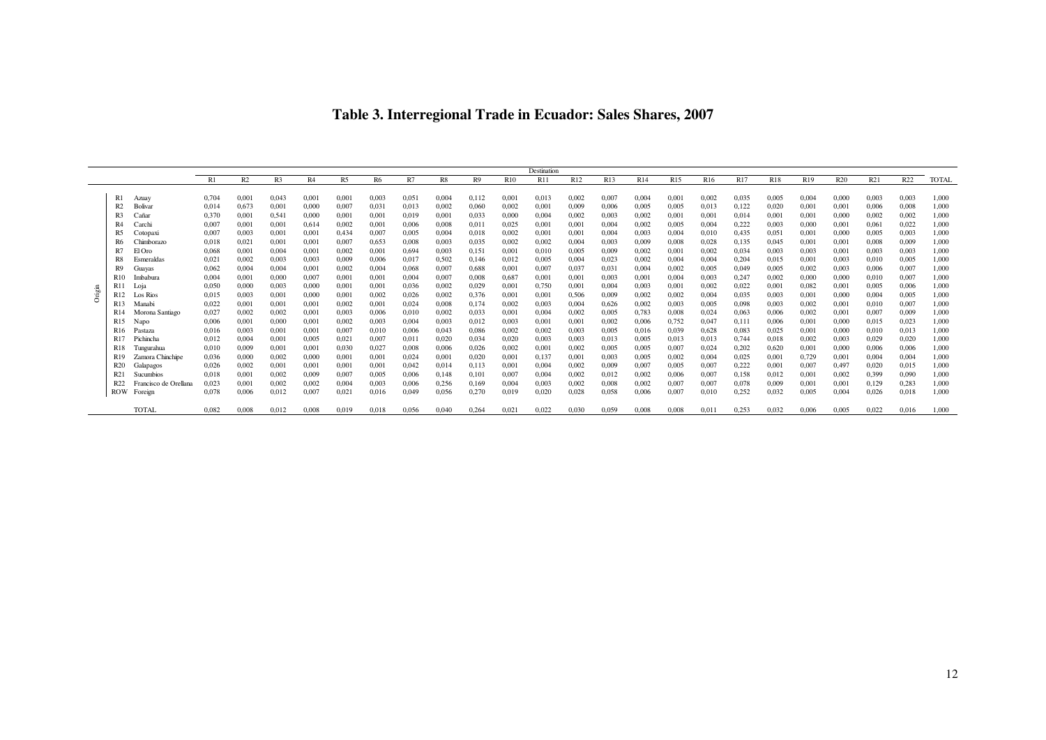# Table 3. Interregional Trade in Ecuador: Sales Shares, 2007

| Origin | | | Destination | | | | | | | | | | | | | | | | | | | | | | |
|---|---|---|---|---|---|---|---|---|---|---|---|---|---|---|---|---|---|---|---|---|---|---|---|---|---|
| | | | R1 | R2 | R3 | R4 | R5 | R6 | R7 | R8 | R9 | R10 | R11 | R12 | R13 | R14 | R15 | R16 | R17 | R18 | R19 | R20 | R21 | R22 | TOTAL |
| | R1 | Azuay | 0,704 | 0,001 | 0,043 | 0,001 | 0,001 | 0,003 | 0,051 | 0,004 | 0,112 | 0,001 | 0,013 | 0,002 | 0,007 | 0,004 | 0,001 | 0,002 | 0,035 | 0,005 | 0,004 | 0,000 | 0,003 | 0,003 | 1,000 |
| | R2 | Bolivar | 0,014 | 0,673 | 0,001 | 0,000 | 0,007 | 0,031 | 0,013 | 0,002 | 0,060 | 0,002 | 0,001 | 0,009 | 0,006 | 0,005 | 0,005 | 0,013 | 0,122 | 0,020 | 0,001 | 0,001 | 0,006 | 0,008 | 1,000 |
| | R3 | Cañar | 0,370 | 0,001 | 0,541 | 0,000 | 0,001 | 0,001 | 0,019 | 0,001 | 0,033 | 0,000 | 0,004 | 0,002 | 0,003 | 0,002 | 0,001 | 0,001 | 0,014 | 0,001 | 0,001 | 0,000 | 0,002 | 0,002 | 1,000 |
| | R4 | Carchi | 0,007 | 0,001 | 0,001 | 0,614 | 0,002 | 0,001 | 0,006 | 0,008 | 0,011 | 0,025 | 0,001 | 0,001 | 0,004 | 0,002 | 0,005 | 0,004 | 0,222 | 0,003 | 0,000 | 0,001 | 0,061 | 0,022 | 1,000 |
| | R5 | Cotopaxi | 0,007 | 0,003 | 0,001 | 0,001 | 0,434 | 0,007 | 0,005 | 0,004 | 0,018 | 0,002 | 0,001 | 0,001 | 0,004 | 0,003 | 0,004 | 0,010 | 0,435 | 0,051 | 0,001 | 0,000 | 0,005 | 0,003 | 1,000 |
| | R6 | Chimborazo | 0,018 | 0,021 | 0,001 | 0,001 | 0,007 | 0,653 | 0,008 | 0,003 | 0,035 | 0,002 | 0,002 | 0,004 | 0,003 | 0,009 | 0,008 | 0,028 | 0,135 | 0,045 | 0,001 | 0,001 | 0,008 | 0,009 | 1,000 |
| | R7 | El Oro | 0,068 | 0,001 | 0,004 | 0,001 | 0,002 | 0,001 | 0,694 | 0,003 | 0,151 | 0,001 | 0,010 | 0,005 | 0,009 | 0,002 | 0,001 | 0,002 | 0,034 | 0,003 | 0,003 | 0,001 | 0,003 | 0,003 | 1,000 |
| | R8 | Esmeraldas | 0,021 | 0,002 | 0,003 | 0,003 | 0,009 | 0,006 | 0,017 | 0,502 | 0,146 | 0,012 | 0,005 | 0,004 | 0,023 | 0,002 | 0,004 | 0,004 | 0,204 | 0,015 | 0,001 | 0,003 | 0,010 | 0,005 | 1,000 |
| | R9 | Guayas | 0,062 | 0,004 | 0,004 | 0,001 | 0,002 | 0,004 | 0,068 | 0,007 | 0,688 | 0,001 | 0,007 | 0,037 | 0,031 | 0,004 | 0,002 | 0,005 | 0,049 | 0,005 | 0,002 | 0,003 | 0,006 | 0,007 | 1,000 |
| | R10 | Imbabura | 0,004 | 0,001 | 0,000 | 0,007 | 0,001 | 0,001 | 0,004 | 0,007 | 0,008 | 0,687 | 0,001 | 0,001 | 0,003 | 0,001 | 0,004 | 0,003 | 0,247 | 0,002 | 0,000 | 0,000 | 0,010 | 0,007 | 1,000 |
| | R11 | Loja | 0,050 | 0,000 | 0,003 | 0,000 | 0,001 | 0,001 | 0,036 | 0,002 | 0,029 | 0,001 | 0,750 | 0,001 | 0,004 | 0,003 | 0,001 | 0,002 | 0,022 | 0,001 | 0,082 | 0,001 | 0,005 | 0,006 | 1,000 |
| | R12 | Los Rios | 0,015 | 0,003 | 0,001 | 0,000 | 0,001 | 0,002 | 0,026 | 0,002 | 0,376 | 0,001 | 0,001 | 0,506 | 0,009 | 0,002 | 0,002 | 0,004 | 0,035 | 0,003 | 0,001 | 0,000 | 0,004 | 0,005 | 1,000 |
| | R13 | Manabi | 0,022 | 0,001 | 0,001 | 0,001 | 0,002 | 0,001 | 0,024 | 0,008 | 0,174 | 0,002 | 0,003 | 0,004 | 0,626 | 0,002 | 0,003 | 0,005 | 0,098 | 0,003 | 0,002 | 0,001 | 0,010 | 0,007 | 1,000 |
| | R14 | Morona Santiago | 0,027 | 0,002 | 0,002 | 0,001 | 0,003 | 0,006 | 0,010 | 0,002 | 0,033 | 0,001 | 0,004 | 0,002 | 0,005 | 0,783 | 0,008 | 0,024 | 0,063 | 0,006 | 0,002 | 0,001 | 0,007 | 0,009 | 1,000 |
| | R15 | Napo | 0,006 | 0,001 | 0,000 | 0,001 | 0,002 | 0,003 | 0,004 | 0,003 | 0,012 | 0,003 | 0,001 | 0,001 | 0,002 | 0,006 | 0,752 | 0,047 | 0,111 | 0,006 | 0,001 | 0,000 | 0,015 | 0,023 | 1,000 |
| | R16 | Pastaza | 0,016 | 0,003 | 0,001 | 0,001 | 0,007 | 0,010 | 0,006 | 0,043 | 0,086 | 0,002 | 0,002 | 0,003 | 0,005 | 0,016 | 0,039 | 0,628 | 0,083 | 0,025 | 0,001 | 0,000 | 0,010 | 0,013 | 1,000 |
| | R17 | Pichincha | 0,012 | 0,004 | 0,001 | 0,005 | 0,021 | 0,007 | 0,011 | 0,020 | 0,034 | 0,020 | 0,003 | 0,003 | 0,013 | 0,005 | 0,013 | 0,013 | 0,744 | 0,018 | 0,002 | 0,003 | 0,029 | 0,020 | 1,000 |
| | R18 | Tungurahua | 0,010 | 0,009 | 0,001 | 0,001 | 0,030 | 0,027 | 0,008 | 0,006 | 0,026 | 0,002 | 0,001 | 0,002 | 0,005 | 0,005 | 0,007 | 0,024 | 0,202 | 0,620 | 0,001 | 0,000 | 0,006 | 0,006 | 1,000 |
| | R19 | Zamora Chinchipe | 0,036 | 0,000 | 0,002 | 0,000 | 0,001 | 0,001 | 0,024 | 0,001 | 0,020 | 0,001 | 0,137 | 0,001 | 0,003 | 0,005 | 0,002 | 0,004 | 0,025 | 0,001 | 0,729 | 0,001 | 0,004 | 0,004 | 1,000 |
| | R20 | Galapagos | 0,026 | 0,002 | 0,001 | 0,001 | 0,001 | 0,001 | 0,042 | 0,014 | 0,113 | 0,001 | 0,004 | 0,002 | 0,009 | 0,007 | 0,005 | 0,007 | 0,222 | 0,001 | 0,007 | 0,497 | 0,020 | 0,015 | 1,000 |
| | R21 | Sucumbios | 0,018 | 0,001 | 0,002 | 0,009 | 0,007 | 0,005 | 0,006 | 0,148 | 0,101 | 0,007 | 0,004 | 0,002 | 0,012 | 0,002 | 0,006 | 0,007 | 0,158 | 0,012 | 0,001 | 0,002 | 0,399 | 0,090 | 1,000 |
| | R22 | Francisco de Orellana | 0,023 | 0,001 | 0,002 | 0,002 | 0,004 | 0,003 | 0,006 | 0,256 | 0,169 | 0,004 | 0,003 | 0,002 | 0,008 | 0,002 | 0,007 | 0,007 | 0,078 | 0,009 | 0,001 | 0,001 | 0,129 | 0,283 | 1,000 |
| | ROW | Foreign | 0,078 | 0,006 | 0,012 | 0,007 | 0,021 | 0,016 | 0,049 | 0,056 | 0,270 | 0,019 | 0,020 | 0,028 | 0,058 | 0,006 | 0,007 | 0,010 | 0,252 | 0,032 | 0,005 | 0,004 | 0,026 | 0,018 | 1,000 |
| | | TOTAL | 0,082 | 0,008 | 0,012 | 0,008 | 0,019 | 0,018 | 0,056 | 0,040 | 0,264 | 0,021 | 0,022 | 0,030 | 0,059 | 0,008 | 0,008 | 0,011 | 0,253 | 0,032 | 0,006 | 0,005 | 0,022 | 0,016 | 1,000 |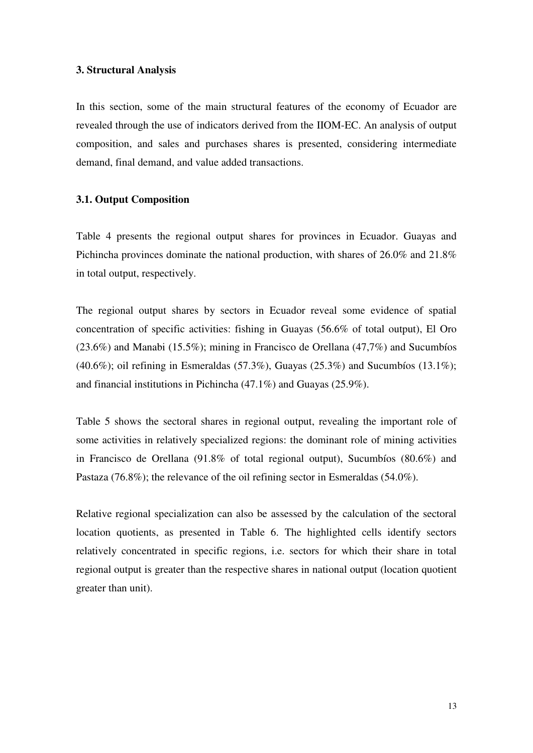### 3. Structural Analysis

In this section, some of the main structural features of the economy of Ecuador are revealed through the use of indicators derived from the IIOM-EC. An analysis of output composition, and sales and purchases shares is presented, considering intermediate demand, final demand, and value added transactions.

### 3.1. Output Composition

Table 4 presents the regional output shares for provinces in Ecuador. Guayas and Pichincha provinces dominate the national production, with shares of 26.0% and 21.8% in total output, respectively.

The regional output shares by sectors in Ecuador reveal some evidence of spatial concentration of specific activities: fishing in Guayas (56.6% of total output), El Oro (23.6%) and Manabi (15.5%); mining in Francisco de Orellana (47,7%) and Sucumbíos (40.6%); oil refining in Esmeraldas (57.3%), Guayas (25.3%) and Sucumbíos (13.1%); and financial institutions in Pichincha (47.1%) and Guayas (25.9%).

Table 5 shows the sectoral shares in regional output, revealing the important role of some activities in relatively specialized regions: the dominant role of mining activities in Francisco de Orellana (91.8% of total regional output), Sucumbíos (80.6%) and Pastaza (76.8%); the relevance of the oil refining sector in Esmeraldas (54.0%).

Relative regional specialization can also be assessed by the calculation of the sectoral location quotients, as presented in Table 6. The highlighted cells identify sectors relatively concentrated in specific regions, i.e. sectors for which their share in total regional output is greater than the respective shares in national output (location quotient greater than unit).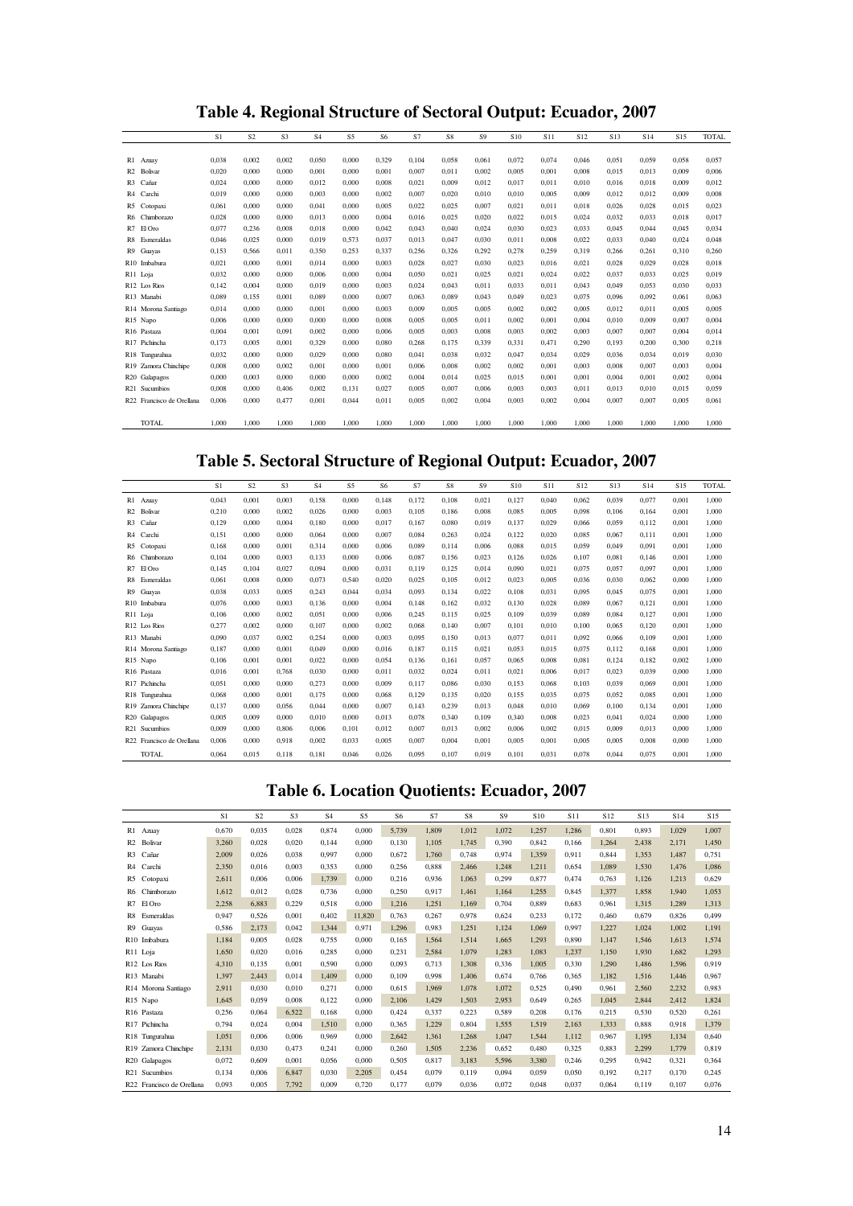# Table 4. Regional Structure of Sectoral Output: Ecuador, 2007

| | S1 | S2 | S3 | S4 | S5 | S6 | S7 | S8 | S9 | S10 | S11 | S12 | S13 | S14 | S15 | TOTAL |
|---|---|---|---|---|---|---|---|---|---|---|---|---|---|---|---|---|
| R1 Azuay | 0,038 | 0,002 | 0,002 | 0,050 | 0,000 | 0,329 | 0,104 | 0,058 | 0,061 | 0,072 | 0,074 | 0,046 | 0,051 | 0,059 | 0,058 | 0,057 |
| R2 Bolivar | 0,020 | 0,000 | 0,000 | 0,001 | 0,000 | 0,001 | 0,007 | 0,011 | 0,002 | 0,005 | 0,001 | 0,008 | 0,015 | 0,013 | 0,009 | 0,006 |
| R3 Cañar | 0,024 | 0,000 | 0,000 | 0,012 | 0,000 | 0,008 | 0,021 | 0,009 | 0,012 | 0,017 | 0,011 | 0,010 | 0,016 | 0,018 | 0,009 | 0,012 |
| R4 Carchi | 0,019 | 0,000 | 0,000 | 0,003 | 0,000 | 0,002 | 0,007 | 0,020 | 0,010 | 0,010 | 0,005 | 0,009 | 0,012 | 0,012 | 0,009 | 0,008 |
| R5 Cotopaxi | 0,061 | 0,000 | 0,000 | 0,041 | 0,000 | 0,005 | 0,022 | 0,025 | 0,007 | 0,021 | 0,011 | 0,018 | 0,026 | 0,028 | 0,015 | 0,023 |
| R6 Chimborazo | 0,028 | 0,000 | 0,000 | 0,013 | 0,000 | 0,004 | 0,016 | 0,025 | 0,020 | 0,022 | 0,015 | 0,024 | 0,032 | 0,033 | 0,018 | 0,017 |
| R7 El Oro | 0,077 | 0,236 | 0,008 | 0,018 | 0,000 | 0,042 | 0,043 | 0,040 | 0,024 | 0,030 | 0,023 | 0,033 | 0,045 | 0,044 | 0,045 | 0,034 |
| R8 Esmeraldas | 0,046 | 0,025 | 0,000 | 0,019 | 0,573 | 0,037 | 0,013 | 0,047 | 0,030 | 0,011 | 0,008 | 0,022 | 0,033 | 0,040 | 0,024 | 0,048 |
| R9 Guayas | 0,153 | 0,566 | 0,011 | 0,350 | 0,253 | 0,337 | 0,256 | 0,326 | 0,292 | 0,278 | 0,259 | 0,319 | 0,266 | 0,261 | 0,310 | 0,260 |
| R10 Imbabura | 0,021 | 0,000 | 0,001 | 0,014 | 0,000 | 0,003 | 0,028 | 0,027 | 0,030 | 0,023 | 0,016 | 0,021 | 0,028 | 0,029 | 0,028 | 0,018 |
| R11 Loja | 0,032 | 0,000 | 0,000 | 0,006 | 0,000 | 0,004 | 0,050 | 0,021 | 0,025 | 0,021 | 0,024 | 0,022 | 0,037 | 0,033 | 0,025 | 0,019 |
| R12 Los Rios | 0,142 | 0,004 | 0,000 | 0,019 | 0,000 | 0,003 | 0,024 | 0,043 | 0,011 | 0,033 | 0,011 | 0,043 | 0,049 | 0,053 | 0,030 | 0,033 |
| R13 Manabi | 0,089 | 0,155 | 0,001 | 0,089 | 0,000 | 0,007 | 0,063 | 0,089 | 0,043 | 0,049 | 0,023 | 0,075 | 0,096 | 0,092 | 0,061 | 0,063 |
| R14 Morona Santiago | 0,014 | 0,000 | 0,000 | 0,001 | 0,000 | 0,003 | 0,009 | 0,005 | 0,005 | 0,002 | 0,002 | 0,005 | 0,012 | 0,011 | 0,005 | 0,005 |
| R15 Napo | 0,006 | 0,000 | 0,000 | 0,000 | 0,000 | 0,008 | 0,005 | 0,005 | 0,011 | 0,002 | 0,001 | 0,004 | 0,010 | 0,009 | 0,007 | 0,004 |
| R16 Pastaza | 0,004 | 0,001 | 0,091 | 0,002 | 0,000 | 0,006 | 0,005 | 0,003 | 0,008 | 0,003 | 0,002 | 0,003 | 0,007 | 0,007 | 0,004 | 0,014 |
| R17 Pichincha | 0,173 | 0,005 | 0,001 | 0,329 | 0,000 | 0,080 | 0,268 | 0,175 | 0,339 | 0,331 | 0,471 | 0,290 | 0,193 | 0,200 | 0,300 | 0,218 |
| R18 Tungurahua | 0,032 | 0,000 | 0,000 | 0,029 | 0,000 | 0,080 | 0,041 | 0,038 | 0,032 | 0,047 | 0,034 | 0,029 | 0,036 | 0,034 | 0,019 | 0,030 |
| R19 Zamora Chinchipe | 0,008 | 0,000 | 0,002 | 0,001 | 0,000 | 0,001 | 0,006 | 0,008 | 0,002 | 0,002 | 0,001 | 0,003 | 0,008 | 0,007 | 0,003 | 0,004 |
| R20 Galapagos | 0,000 | 0,003 | 0,000 | 0,000 | 0,000 | 0,002 | 0,004 | 0,014 | 0,025 | 0,015 | 0,001 | 0,001 | 0,004 | 0,001 | 0,002 | 0,004 |
| R21 Sucumbios | 0,008 | 0,000 | 0,406 | 0,002 | 0,131 | 0,027 | 0,005 | 0,007 | 0,006 | 0,003 | 0,003 | 0,011 | 0,013 | 0,010 | 0,015 | 0,059 |
| R22 Francisco de Orellana | 0,006 | 0,000 | 0,477 | 0,001 | 0,044 | 0,011 | 0,005 | 0,002 | 0,004 | 0,003 | 0,002 | 0,004 | 0,007 | 0,007 | 0,005 | 0,061 |
| TOTAL | 1,000 | 1,000 | 1,000 | 1,000 | 1,000 | 1,000 | 1,000 | 1,000 | 1,000 | 1,000 | 1,000 | 1,000 | 1,000 | 1,000 | 1,000 | 1,000 |

# Table 5. Sectoral Structure of Regional Output: Ecuador, 2007

| | S1 | S2 | S3 | S4 | S5 | S6 | S7 | S8 | S9 | S10 | S11 | S12 | S13 | S14 | S15 | TOTAL |
|---|---|---|---|---|---|---|---|---|---|---|---|---|---|---|---|---|
| R1 Azuay | 0,043 | 0,001 | 0,003 | 0,158 | 0,000 | 0,148 | 0,172 | 0,108 | 0,021 | 0,127 | 0,040 | 0,062 | 0,039 | 0,077 | 0,001 | 1,000 |
| R2 Bolivar | 0,210 | 0,000 | 0,002 | 0,026 | 0,000 | 0,003 | 0,105 | 0,186 | 0,008 | 0,085 | 0,005 | 0,098 | 0,106 | 0,164 | 0,001 | 1,000 |
| R3 Cañar | 0,129 | 0,000 | 0,004 | 0,180 | 0,000 | 0,017 | 0,167 | 0,080 | 0,019 | 0,137 | 0,029 | 0,066 | 0,059 | 0,112 | 0,001 | 1,000 |
| R4 Carchi | 0,151 | 0,000 | 0,000 | 0,064 | 0,000 | 0,007 | 0,084 | 0,263 | 0,024 | 0,122 | 0,020 | 0,085 | 0,067 | 0,111 | 0,001 | 1,000 |
| R5 Cotopaxi | 0,168 | 0,000 | 0,001 | 0,314 | 0,000 | 0,006 | 0,089 | 0,114 | 0,006 | 0,088 | 0,015 | 0,059 | 0,049 | 0,091 | 0,001 | 1,000 |
| R6 Chimborazo | 0,104 | 0,000 | 0,003 | 0,133 | 0,000 | 0,006 | 0,087 | 0,156 | 0,023 | 0,126 | 0,026 | 0,107 | 0,081 | 0,146 | 0,001 | 1,000 |
| R7 El Oro | 0,145 | 0,104 | 0,027 | 0,094 | 0,000 | 0,031 | 0,119 | 0,125 | 0,014 | 0,090 | 0,021 | 0,075 | 0,057 | 0,097 | 0,001 | 1,000 |
| R8 Esmeraldas | 0,061 | 0,008 | 0,000 | 0,073 | 0,540 | 0,020 | 0,025 | 0,105 | 0,012 | 0,023 | 0,005 | 0,036 | 0,030 | 0,062 | 0,000 | 1,000 |
| R9 Guayas | 0,038 | 0,033 | 0,005 | 0,243 | 0,044 | 0,034 | 0,093 | 0,134 | 0,022 | 0,108 | 0,031 | 0,095 | 0,045 | 0,075 | 0,001 | 1,000 |
| R10 Imbabura | 0,076 | 0,000 | 0,003 | 0,136 | 0,000 | 0,004 | 0,148 | 0,162 | 0,032 | 0,130 | 0,028 | 0,089 | 0,067 | 0,121 | 0,001 | 1,000 |
| R11 Loja | 0,106 | 0,000 | 0,002 | 0,051 | 0,000 | 0,006 | 0,245 | 0,115 | 0,025 | 0,109 | 0,039 | 0,089 | 0,084 | 0,127 | 0,001 | 1,000 |
| R12 Los Rios | 0,277 | 0,002 | 0,000 | 0,107 | 0,000 | 0,002 | 0,068 | 0,140 | 0,007 | 0,101 | 0,010 | 0,100 | 0,065 | 0,120 | 0,001 | 1,000 |
| R13 Manabi | 0,090 | 0,037 | 0,002 | 0,254 | 0,000 | 0,003 | 0,095 | 0,150 | 0,013 | 0,077 | 0,011 | 0,092 | 0,066 | 0,109 | 0,001 | 1,000 |
| R14 Morona Santiago | 0,187 | 0,000 | 0,001 | 0,049 | 0,000 | 0,016 | 0,187 | 0,115 | 0,021 | 0,053 | 0,015 | 0,075 | 0,112 | 0,168 | 0,001 | 1,000 |
| R15 Napo | 0,106 | 0,001 | 0,001 | 0,022 | 0,000 | 0,054 | 0,136 | 0,161 | 0,057 | 0,065 | 0,008 | 0,081 | 0,124 | 0,182 | 0,002 | 1,000 |
| R16 Pastaza | 0,016 | 0,001 | 0,768 | 0,030 | 0,000 | 0,011 | 0,032 | 0,024 | 0,011 | 0,021 | 0,006 | 0,017 | 0,023 | 0,039 | 0,000 | 1,000 |
| R17 Pichincha | 0,051 | 0,000 | 0,000 | 0,273 | 0,000 | 0,009 | 0,117 | 0,086 | 0,030 | 0,153 | 0,068 | 0,103 | 0,039 | 0,069 | 0,001 | 1,000 |
| R18 Tungurahua | 0,068 | 0,000 | 0,001 | 0,175 | 0,000 | 0,068 | 0,129 | 0,135 | 0,020 | 0,155 | 0,035 | 0,075 | 0,052 | 0,085 | 0,001 | 1,000 |
| R19 Zamora Chinchipe | 0,137 | 0,000 | 0,056 | 0,044 | 0,000 | 0,007 | 0,143 | 0,239 | 0,013 | 0,048 | 0,010 | 0,069 | 0,100 | 0,134 | 0,001 | 1,000 |
| R20 Galapagos | 0,005 | 0,009 | 0,000 | 0,010 | 0,000 | 0,013 | 0,078 | 0,340 | 0,109 | 0,340 | 0,008 | 0,023 | 0,041 | 0,024 | 0,000 | 1,000 |
| R21 Sucumbios | 0,009 | 0,000 | 0,806 | 0,006 | 0,101 | 0,012 | 0,007 | 0,013 | 0,002 | 0,006 | 0,002 | 0,015 | 0,009 | 0,013 | 0,000 | 1,000 |
| R22 Francisco de Orellana | 0,006 | 0,000 | 0,918 | 0,002 | 0,033 | 0,005 | 0,007 | 0,004 | 0,001 | 0,005 | 0,001 | 0,005 | 0,005 | 0,008 | 0,000 | 1,000 |
| TOTAL | 0,064 | 0,015 | 0,118 | 0,181 | 0,046 | 0,026 | 0,095 | 0,107 | 0,019 | 0,101 | 0,031 | 0,078 | 0,044 | 0,075 | 0,001 | 1,000 |

# Table 6. Location Quotients: Ecuador, 2007

| | S1 | S2 | S3 | S4 | S5 | S6 | S7 | S8 | S9 | S10 | S11 | S12 | S13 | S14 | S15 |
|---|---|---|---|---|---|---|---|---|---|---|---|---|---|---|---|
| R1 Azuay | 0,670 | 0,035 | 0,028 | 0,874 | 0,000 | 5,739 | 1,809 | 1,012 | 1,072 | 1,257 | 1,286 | 0,801 | 0,893 | 1,029 | 1,007 |
| R2 Bolivar | 3,260 | 0,028 | 0,020 | 0,144 | 0,000 | 0,130 | 1,105 | 1,745 | 0,390 | 0,842 | 0,166 | 1,264 | 2,438 | 2,171 | 1,450 |
| R3 Cañar | 2,009 | 0,026 | 0,038 | 0,997 | 0,000 | 0,672 | 1,760 | 0,748 | 0,974 | 1,359 | 0,911 | 0,844 | 1,353 | 1,487 | 0,751 |
| R4 Carchi | 2,350 | 0,016 | 0,003 | 0,353 | 0,000 | 0,256 | 0,888 | 2,466 | 1,248 | 1,211 | 0,654 | 1,089 | 1,530 | 1,476 | 1,086 |
| R5 Cotopaxi | 2,611 | 0,006 | 0,006 | 1,739 | 0,000 | 0,216 | 0,936 | 1,063 | 0,299 | 0,877 | 0,474 | 0,763 | 1,126 | 1,213 | 0,629 |
| R6 Chimborazo | 1,612 | 0,012 | 0,028 | 0,736 | 0,000 | 0,250 | 0,917 | 1,461 | 1,164 | 1,255 | 0,845 | 1,377 | 1,858 | 1,940 | 1,053 |
| R7 El Oro | 2,258 | 6,883 | 0,229 | 0,518 | 0,000 | 1,216 | 1,251 | 1,169 | 0,704 | 0,889 | 0,683 | 0,961 | 1,315 | 1,289 | 1,313 |
| R8 Esmeraldas | 0,947 | 0,526 | 0,001 | 0,402 | 11,820 | 0,763 | 0,267 | 0,978 | 0,624 | 0,233 | 0,172 | 0,460 | 0,679 | 0,826 | 0,499 |
| R9 Guayas | 0,586 | 2,173 | 0,042 | 1,344 | 0,971 | 1,296 | 0,983 | 1,251 | 1,124 | 1,069 | 0,997 | 1,227 | 1,024 | 1,002 | 1,191 |
| R10 Imbabura | 1,184 | 0,005 | 0,028 | 0,755 | 0,000 | 0,165 | 1,564 | 1,514 | 1,665 | 1,293 | 0,890 | 1,147 | 1,546 | 1,613 | 1,574 |
| R11 Loja | 1,650 | 0,020 | 0,016 | 0,285 | 0,000 | 0,231 | 2,584 | 1,079 | 1,283 | 1,083 | 1,237 | 1,150 | 1,930 | 1,682 | 1,293 |
| R12 Los Rios | 4,310 | 0,135 | 0,001 | 0,590 | 0,000 | 0,093 | 0,713 | 1,308 | 0,336 | 1,005 | 0,330 | 1,290 | 1,486 | 1,596 | 0,919 |
| R13 Manabi | 1,397 | 2,443 | 0,014 | 1,409 | 0,000 | 0,109 | 0,998 | 1,406 | 0,674 | 0,766 | 0,365 | 1,182 | 1,516 | 1,446 | 0,967 |
| R14 Morona Santiago | 2,911 | 0,030 | 0,010 | 0,271 | 0,000 | 0,615 | 1,969 | 1,078 | 1,072 | 0,525 | 0,490 | 0,961 | 2,560 | 2,232 | 0,983 |
| R15 Napo | 1,645 | 0,059 | 0,008 | 0,122 | 0,000 | 2,106 | 1,429 | 1,503 | 2,953 | 0,649 | 0,265 | 1,045 | 2,844 | 2,412 | 1,824 |
| R16 Pastaza | 0,256 | 0,064 | 6,522 | 0,168 | 0,000 | 0,424 | 0,337 | 0,223 | 0,589 | 0,208 | 0,176 | 0,215 | 0,530 | 0,520 | 0,261 |
| R17 Pichincha | 0,794 | 0,024 | 0,004 | 1,510 | 0,000 | 0,365 | 1,229 | 0,804 | 1,555 | 1,519 | 2,163 | 1,333 | 0,888 | 0,918 | 1,379 |
| R18 Tungurahua | 1,051 | 0,006 | 0,006 | 0,969 | 0,000 | 2,642 | 1,361 | 1,268 | 1,047 | 1,544 | 1,112 | 0,967 | 1,195 | 1,134 | 0,640 |
| R19 Zamora Chinchipe | 2,131 | 0,030 | 0,473 | 0,241 | 0,000 | 0,260 | 1,505 | 2,236 | 0,652 | 0,480 | 0,325 | 0,883 | 2,299 | 1,779 | 0,819 |
| R20 Galapagos | 0,072 | 0,609 | 0,001 | 0,056 | 0,000 | 0,505 | 0,817 | 3,183 | 5,596 | 3,380 | 0,246 | 0,295 | 0,942 | 0,321 | 0,364 |
| R21 Sucumbios | 0,134 | 0,006 | 6,847 | 0,030 | 2,205 | 0,454 | 0,079 | 0,119 | 0,094 | 0,059 | 0,050 | 0,192 | 0,217 | 0,170 | 0,245 |
| R22 Francisco de Orellana | 0,093 | 0,005 | 7,792 | 0,009 | 0,720 | 0,177 | 0,079 | 0,036 | 0,072 | 0,048 | 0,037 | 0,064 | 0,119 | 0,107 | 0,076 |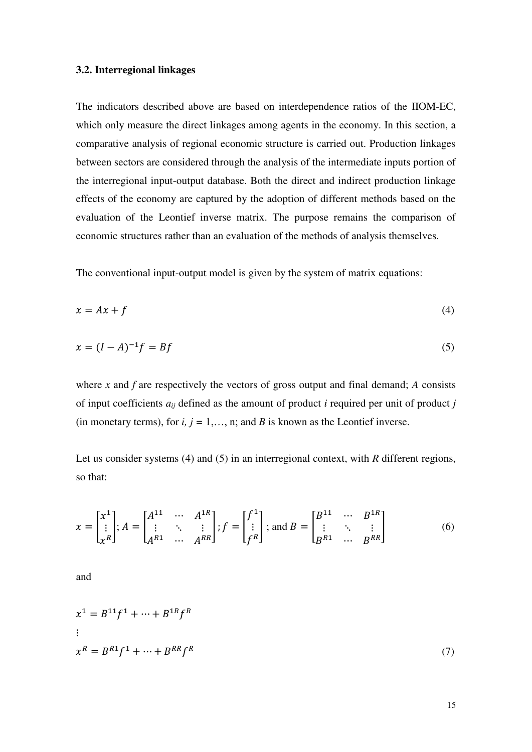### 3.2. Interregional linkages

The indicators described above are based on interdependence ratios of the IIOM-EC, which only measure the direct linkages among agents in the economy. In this section, a comparative analysis of regional economic structure is carried out. Production linkages between sectors are considered through the analysis of the intermediate inputs portion of the interregional input-output database. Both the direct and indirect production linkage effects of the economy are captured by the adoption of different methods based on the evaluation of the Leontief inverse matrix. The purpose remains the comparison of economic structures rather than an evaluation of the methods of analysis themselves.

The conventional input-output model is given by the system of matrix equations:

$$x = Ax + f \tag{4}$$

$$x = (I - A)^{-1} f = Bf \tag{5}$$

where $x$ and $f$ are respectively the vectors of gross output and final demand; $A$ consists of input coefficients $a_{ij}$ defined as the amount of product $i$ required per unit of product $j$ (in monetary terms), for $i, j = 1, \ldots, n$; and $B$ is known as the Leontief inverse.

Let us consider systems (4) and (5) in an interregional context, with $R$ different regions, so that:

$$x = \begin{bmatrix} x^1 \\ \vdots \\ x^R \end{bmatrix}; A = \begin{bmatrix} A^{11} & \cdots & A^{1R} \\ \vdots & \ddots & \vdots \\ A^{R1} & \cdots & A^{RR} \end{bmatrix}; f = \begin{bmatrix} f^1 \\ \vdots \\ f^R \end{bmatrix}; \text{ and } B = \begin{bmatrix} B^{11} & \cdots & B^{1R} \\ \vdots & \ddots & \vdots \\ B^{R1} & \cdots & B^{RR} \end{bmatrix} \tag{6}$$

and

$$\begin{aligned} x^1 &= B^{11} f^1 + \cdots + B^{1R} f^R \\ &\vdots \\ x^R &= B^{R1} f^1 + \cdots + B^{RR} f^R \end{aligned} \tag{7}$$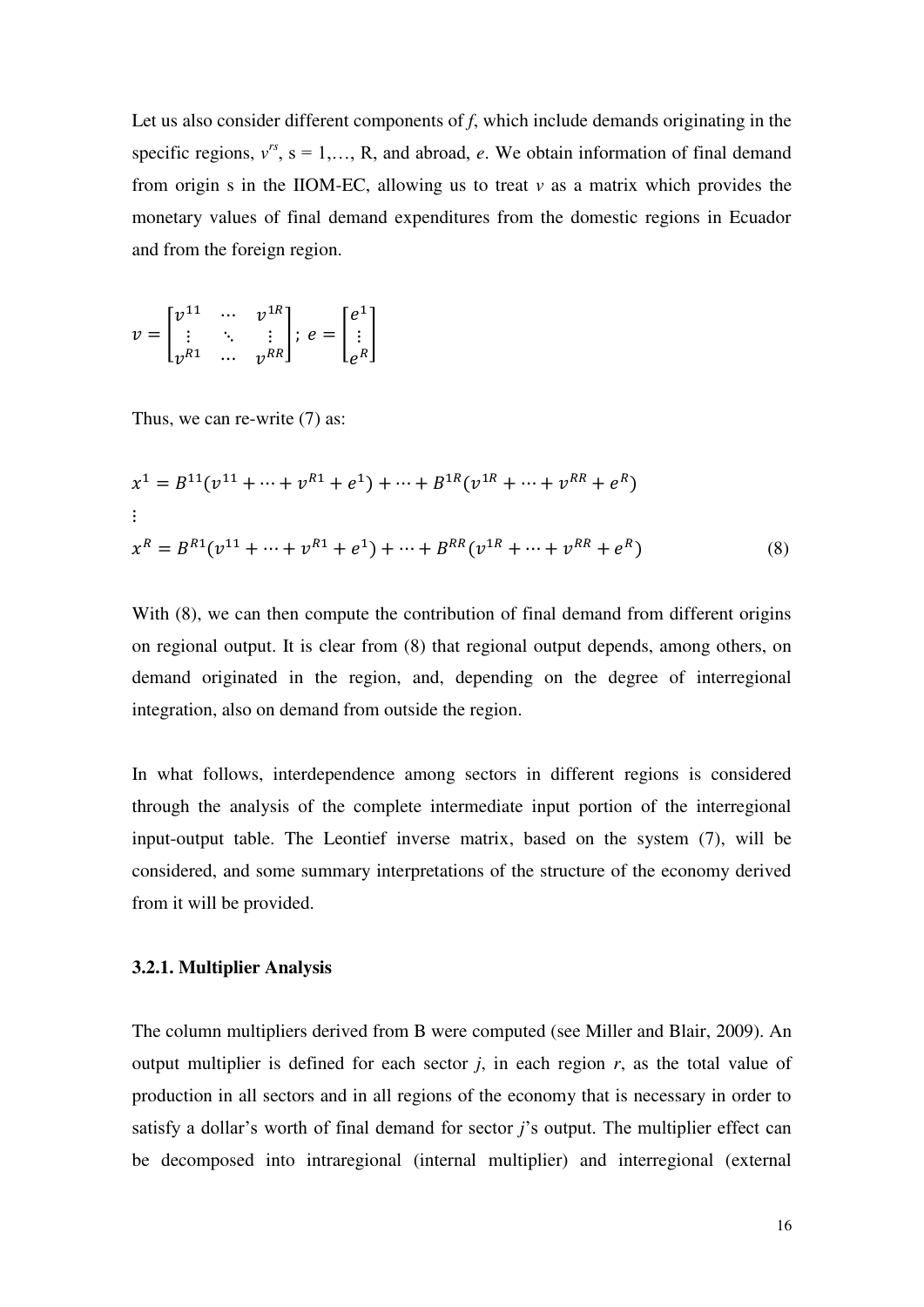Let us also consider different components of *f*, which include demands originating in the specific regions, $v^{rs}$, s = 1,…, R, and abroad, *e*. We obtain information of final demand from origin s in the IIOM-EC, allowing us to treat *v* as a matrix which provides the monetary values of final demand expenditures from the domestic regions in Ecuador and from the foreign region.

$$v = \begin{bmatrix} v^{11} & \cdots & v^{1R} \\ \vdots & \ddots & \vdots \\ v^{R1} & \cdots & v^{RR} \end{bmatrix}; \; e = \begin{bmatrix} e^{1} \\ \vdots \\ e^{R} \end{bmatrix}$$

Thus, we can re-write (7) as:

$$\begin{aligned} x^1 &= B^{11}(v^{11} + \cdots + v^{R1} + e^1) + \cdots + B^{1R}(v^{1R} + \cdots + v^{RR} + e^R) \\ &\vdots \\ x^R &= B^{R1}(v^{11} + \cdots + v^{R1} + e^1) + \cdots + B^{RR}(v^{1R} + \cdots + v^{RR} + e^R) \end{aligned} \tag{8}$$

With (8), we can then compute the contribution of final demand from different origins on regional output. It is clear from (8) that regional output depends, among others, on demand originated in the region, and, depending on the degree of interregional integration, also on demand from outside the region.

In what follows, interdependence among sectors in different regions is considered through the analysis of the complete intermediate input portion of the interregional input-output table. The Leontief inverse matrix, based on the system (7), will be considered, and some summary interpretations of the structure of the economy derived from it will be provided.

### 3.2.1. Multiplier Analysis

The column multipliers derived from B were computed (see Miller and Blair, 2009). An output multiplier is defined for each sector *j*, in each region *r*, as the total value of production in all sectors and in all regions of the economy that is necessary in order to satisfy a dollar's worth of final demand for sector *j*'s output. The multiplier effect can be decomposed into intraregional (internal multiplier) and interregional (external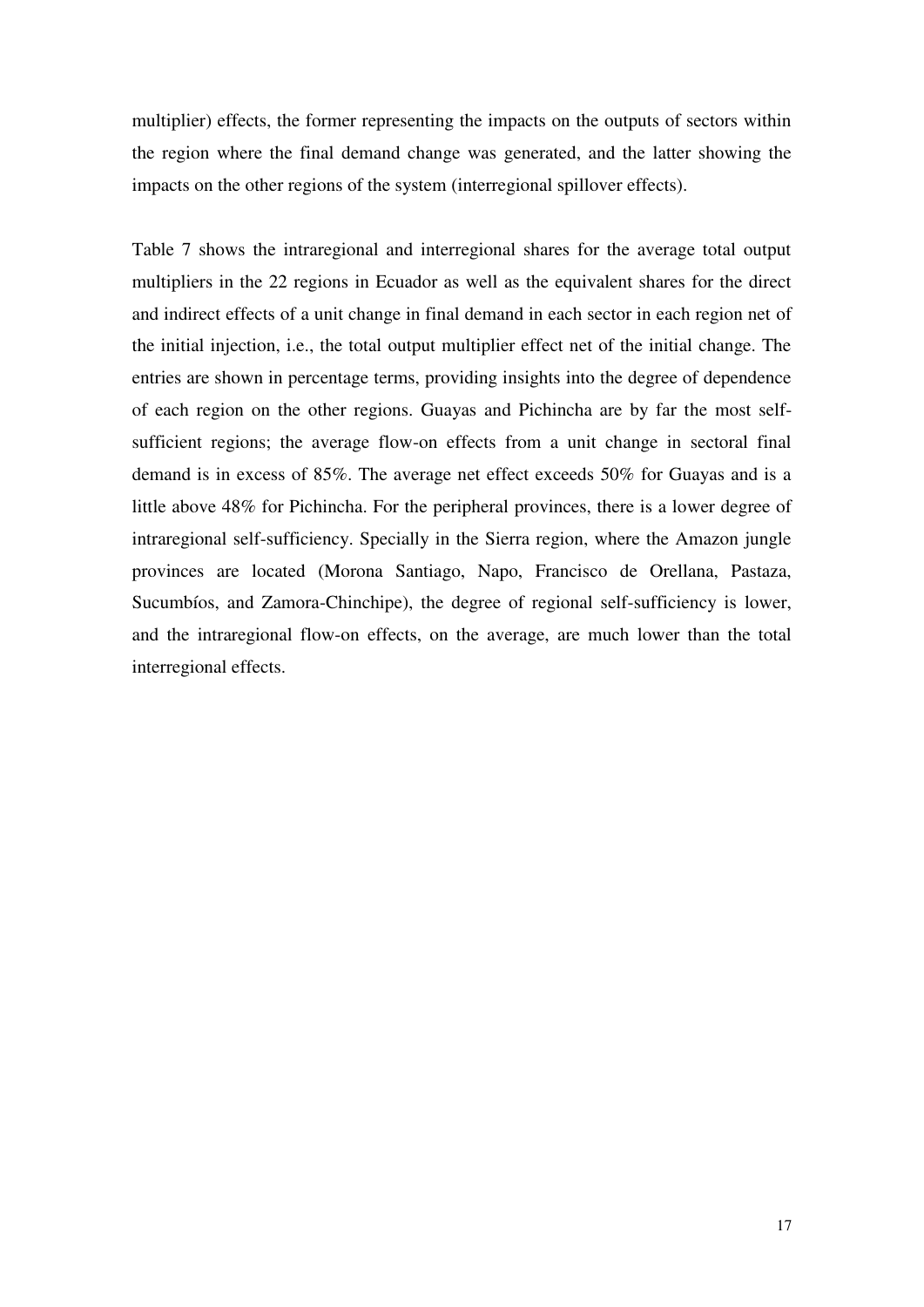multiplier) effects, the former representing the impacts on the outputs of sectors within the region where the final demand change was generated, and the latter showing the impacts on the other regions of the system (interregional spillover effects).

Table 7 shows the intraregional and interregional shares for the average total output multipliers in the 22 regions in Ecuador as well as the equivalent shares for the direct and indirect effects of a unit change in final demand in each sector in each region net of the initial injection, i.e., the total output multiplier effect net of the initial change. The entries are shown in percentage terms, providing insights into the degree of dependence of each region on the other regions. Guayas and Pichincha are by far the most self-sufficient regions; the average flow-on effects from a unit change in sectoral final demand is in excess of 85%. The average net effect exceeds 50% for Guayas and is a little above 48% for Pichincha. For the peripheral provinces, there is a lower degree of intraregional self-sufficiency. Specially in the Sierra region, where the Amazon jungle provinces are located (Morona Santiago, Napo, Francisco de Orellana, Pastaza, Sucumbíos, and Zamora-Chinchipe), the degree of regional self-sufficiency is lower, and the intraregional flow-on effects, on the average, are much lower than the total interregional effects.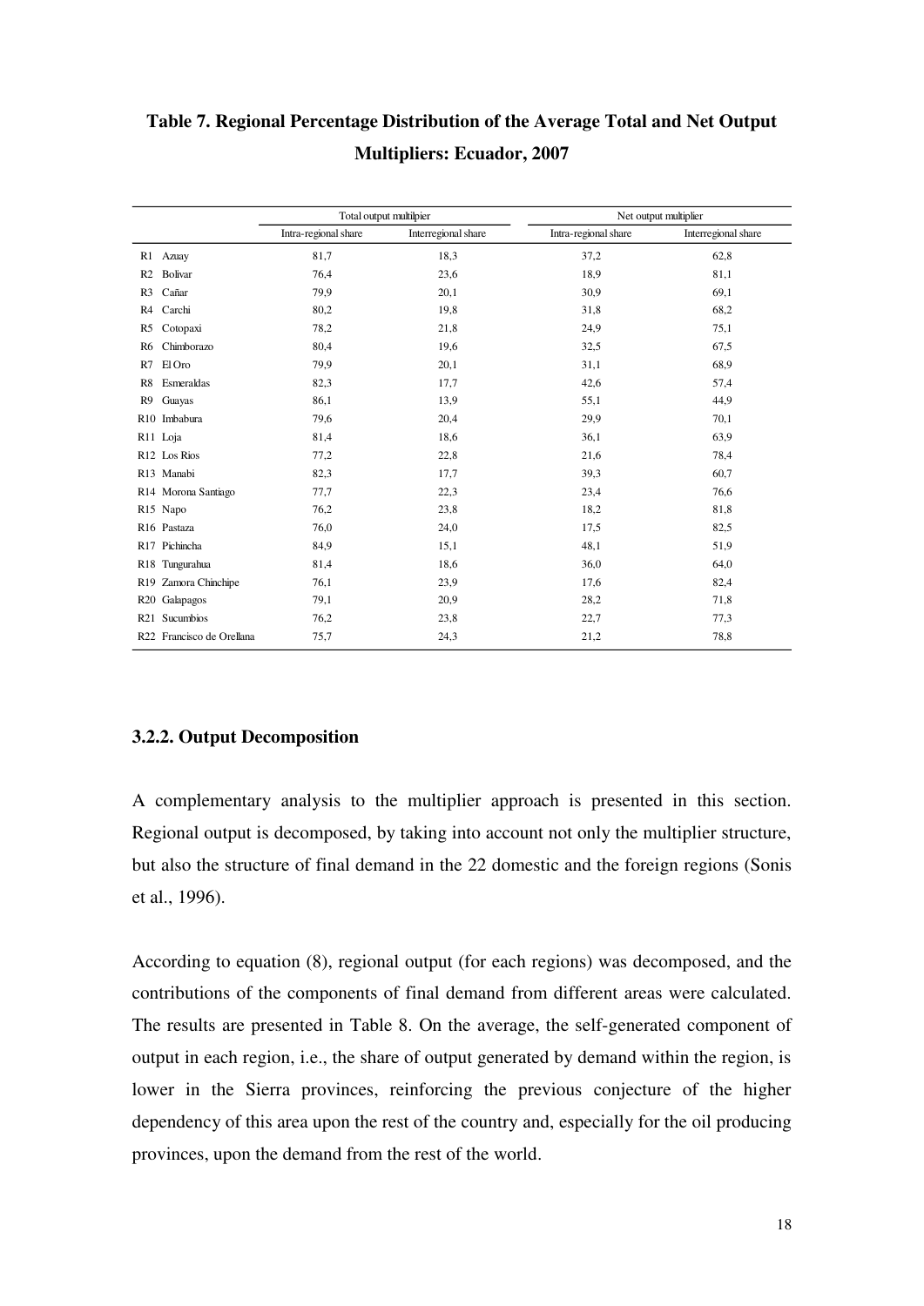**Table 7. Regional Percentage Distribution of the Average Total and Net Output Multipliers: Ecuador, 2007**

| | Total output multilpier | | Net output multiplier | |
|---|---|---|---|---|
| | Intra-regional share | Interregional share | Intra-regional share | Interregional share |
| R1 Azuay | 81,7 | 18,3 | 37,2 | 62,8 |
| R2 Bolivar | 76,4 | 23,6 | 18,9 | 81,1 |
| R3 Cañar | 79,9 | 20,1 | 30,9 | 69,1 |
| R4 Carchi | 80,2 | 19,8 | 31,8 | 68,2 |
| R5 Cotopaxi | 78,2 | 21,8 | 24,9 | 75,1 |
| R6 Chimborazo | 80,4 | 19,6 | 32,5 | 67,5 |
| R7 El Oro | 79,9 | 20,1 | 31,1 | 68,9 |
| R8 Esmeraldas | 82,3 | 17,7 | 42,6 | 57,4 |
| R9 Guayas | 86,1 | 13,9 | 55,1 | 44,9 |
| R10 Imbabura | 79,6 | 20,4 | 29,9 | 70,1 |
| R11 Loja | 81,4 | 18,6 | 36,1 | 63,9 |
| R12 Los Rios | 77,2 | 22,8 | 21,6 | 78,4 |
| R13 Manabi | 82,3 | 17,7 | 39,3 | 60,7 |
| R14 Morona Santiago | 77,7 | 22,3 | 23,4 | 76,6 |
| R15 Napo | 76,2 | 23,8 | 18,2 | 81,8 |
| R16 Pastaza | 76,0 | 24,0 | 17,5 | 82,5 |
| R17 Pichincha | 84,9 | 15,1 | 48,1 | 51,9 |
| R18 Tungurahua | 81,4 | 18,6 | 36,0 | 64,0 |
| R19 Zamora Chinchipe | 76,1 | 23,9 | 17,6 | 82,4 |
| R20 Galapagos | 79,1 | 20,9 | 28,2 | 71,8 |
| R21 Sucumbios | 76,2 | 23,8 | 22,7 | 77,3 |
| R22 Francisco de Orellana | 75,7 | 24,3 | 21,2 | 78,8 |

### 3.2.2. Output Decomposition

A complementary analysis to the multiplier approach is presented in this section. Regional output is decomposed, by taking into account not only the multiplier structure, but also the structure of final demand in the 22 domestic and the foreign regions (Sonis et al., 1996).

According to equation (8), regional output (for each regions) was decomposed, and the contributions of the components of final demand from different areas were calculated. The results are presented in Table 8. On the average, the self-generated component of output in each region, i.e., the share of output generated by demand within the region, is lower in the Sierra provinces, reinforcing the previous conjecture of the higher dependency of this area upon the rest of the country and, especially for the oil producing provinces, upon the demand from the rest of the world.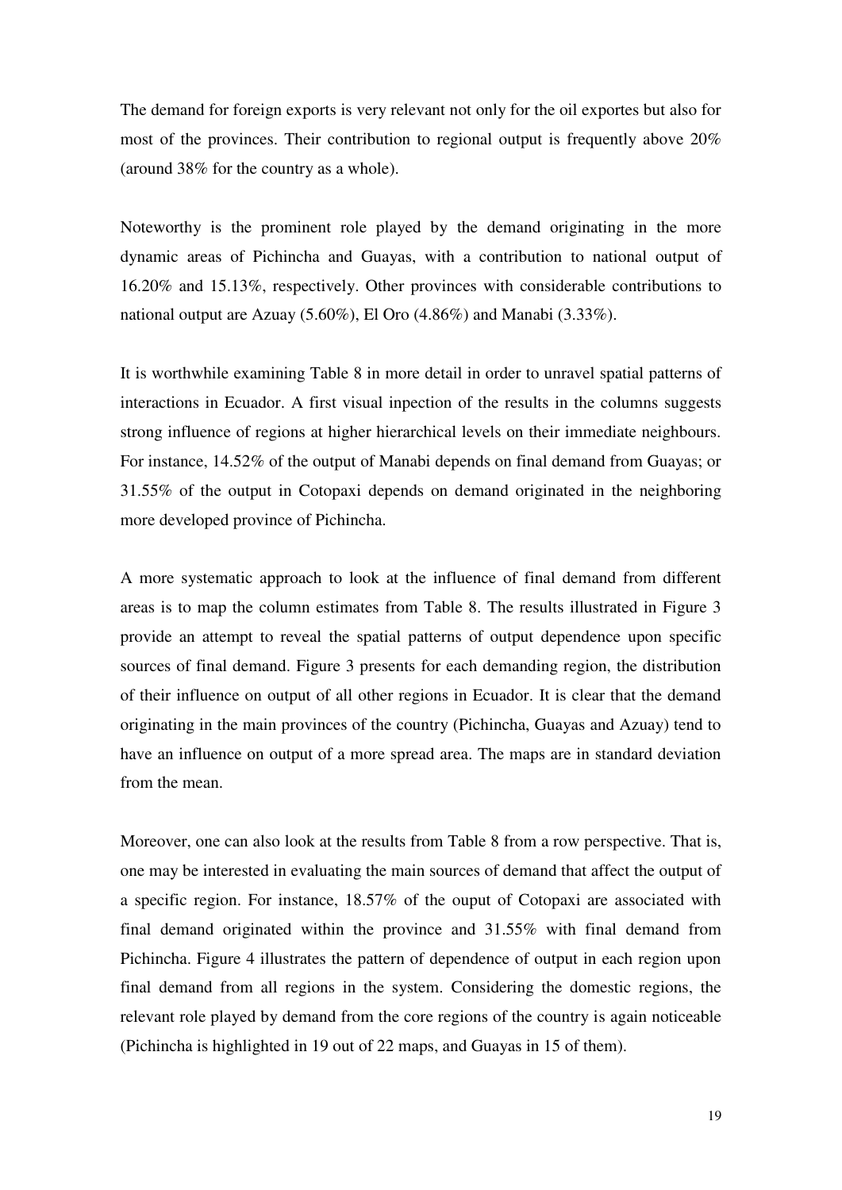The demand for foreign exports is very relevant not only for the oil exportes but also for most of the provinces. Their contribution to regional output is frequently above 20% (around 38% for the country as a whole).

Noteworthy is the prominent role played by the demand originating in the more dynamic areas of Pichincha and Guayas, with a contribution to national output of 16.20% and 15.13%, respectively. Other provinces with considerable contributions to national output are Azuay (5.60%), El Oro (4.86%) and Manabi (3.33%).

It is worthwhile examining Table 8 in more detail in order to unravel spatial patterns of interactions in Ecuador. A first visual inpection of the results in the columns suggests strong influence of regions at higher hierarchical levels on their immediate neighbours. For instance, 14.52% of the output of Manabi depends on final demand from Guayas; or 31.55% of the output in Cotopaxi depends on demand originated in the neighboring more developed province of Pichincha.

A more systematic approach to look at the influence of final demand from different areas is to map the column estimates from Table 8. The results illustrated in Figure 3 provide an attempt to reveal the spatial patterns of output dependence upon specific sources of final demand. Figure 3 presents for each demanding region, the distribution of their influence on output of all other regions in Ecuador. It is clear that the demand originating in the main provinces of the country (Pichincha, Guayas and Azuay) tend to have an influence on output of a more spread area. The maps are in standard deviation from the mean.

Moreover, one can also look at the results from Table 8 from a row perspective. That is, one may be interested in evaluating the main sources of demand that affect the output of a specific region. For instance, 18.57% of the ouput of Cotopaxi are associated with final demand originated within the province and 31.55% with final demand from Pichincha. Figure 4 illustrates the pattern of dependence of output in each region upon final demand from all regions in the system. Considering the domestic regions, the relevant role played by demand from the core regions of the country is again noticeable (Pichincha is highlighted in 19 out of 22 maps, and Guayas in 15 of them).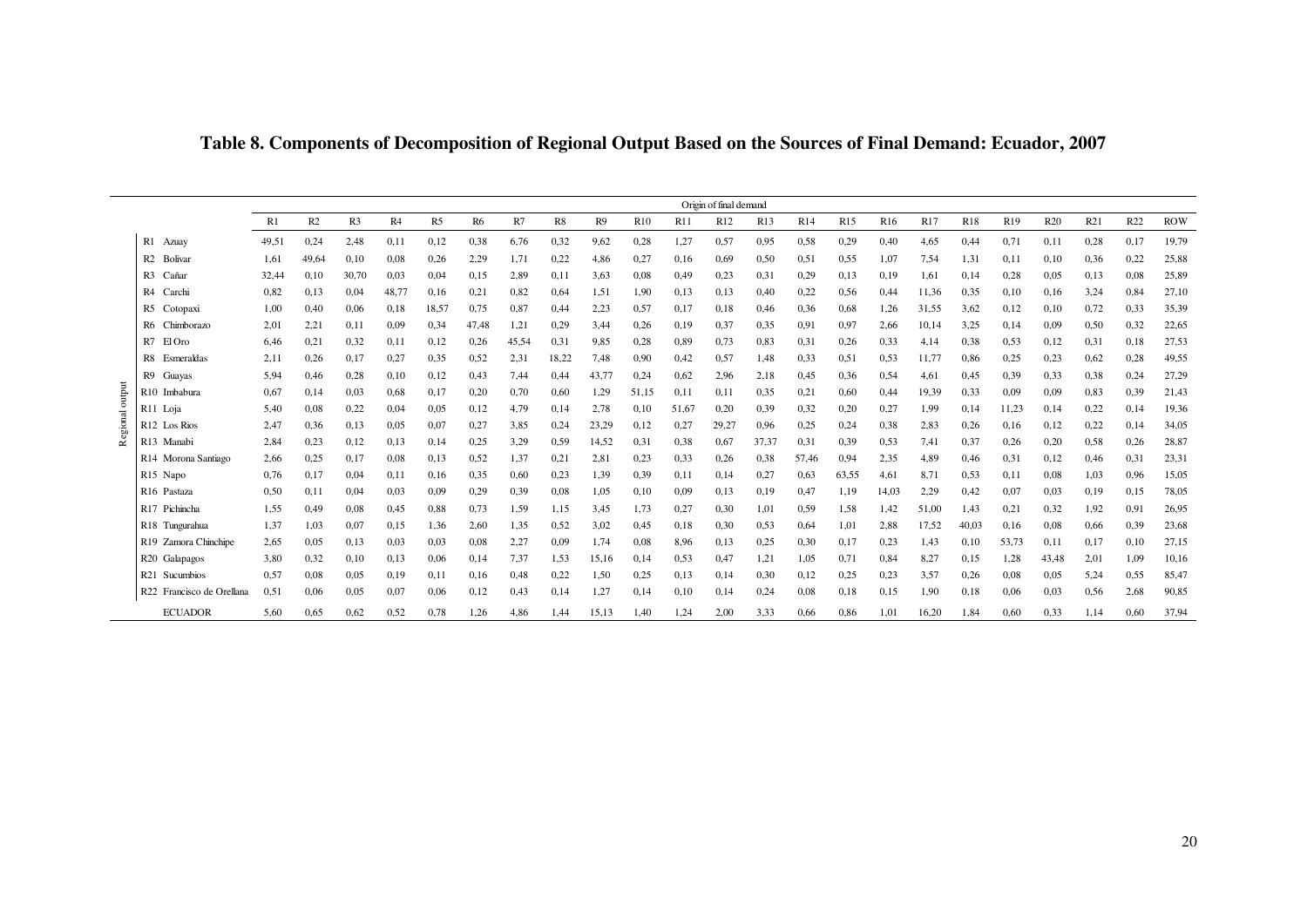# Table 8. Components of Decomposition of Regional Output Based on the Sources of Final Demand: Ecuador, 2007

| | | Origin of final demand | | | | | | | | | | | | | | | | | | | | | | |
|---|---|---|---|---|---|---|---|---|---|---|---|---|---|---|---|---|---|---|---|---|---|---|---|---|
| | | R1 | R2 | R3 | R4 | R5 | R6 | R7 | R8 | R9 | R10 | R11 | R12 | R13 | R14 | R15 | R16 | R17 | R18 | R19 | R20 | R21 | R22 | ROW |
| Regional output | R1 Azuay | 49,51 | 0,24 | 2,48 | 0,11 | 0,12 | 0,38 | 6,76 | 0,32 | 9,62 | 0,28 | 1,27 | 0,57 | 0,95 | 0,58 | 0,29 | 0,40 | 4,65 | 0,44 | 0,71 | 0,11 | 0,28 | 0,17 | 19,79 |
| | R2 Bolivar | 1,61 | 49,64 | 0,10 | 0,08 | 0,26 | 2,29 | 1,71 | 0,22 | 4,86 | 0,27 | 0,16 | 0,69 | 0,50 | 0,51 | 0,55 | 1,07 | 7,54 | 1,31 | 0,11 | 0,10 | 0,36 | 0,22 | 25,88 |
| | R3 Cañar | 32,44 | 0,10 | 30,70 | 0,03 | 0,04 | 0,15 | 2,89 | 0,11 | 3,63 | 0,08 | 0,49 | 0,23 | 0,31 | 0,29 | 0,13 | 0,19 | 1,61 | 0,14 | 0,28 | 0,05 | 0,13 | 0,08 | 25,89 |
| | R4 Carchi | 0,82 | 0,13 | 0,04 | 48,77 | 0,16 | 0,21 | 0,82 | 0,64 | 1,51 | 1,90 | 0,13 | 0,13 | 0,40 | 0,22 | 0,56 | 0,44 | 11,36 | 0,35 | 0,10 | 0,16 | 3,24 | 0,84 | 27,10 |
| | R5 Cotopaxi | 1,00 | 0,40 | 0,06 | 0,18 | 18,57 | 0,75 | 0,87 | 0,44 | 2,23 | 0,57 | 0,17 | 0,18 | 0,46 | 0,36 | 0,68 | 1,26 | 31,55 | 3,62 | 0,12 | 0,10 | 0,72 | 0,33 | 35,39 |
| | R6 Chimborazo | 2,01 | 2,21 | 0,11 | 0,09 | 0,34 | 47,48 | 1,21 | 0,29 | 3,44 | 0,26 | 0,19 | 0,37 | 0,35 | 0,91 | 0,97 | 2,66 | 10,14 | 3,25 | 0,14 | 0,09 | 0,50 | 0,32 | 22,65 |
| | R7 El Oro | 6,46 | 0,21 | 0,32 | 0,11 | 0,12 | 0,26 | 45,54 | 0,31 | 9,85 | 0,28 | 0,89 | 0,73 | 0,83 | 0,31 | 0,26 | 0,33 | 4,14 | 0,38 | 0,53 | 0,12 | 0,31 | 0,18 | 27,53 |
| | R8 Esmeraldas | 2,11 | 0,26 | 0,17 | 0,27 | 0,35 | 0,52 | 2,31 | 18,22 | 7,48 | 0,90 | 0,42 | 0,57 | 1,48 | 0,33 | 0,51 | 0,53 | 11,77 | 0,86 | 0,25 | 0,23 | 0,62 | 0,28 | 49,55 |
| | R9 Guayas | 5,94 | 0,46 | 0,28 | 0,10 | 0,12 | 0,43 | 7,44 | 0,44 | 43,77 | 0,24 | 0,62 | 2,96 | 2,18 | 0,45 | 0,36 | 0,54 | 4,61 | 0,45 | 0,39 | 0,33 | 0,38 | 0,24 | 27,29 |
| | R10 Imbabura | 0,67 | 0,14 | 0,03 | 0,68 | 0,17 | 0,20 | 0,70 | 0,60 | 1,29 | 51,15 | 0,11 | 0,11 | 0,35 | 0,21 | 0,60 | 0,44 | 19,39 | 0,33 | 0,09 | 0,09 | 0,83 | 0,39 | 21,43 |
| | R11 Loja | 5,40 | 0,08 | 0,22 | 0,04 | 0,05 | 0,12 | 4,79 | 0,14 | 2,78 | 0,10 | 51,67 | 0,20 | 0,39 | 0,32 | 0,20 | 0,27 | 1,99 | 0,14 | 11,23 | 0,14 | 0,22 | 0,14 | 19,36 |
| | R12 Los Rios | 2,47 | 0,36 | 0,13 | 0,05 | 0,07 | 0,27 | 3,85 | 0,24 | 23,29 | 0,12 | 0,27 | 29,27 | 0,96 | 0,25 | 0,24 | 0,38 | 2,83 | 0,26 | 0,16 | 0,12 | 0,22 | 0,14 | 34,05 |
| | R13 Manabi | 2,84 | 0,23 | 0,12 | 0,13 | 0,14 | 0,25 | 3,29 | 0,59 | 14,52 | 0,31 | 0,38 | 0,67 | 37,37 | 0,31 | 0,39 | 0,53 | 7,41 | 0,37 | 0,26 | 0,20 | 0,58 | 0,26 | 28,87 |
| | R14 Morona Santiago | 2,66 | 0,25 | 0,17 | 0,08 | 0,13 | 0,52 | 1,37 | 0,21 | 2,81 | 0,23 | 0,33 | 0,26 | 0,38 | 57,46 | 0,94 | 2,35 | 4,89 | 0,46 | 0,31 | 0,12 | 0,46 | 0,31 | 23,31 |
| | R15 Napo | 0,76 | 0,17 | 0,04 | 0,11 | 0,16 | 0,35 | 0,60 | 0,23 | 1,39 | 0,39 | 0,11 | 0,14 | 0,27 | 0,63 | 63,55 | 4,61 | 8,71 | 0,53 | 0,11 | 0,08 | 1,03 | 0,96 | 15,05 |
| | R16 Pastaza | 0,50 | 0,11 | 0,04 | 0,03 | 0,09 | 0,29 | 0,39 | 0,08 | 1,05 | 0,10 | 0,09 | 0,13 | 0,19 | 0,47 | 1,19 | 14,03 | 2,29 | 0,42 | 0,07 | 0,03 | 0,19 | 0,15 | 78,05 |
| | R17 Pichincha | 1,55 | 0,49 | 0,08 | 0,45 | 0,88 | 0,73 | 1,59 | 1,15 | 3,45 | 1,73 | 0,27 | 0,30 | 1,01 | 0,59 | 1,58 | 1,42 | 51,00 | 1,43 | 0,21 | 0,32 | 1,92 | 0,91 | 26,95 |
| | R18 Tungurahua | 1,37 | 1,03 | 0,07 | 0,15 | 1,36 | 2,60 | 1,35 | 0,52 | 3,02 | 0,45 | 0,18 | 0,30 | 0,53 | 0,64 | 1,01 | 2,88 | 17,52 | 40,03 | 0,16 | 0,08 | 0,66 | 0,39 | 23,68 |
| | R19 Zamora Chinchipe | 2,65 | 0,05 | 0,13 | 0,03 | 0,03 | 0,08 | 2,27 | 0,09 | 1,74 | 0,08 | 8,96 | 0,13 | 0,25 | 0,30 | 0,17 | 0,23 | 1,43 | 0,10 | 53,73 | 0,11 | 0,17 | 0,10 | 27,15 |
| | R20 Galapagos | 3,80 | 0,32 | 0,10 | 0,13 | 0,06 | 0,14 | 7,37 | 1,53 | 15,16 | 0,14 | 0,53 | 0,47 | 1,21 | 1,05 | 0,71 | 0,84 | 8,27 | 0,15 | 1,28 | 43,48 | 2,01 | 1,09 | 10,16 |
| | R21 Sucumbios | 0,57 | 0,08 | 0,05 | 0,19 | 0,11 | 0,16 | 0,48 | 0,22 | 1,50 | 0,25 | 0,13 | 0,14 | 0,30 | 0,12 | 0,25 | 0,23 | 3,57 | 0,26 | 0,08 | 0,05 | 5,24 | 0,55 | 85,47 |
| | R22 Francisco de Orellana | 0,51 | 0,06 | 0,05 | 0,07 | 0,06 | 0,12 | 0,43 | 0,14 | 1,27 | 0,14 | 0,10 | 0,14 | 0,24 | 0,08 | 0,18 | 0,15 | 1,90 | 0,18 | 0,06 | 0,03 | 0,56 | 2,68 | 90,85 |
| | ECUADOR | 5,60 | 0,65 | 0,62 | 0,52 | 0,78 | 1,26 | 4,86 | 1,44 | 15,13 | 1,40 | 1,24 | 2,00 | 3,33 | 0,66 | 0,86 | 1,01 | 16,20 | 1,84 | 0,60 | 0,33 | 1,14 | 0,60 | 37,94 |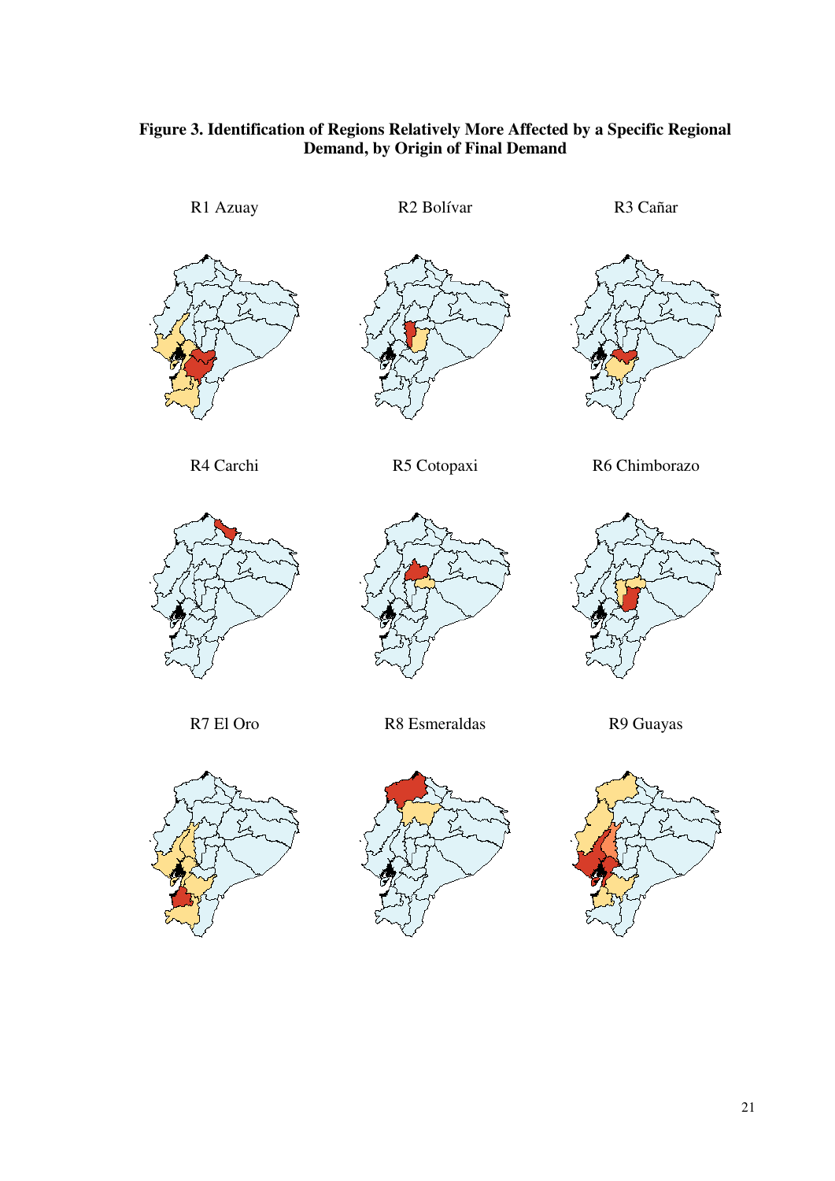**Figure 3. Identification of Regions Relatively More Affected by a Specific Regional Demand, by Origin of Final Demand**

R1 Azuay

R2 Bolívar

R3 Cañar

R4 Carchi

R5 Cotopaxi

R6 Chimborazo

R7 El Oro

R8 Esmeraldas

R9 Guayas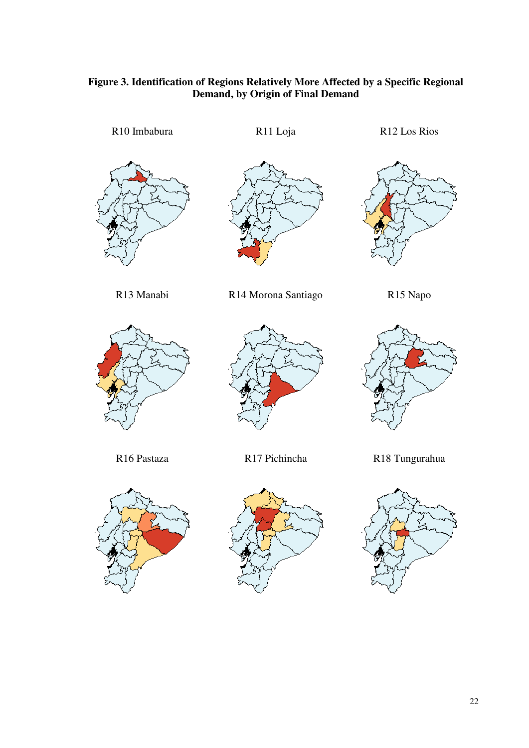**Figure 3. Identification of Regions Relatively More Affected by a Specific Regional Demand, by Origin of Final Demand**

R10 Imbabura

R11 Loja

R12 Los Rios

R13 Manabi

R14 Morona Santiago

R15 Napo

R16 Pastaza

R17 Pichincha

R18 Tungurahua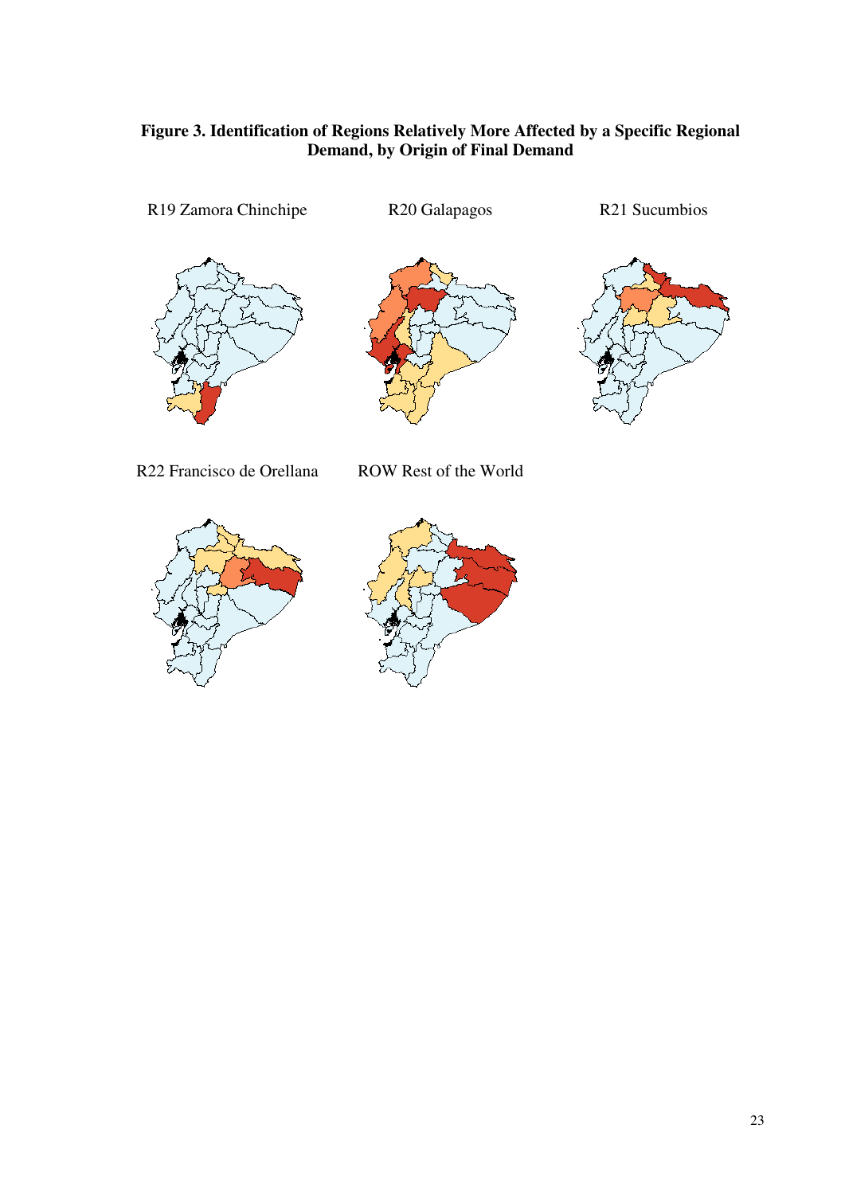**Figure 3. Identification of Regions Relatively More Affected by a Specific Regional Demand, by Origin of Final Demand**

R19 Zamora Chinchipe

R20 Galapagos

R21 Sucumbios

R22 Francisco de Orellana

ROW Rest of the World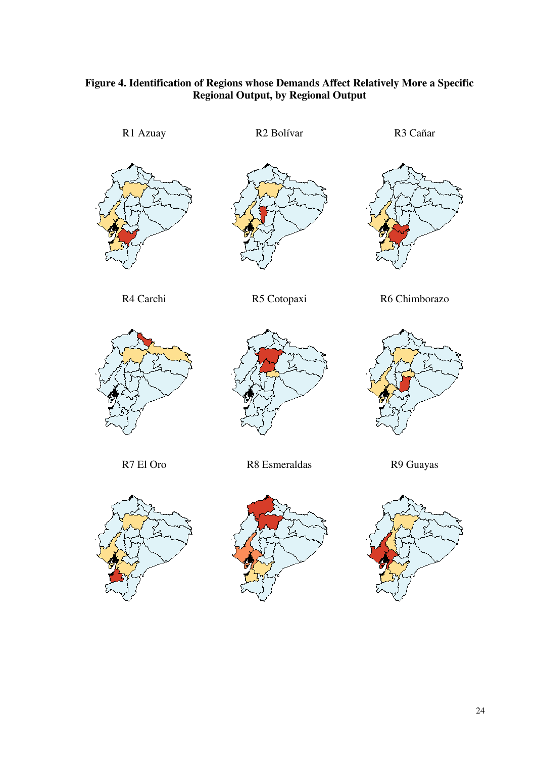**Figure 4. Identification of Regions whose Demands Affect Relatively More a Specific Regional Output, by Regional Output**

R1 Azuay

R2 Bolívar

R3 Cañar

R4 Carchi

R5 Cotopaxi

R6 Chimborazo

R7 El Oro

R8 Esmeraldas

R9 Guayas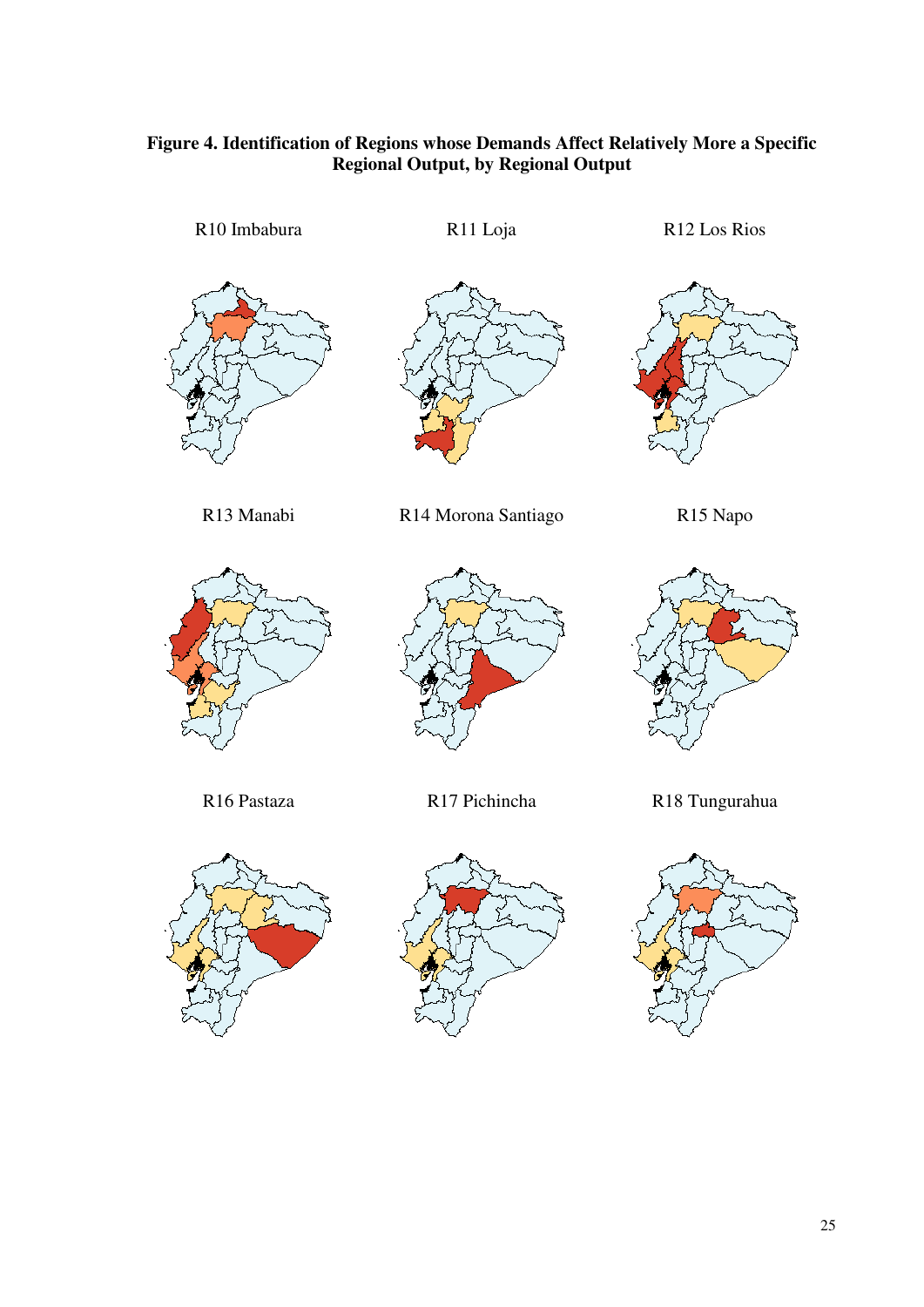**Figure 4. Identification of Regions whose Demands Affect Relatively More a Specific Regional Output, by Regional Output**

R10 Imbabura

R11 Loja

R12 Los Rios

R13 Manabi

R14 Morona Santiago

R15 Napo

R16 Pastaza

R17 Pichincha

R18 Tungurahua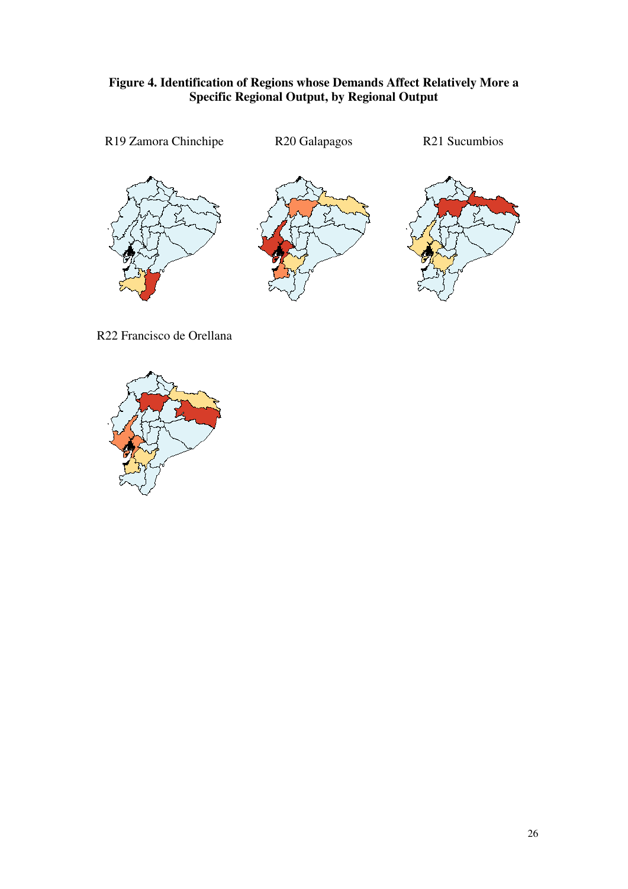**Figure 4. Identification of Regions whose Demands Affect Relatively More a Specific Regional Output, by Regional Output**

R19 Zamora Chinchipe

R20 Galapagos

R21 Sucumbios

R22 Francisco de Orellana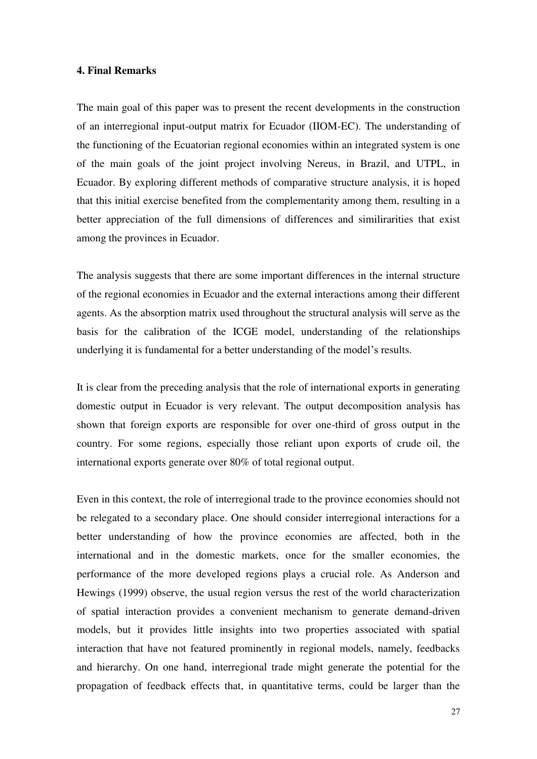## 4. Final Remarks

The main goal of this paper was to present the recent developments in the construction of an interregional input-output matrix for Ecuador (IIOM-EC). The understanding of the functioning of the Ecuatorian regional economies within an integrated system is one of the main goals of the joint project involving Nereus, in Brazil, and UTPL, in Ecuador. By exploring different methods of comparative structure analysis, it is hoped that this initial exercise benefited from the complementarity among them, resulting in a better appreciation of the full dimensions of differences and simililarities that exist among the provinces in Ecuador.

The analysis suggests that there are some important differences in the internal structure of the regional economies in Ecuador and the external interactions among their different agents. As the absorption matrix used throughout the structural analysis will serve as the basis for the calibration of the ICGE model, understanding of the relationships underlying it is fundamental for a better understanding of the model's results.

It is clear from the preceding analysis that the role of international exports in generating domestic output in Ecuador is very relevant. The output decomposition analysis has shown that foreign exports are responsible for over one-third of gross output in the country. For some regions, especially those reliant upon exports of crude oil, the international exports generate over 80% of total regional output.

Even in this context, the role of interregional trade to the province economies should not be relegated to a secondary place. One should consider interregional interactions for a better understanding of how the province economies are affected, both in the international and in the domestic markets, once for the smaller economies, the performance of the more developed regions plays a crucial role. As Anderson and Hewings (1999) observe, the usual region versus the rest of the world characterization of spatial interaction provides a convenient mechanism to generate demand-driven models, but it provides little insights into two properties associated with spatial interaction that have not featured prominently in regional models, namely, feedbacks and hierarchy. On one hand, interregional trade might generate the potential for the propagation of feedback effects that, in quantitative terms, could be larger than the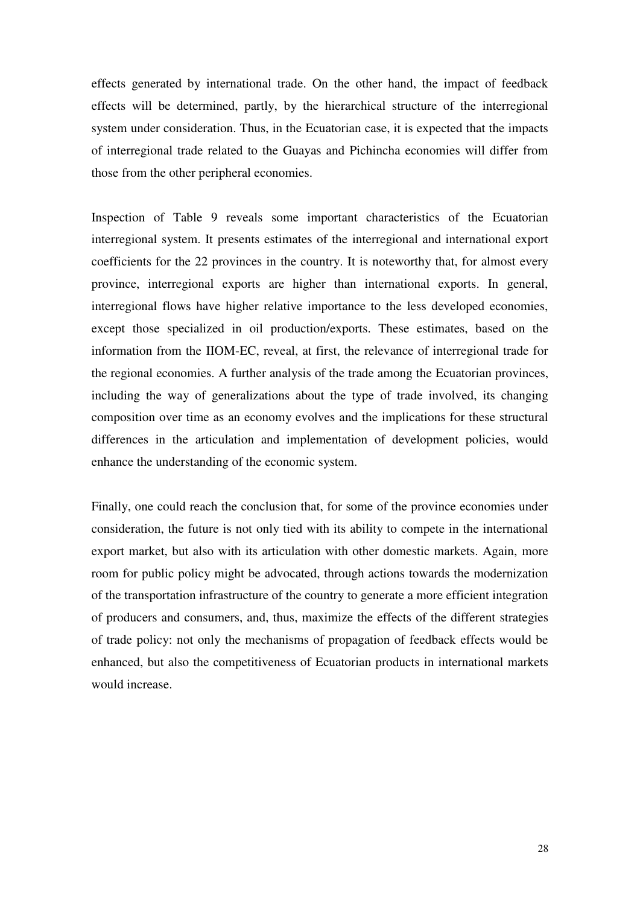effects generated by international trade. On the other hand, the impact of feedback effects will be determined, partly, by the hierarchical structure of the interregional system under consideration. Thus, in the Ecuatorian case, it is expected that the impacts of interregional trade related to the Guayas and Pichincha economies will differ from those from the other peripheral economies.

Inspection of Table 9 reveals some important characteristics of the Ecuatorian interregional system. It presents estimates of the interregional and international export coefficients for the 22 provinces in the country. It is noteworthy that, for almost every province, interregional exports are higher than international exports. In general, interregional flows have higher relative importance to the less developed economies, except those specialized in oil production/exports. These estimates, based on the information from the IIOM-EC, reveal, at first, the relevance of interregional trade for the regional economies. A further analysis of the trade among the Ecuatorian provinces, including the way of generalizations about the type of trade involved, its changing composition over time as an economy evolves and the implications for these structural differences in the articulation and implementation of development policies, would enhance the understanding of the economic system.

Finally, one could reach the conclusion that, for some of the province economies under consideration, the future is not only tied with its ability to compete in the international export market, but also with its articulation with other domestic markets. Again, more room for public policy might be advocated, through actions towards the modernization of the transportation infrastructure of the country to generate a more efficient integration of producers and consumers, and, thus, maximize the effects of the different strategies of trade policy: not only the mechanisms of propagation of feedback effects would be enhanced, but also the competitiveness of Ecuatorian products in international markets would increase.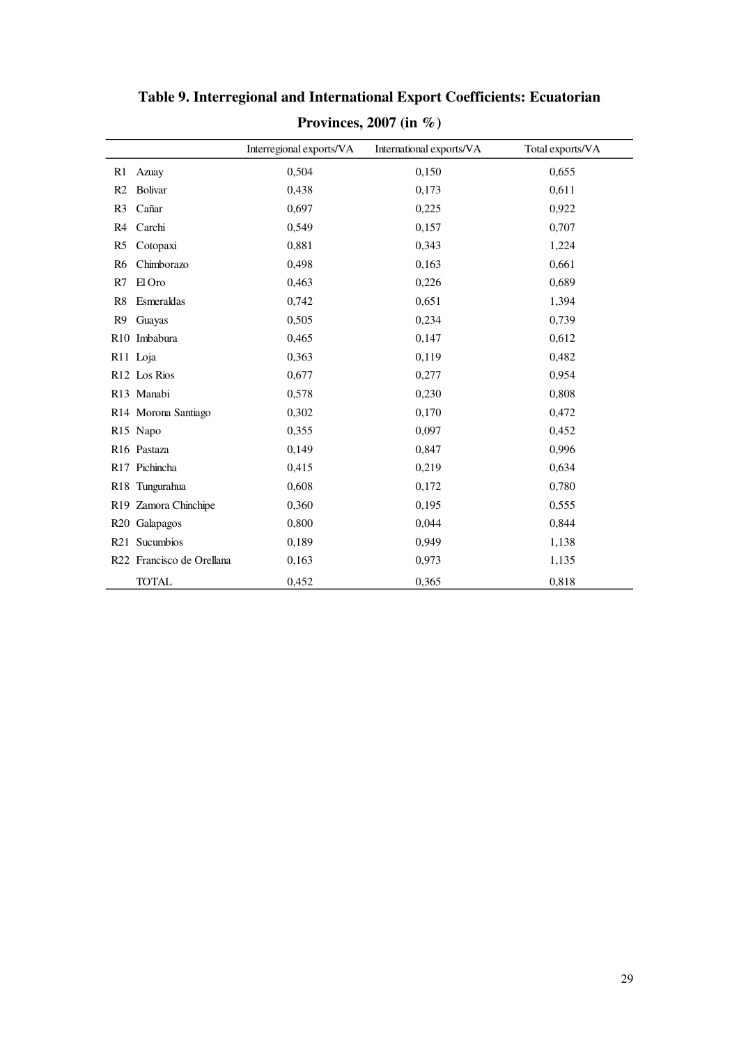**Table 9. Interregional and International Export Coefficients: Ecuatorian Provinces, 2007 (in %)**

| | | Interregional exports/VA | International exports/VA | Total exports/VA |
|---|---|---|---|---|
| R1 | Azuay | 0,504 | 0,150 | 0,655 |
| R2 | Bolivar | 0,438 | 0,173 | 0,611 |
| R3 | Cañar | 0,697 | 0,225 | 0,922 |
| R4 | Carchi | 0,549 | 0,157 | 0,707 |
| R5 | Cotopaxi | 0,881 | 0,343 | 1,224 |
| R6 | Chimborazo | 0,498 | 0,163 | 0,661 |
| R7 | El Oro | 0,463 | 0,226 | 0,689 |
| R8 | Esmeraldas | 0,742 | 0,651 | 1,394 |
| R9 | Guayas | 0,505 | 0,234 | 0,739 |
| R10 | Imbabura | 0,465 | 0,147 | 0,612 |
| R11 | Loja | 0,363 | 0,119 | 0,482 |
| R12 | Los Rios | 0,677 | 0,277 | 0,954 |
| R13 | Manabi | 0,578 | 0,230 | 0,808 |
| R14 | Morona Santiago | 0,302 | 0,170 | 0,472 |
| R15 | Napo | 0,355 | 0,097 | 0,452 |
| R16 | Pastaza | 0,149 | 0,847 | 0,996 |
| R17 | Pichincha | 0,415 | 0,219 | 0,634 |
| R18 | Tungurahua | 0,608 | 0,172 | 0,780 |
| R19 | Zamora Chinchipe | 0,360 | 0,195 | 0,555 |
| R20 | Galapagos | 0,800 | 0,044 | 0,844 |
| R21 | Sucumbios | 0,189 | 0,949 | 1,138 |
| R22 | Francisco de Orellana | 0,163 | 0,973 | 1,135 |
| | TOTAL | 0,452 | 0,365 | 0,818 |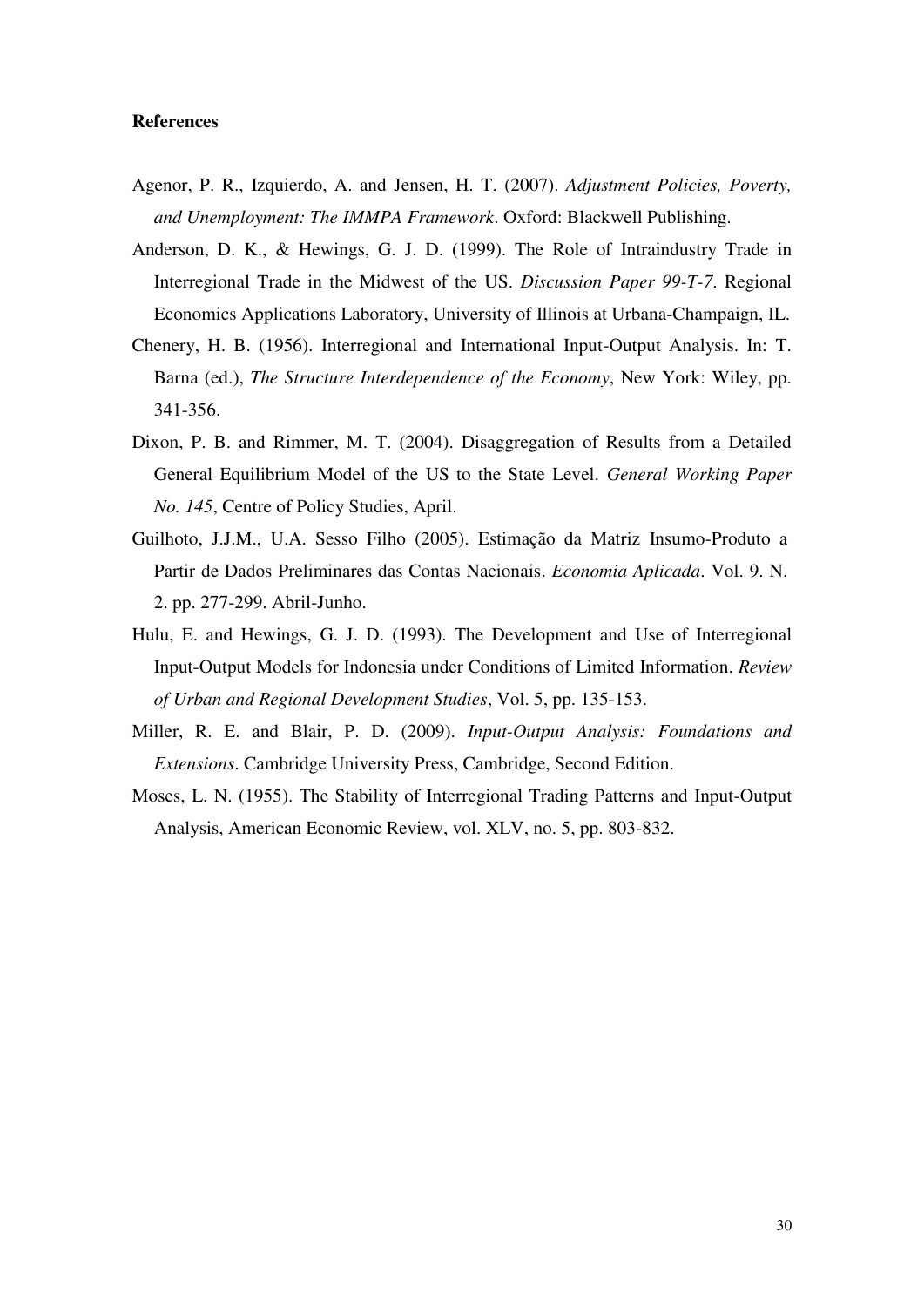# References

Agenor, P. R., Izquierdo, A. and Jensen, H. T. (2007). *Adjustment Policies, Poverty, and Unemployment: The IMMPA Framework*. Oxford: Blackwell Publishing.

Anderson, D. K., & Hewings, G. J. D. (1999). The Role of Intraindustry Trade in Interregional Trade in the Midwest of the US. *Discussion Paper 99-T-7*. Regional Economics Applications Laboratory, University of Illinois at Urbana-Champaign, IL.

Chenery, H. B. (1956). Interregional and International Input-Output Analysis. In: T. Barna (ed.), *The Structure Interdependence of the Economy*, New York: Wiley, pp. 341-356.

Dixon, P. B. and Rimmer, M. T. (2004). Disaggregation of Results from a Detailed General Equilibrium Model of the US to the State Level. *General Working Paper No. 145*, Centre of Policy Studies, April.

Guilhoto, J.J.M., U.A. Sesso Filho (2005). Estimação da Matriz Insumo-Produto a Partir de Dados Preliminares das Contas Nacionais. *Economia Aplicada*. Vol. 9. N. 2. pp. 277-299. Abril-Junho.

Hulu, E. and Hewings, G. J. D. (1993). The Development and Use of Interregional Input-Output Models for Indonesia under Conditions of Limited Information. *Review of Urban and Regional Development Studies*, Vol. 5, pp. 135-153.

Miller, R. E. and Blair, P. D. (2009). *Input-Output Analysis: Foundations and Extensions*. Cambridge University Press, Cambridge, Second Edition.

Moses, L. N. (1955). The Stability of Interregional Trading Patterns and Input-Output Analysis, American Economic Review, vol. XLV, no. 5, pp. 803-832.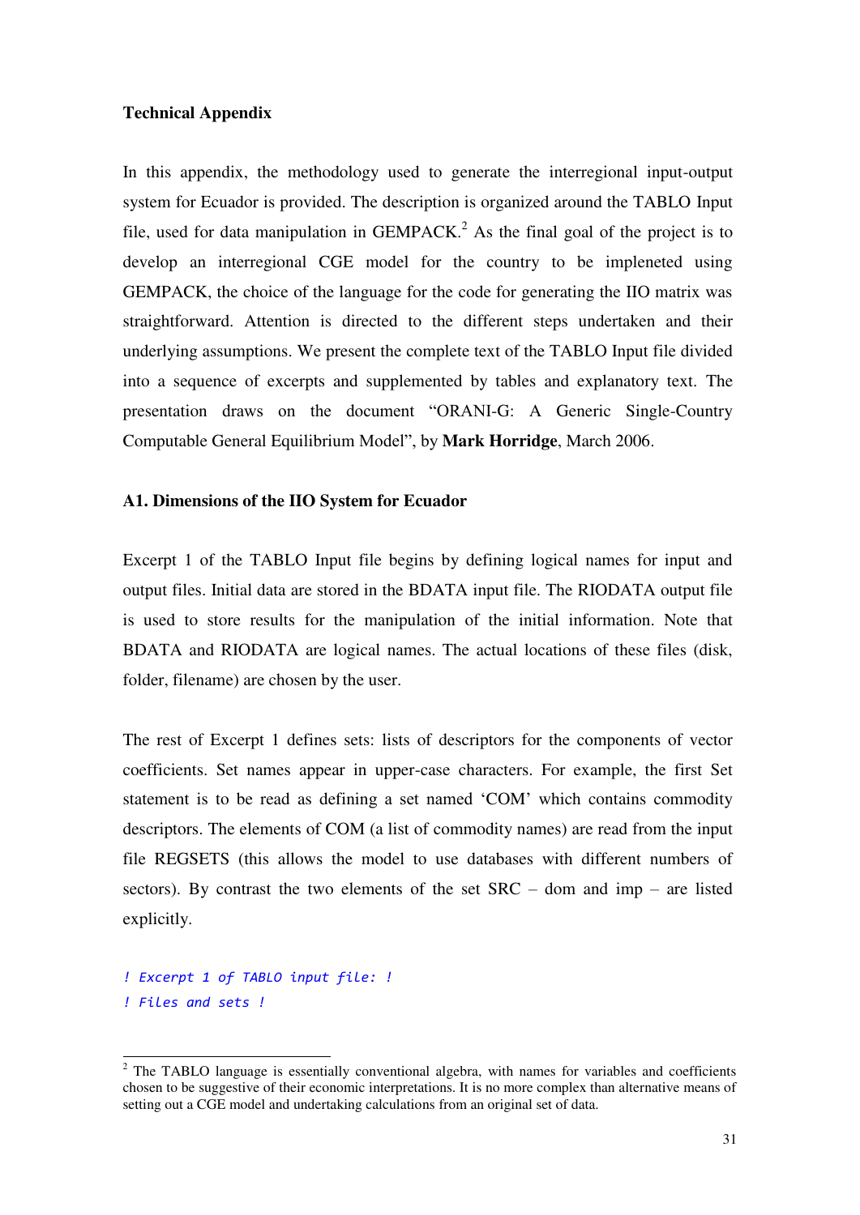**Technical Appendix**

In this appendix, the methodology used to generate the interregional input-output system for Ecuador is provided. The description is organized around the TABLO Input file, used for data manipulation in GEMPACK.[2] As the final goal of the project is to develop an interregional CGE model for the country to be impleneted using GEMPACK, the choice of the language for the code for generating the IIO matrix was straightforward. Attention is directed to the different steps undertaken and their underlying assumptions. We present the complete text of the TABLO Input file divided into a sequence of excerpts and supplemented by tables and explanatory text. The presentation draws on the document "ORANI-G: A Generic Single-Country Computable General Equilibrium Model", by **Mark Horridge**, March 2006.

**A1. Dimensions of the IIO System for Ecuador**

Excerpt 1 of the TABLO Input file begins by defining logical names for input and output files. Initial data are stored in the BDATA input file. The RIODATA output file is used to store results for the manipulation of the initial information. Note that BDATA and RIODATA are logical names. The actual locations of these files (disk, folder, filename) are chosen by the user.

The rest of Excerpt 1 defines sets: lists of descriptors for the components of vector coefficients. Set names appear in upper-case characters. For example, the first Set statement is to be read as defining a set named 'COM' which contains commodity descriptors. The elements of COM (a list of commodity names) are read from the input file REGSETS (this allows the model to use databases with different numbers of sectors). By contrast the two elements of the set SRC – dom and imp – are listed explicitly.

```
! Excerpt 1 of TABLO input file: !
! Files and sets !
```

[2] The TABLO language is essentially conventional algebra, with names for variables and coefficients chosen to be suggestive of their economic interpretations. It is no more complex than alternative means of setting out a CGE model and undertaking calculations from an original set of data.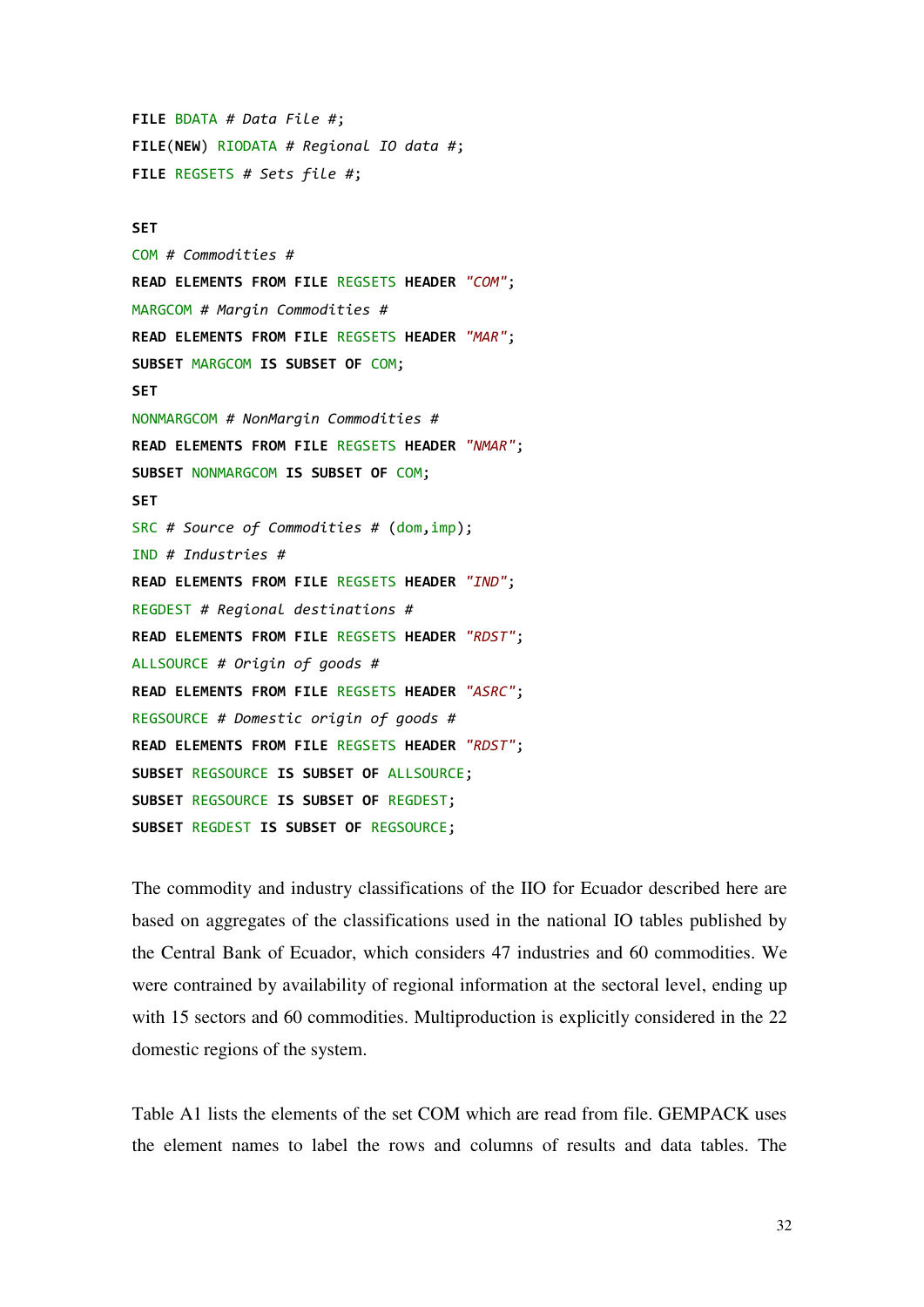```
FILE BDATA # Data File #;
FILE(NEW) RIODATA # Regional IO data #;
FILE REGSETS # Sets file #;

SET
COM # Commodities #
READ ELEMENTS FROM FILE REGSETS HEADER "COM";
MARGCOM # Margin Commodities #
READ ELEMENTS FROM FILE REGSETS HEADER "MAR";
SUBSET MARGCOM IS SUBSET OF COM;
SET
NONMARGCOM # NonMargin Commodities #
READ ELEMENTS FROM FILE REGSETS HEADER "NMAR";
SUBSET NONMARGCOM IS SUBSET OF COM;
SET
SRC # Source of Commodities # (dom,imp);
IND # Industries #
READ ELEMENTS FROM FILE REGSETS HEADER "IND";
REGDEST # Regional destinations #
READ ELEMENTS FROM FILE REGSETS HEADER "RDST";
ALLSOURCE # Origin of goods #
READ ELEMENTS FROM FILE REGSETS HEADER "ASRC";
REGSOURCE # Domestic origin of goods #
READ ELEMENTS FROM FILE REGSETS HEADER "RDST";
SUBSET REGSOURCE IS SUBSET OF ALLSOURCE;
SUBSET REGSOURCE IS SUBSET OF REGDEST;
SUBSET REGDEST IS SUBSET OF REGSOURCE;
```

The commodity and industry classifications of the IIO for Ecuador described here are based on aggregates of the classifications used in the national IO tables published by the Central Bank of Ecuador, which considers 47 industries and 60 commodities. We were contrained by availability of regional information at the sectoral level, ending up with 15 sectors and 60 commodities. Multiproduction is explicitly considered in the 22 domestic regions of the system.

Table A1 lists the elements of the set COM which are read from file. GEMPACK uses the element names to label the rows and columns of results and data tables. The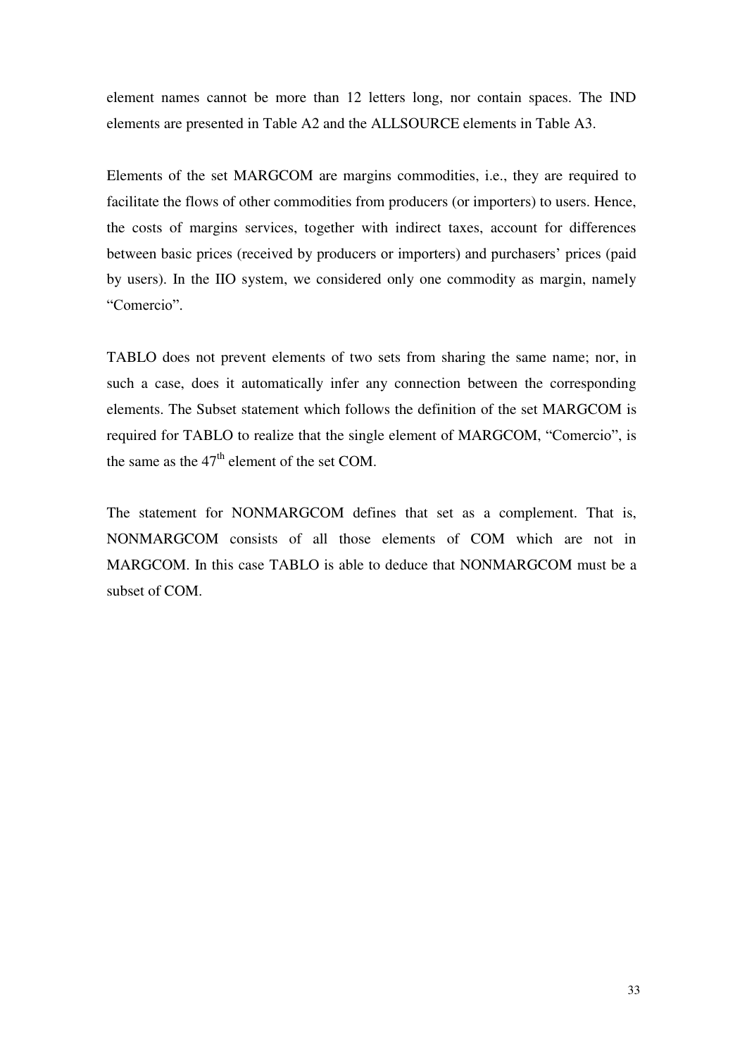element names cannot be more than 12 letters long, nor contain spaces. The IND elements are presented in Table A2 and the ALLSOURCE elements in Table A3.

Elements of the set MARGCOM are margins commodities, i.e., they are required to facilitate the flows of other commodities from producers (or importers) to users. Hence, the costs of margins services, together with indirect taxes, account for differences between basic prices (received by producers or importers) and purchasers' prices (paid by users). In the IIO system, we considered only one commodity as margin, namely "Comercio".

TABLO does not prevent elements of two sets from sharing the same name; nor, in such a case, does it automatically infer any connection between the corresponding elements. The Subset statement which follows the definition of the set MARGCOM is required for TABLO to realize that the single element of MARGCOM, "Comercio", is the same as the 47$^{th}$ element of the set COM.

The statement for NONMARGCOM defines that set as a complement. That is, NONMARGCOM consists of all those elements of COM which are not in MARGCOM. In this case TABLO is able to deduce that NONMARGCOM must be a subset of COM.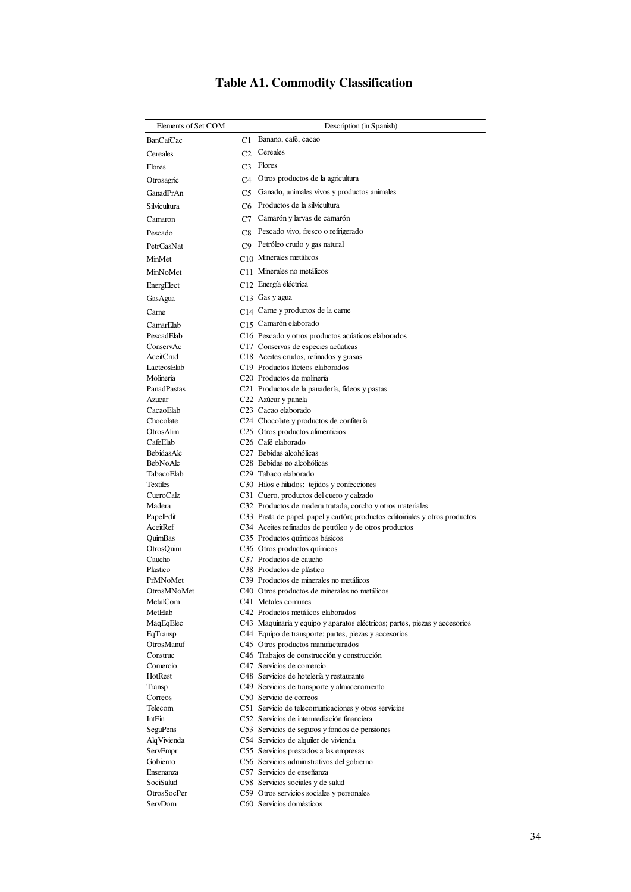# Table A1. Commodity Classification

| Elements of Set COM | | Description (in Spanish) |
|---|---|---|
| BanCafCac | C1 | Banano, café, cacao |
| Cereales | C2 | Cereales |
| Flores | C3 | Flores |
| Otrosagric | C4 | Otros productos de la agricultura |
| GanadPrAn | C5 | Ganado, animales vivos y productos animales |
| Silvicultura | C6 | Productos de la silvicultura |
| Camaron | C7 | Camarón y larvas de camarón |
| Pescado | C8 | Pescado vivo, fresco o refrigerado |
| PetrGasNat | C9 | Petróleo crudo y gas natural |
| MinMet | C10 | Minerales metálicos |
| MinNoMet | C11 | Minerales no metálicos |
| EnergElect | C12 | Energía eléctrica |
| GasAgua | C13 | Gas y agua |
| Carne | C14 | Carne y productos de la carne |
| CamarElab | C15 | Camarón elaborado |
| PescadElab | C16 | Pescado y otros productos acúaticos elaborados |
| ConservAc | C17 | Conservas de especies acúaticas |
| AceitCrud | C18 | Aceites crudos, refinados y grasas |
| LacteosElab | C19 | Productos lácteos elaborados |
| Molineria | C20 | Productos de molinería |
| PanadPastas | C21 | Productos de la panadería, fideos y pastas |
| Azucar | C22 | Azúcar y panela |
| CacaoElab | C23 | Cacao elaborado |
| Chocolate | C24 | Chocolate y productos de confitería |
| OtrosAlim | C25 | Otros productos alimenticios |
| CafeElab | C26 | Café elaborado |
| BebidasAlc | C27 | Bebidas alcohólicas |
| BebNoAlc | C28 | Bebidas no alcohólicas |
| TabacoElab | C29 | Tabaco elaborado |
| Textiles | C30 | Hilos e hilados; tejidos y confecciones |
| CueroCalz | C31 | Cuero, productos del cuero y calzado |
| Madera | C32 | Productos de madera tratada, corcho y otros materiales |
| PapelEdit | C33 | Pasta de papel, papel y cartón; productos editoiriales y otros productos |
| AceitRef | C34 | Aceites refinados de petróleo y de otros productos |
| QuimBas | C35 | Productos químicos básicos |
| OtrosQuim | C36 | Otros productos químicos |
| Caucho | C37 | Productos de caucho |
| Plastico | C38 | Productos de plástico |
| PrMNoMet | C39 | Productos de minerales no metálicos |
| OtrosMNoMet | C40 | Otros productos de minerales no metálicos |
| MetalCom | C41 | Metales comunes |
| MetElab | C42 | Productos metálicos elaborados |
| MaqEqElec | C43 | Maquinaria y equipo y aparatos eléctricos; partes, piezas y accesorios |
| EqTransp | C44 | Equipo de transporte; partes, piezas y accesorios |
| OtrosManuf | C45 | Otros productos manufacturados |
| Construc | C46 | Trabajos de construcción y construcción |
| Comercio | C47 | Servicios de comercio |
| HotRest | C48 | Servicios de hotelería y restaurante |
| Transp | C49 | Servicios de transporte y almacenamiento |
| Correos | C50 | Servicio de correos |
| Telecom | C51 | Servicio de telecomunicaciones y otros servicios |
| IntFin | C52 | Servicios de intermediación financiera |
| SeguPens | C53 | Servicios de seguros y fondos de pensiones |
| AlqVivienda | C54 | Servicios de alquiler de vivienda |
| ServEmpr | C55 | Servicios prestados a las empresas |
| Gobierno | C56 | Servicios administrativos del gobierno |
| Ensenanza | C57 | Servicios de enseñanza |
| SociSalud | C58 | Servicios sociales y de salud |
| OtrosSocPer | C59 | Otros servicios sociales y personales |
| ServDom | C60 | Servicios domésticos |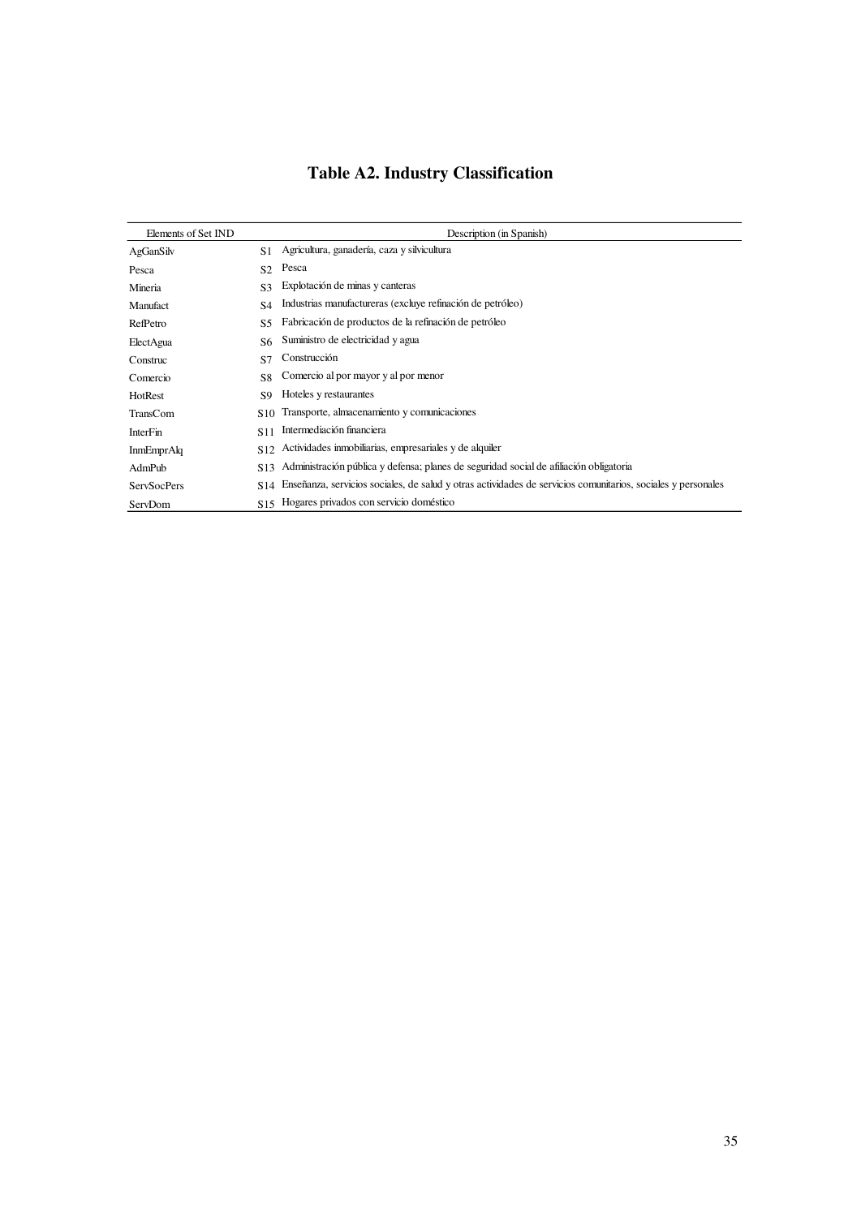# Table A2. Industry Classification

| Elements of Set IND | | Description (in Spanish) |
|---|---|---|
| AgGanSilv | S1 | Agricultura, ganadería, caza y silvicultura |
| Pesca | S2 | Pesca |
| Mineria | S3 | Explotación de minas y canteras |
| Manufact | S4 | Industrias manufactureras (excluye refinación de petróleo) |
| RefPetro | S5 | Fabricación de productos de la refinación de petróleo |
| ElectAgua | S6 | Suministro de electricidad y agua |
| Construc | S7 | Construcción |
| Comercio | S8 | Comercio al por mayor y al por menor |
| HotRest | S9 | Hoteles y restaurantes |
| TransCom | S10 | Transporte, almacenamiento y comunicaciones |
| InterFin | S11 | Intermediación financiera |
| InmEmprAlq | S12 | Actividades inmobiliarias, empresariales y de alquiler |
| AdmPub | S13 | Administración pública y defensa; planes de seguridad social de afiliación obligatoria |
| ServSocPers | S14 | Enseñanza, servicios sociales, de salud y otras actividades de servicios comunitarios, sociales y personales |
| ServDom | S15 | Hogares privados con servicio doméstico |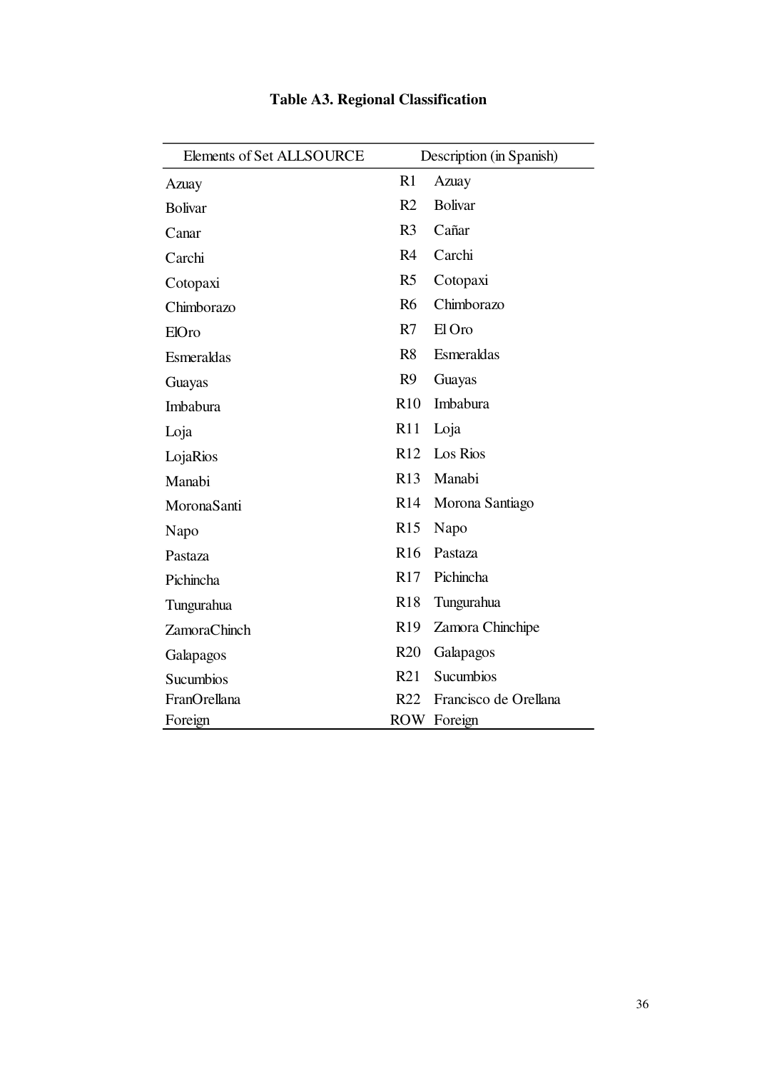**Table A3. Regional Classification**

| Elements of Set ALLSOURCE | Description (in Spanish) | |
|---|---|---|
| Azuay | R1 | Azuay |
| Bolivar | R2 | Bolivar |
| Canar | R3 | Cañar |
| Carchi | R4 | Carchi |
| Cotopaxi | R5 | Cotopaxi |
| Chimborazo | R6 | Chimborazo |
| ElOro | R7 | El Oro |
| Esmeraldas | R8 | Esmeraldas |
| Guayas | R9 | Guayas |
| Imbabura | R10 | Imbabura |
| Loja | R11 | Loja |
| LojaRios | R12 | Los Rios |
| Manabi | R13 | Manabi |
| MoronaSanti | R14 | Morona Santiago |
| Napo | R15 | Napo |
| Pastaza | R16 | Pastaza |
| Pichincha | R17 | Pichincha |
| Tungurahua | R18 | Tungurahua |
| ZamoraChinch | R19 | Zamora Chinchipe |
| Galapagos | R20 | Galapagos |
| Sucumbios | R21 | Sucumbios |
| FranOrellana | R22 | Francisco de Orellana |
| Foreign | ROW | Foreign |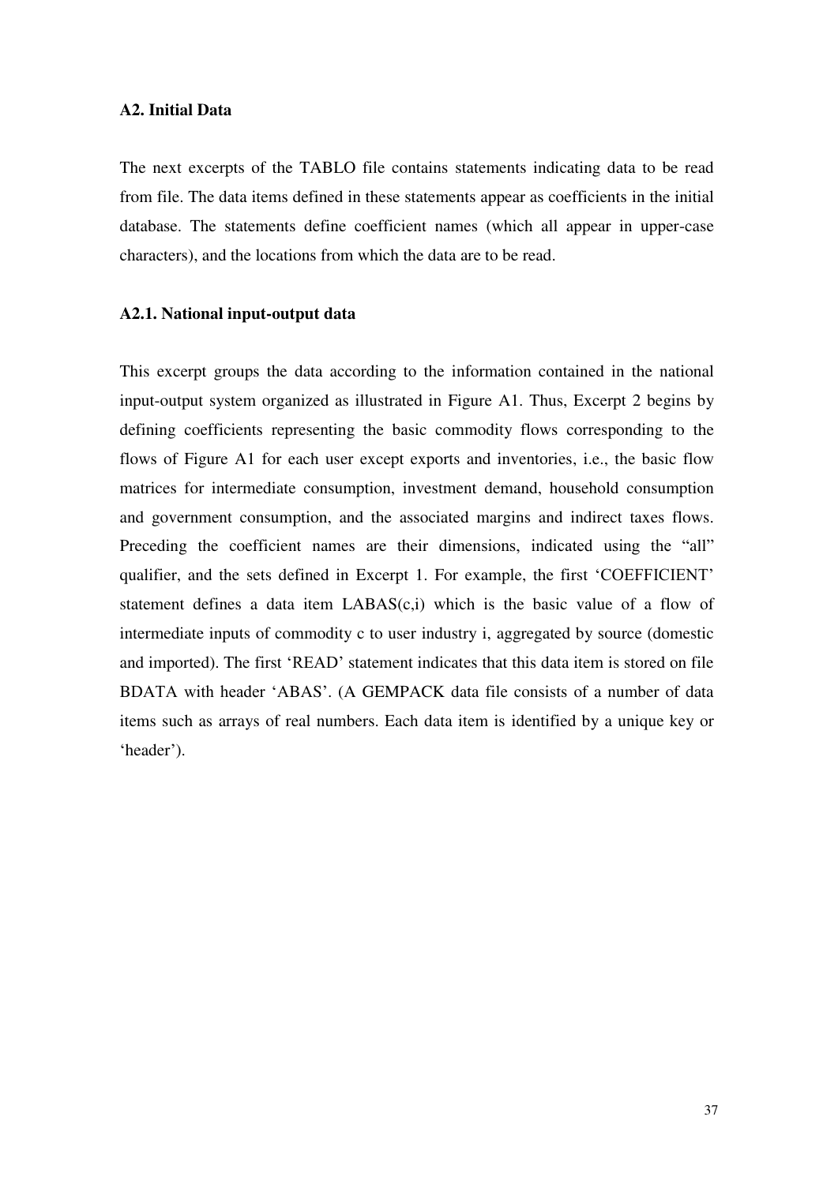### A2. Initial Data

The next excerpts of the TABLO file contains statements indicating data to be read from file. The data items defined in these statements appear as coefficients in the initial database. The statements define coefficient names (which all appear in upper-case characters), and the locations from which the data are to be read.

### A2.1. National input-output data

This excerpt groups the data according to the information contained in the national input-output system organized as illustrated in Figure A1. Thus, Excerpt 2 begins by defining coefficients representing the basic commodity flows corresponding to the flows of Figure A1 for each user except exports and inventories, i.e., the basic flow matrices for intermediate consumption, investment demand, household consumption and government consumption, and the associated margins and indirect taxes flows. Preceding the coefficient names are their dimensions, indicated using the "all" qualifier, and the sets defined in Excerpt 1. For example, the first 'COEFFICIENT' statement defines a data item LABAS(c,i) which is the basic value of a flow of intermediate inputs of commodity c to user industry i, aggregated by source (domestic and imported). The first 'READ' statement indicates that this data item is stored on file BDATA with header 'ABAS'. (A GEMPACK data file consists of a number of data items such as arrays of real numbers. Each data item is identified by a unique key or 'header').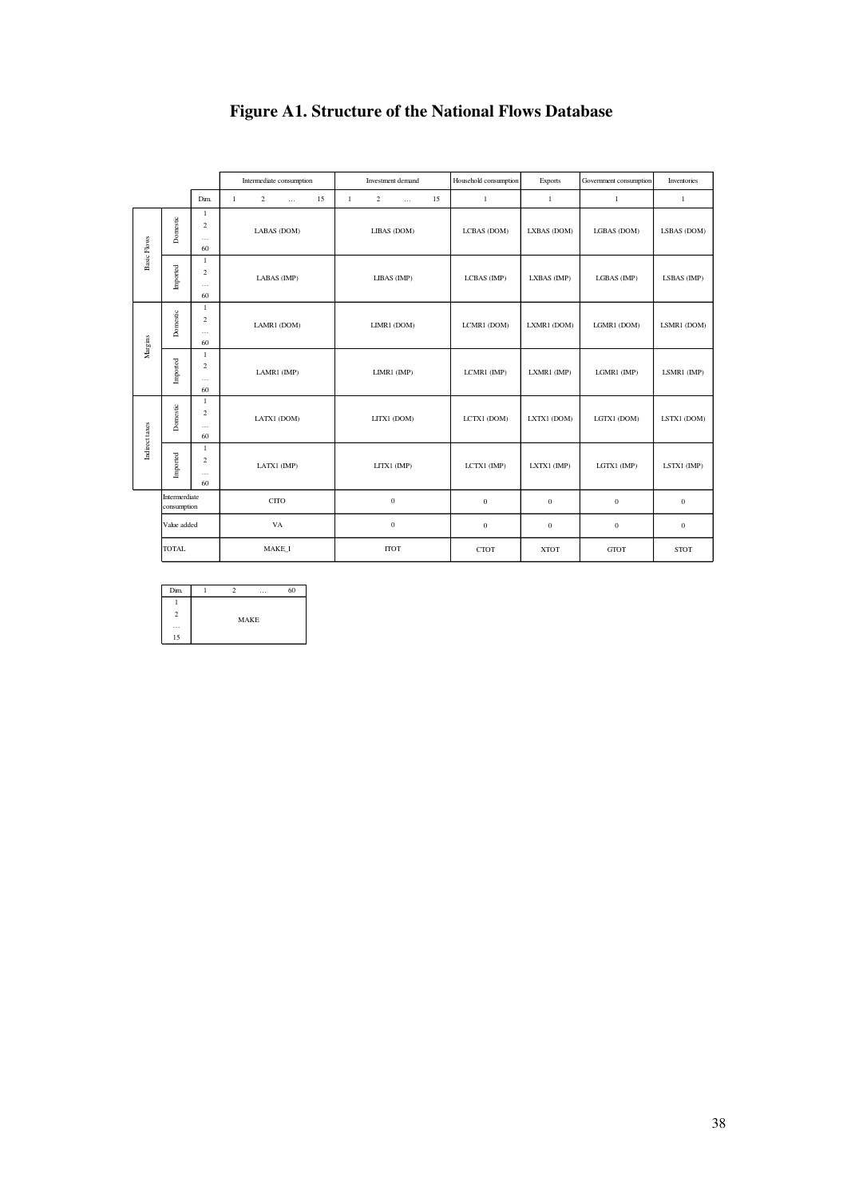# Figure A1. Structure of the National Flows Database

| | | | Intermediate consumption | Investment demand | Household consumption | Exports | Government consumption | Inventories |
|---|---|---|---|---|---|---|---|---|
| | | Dim. | 1 2 … 15 | 1 2 … 15 | 1 | 1 | 1 | 1 |
| Basic Flows | Domestic | 1 2 … 60 | LABAS (DOM) | LIBAS (DOM) | LCBAS (DOM) | LXBAS (DOM) | LGBAS (DOM) | LSBAS (DOM) |
| | Imported | 1 2 … 60 | LABAS (IMP) | LIBAS (IMP) | LCBAS (IMP) | LXBAS (IMP) | LGBAS (IMP) | LSBAS (IMP) |
| Margins | Domestic | 1 2 … 60 | LAMR1 (DOM) | LIMR1 (DOM) | LCMR1 (DOM) | LXMR1 (DOM) | LGMR1 (DOM) | LSMR1 (DOM) |
| | Imported | 1 2 … 60 | LAMR1 (IMP) | LIMR1 (IMP) | LCMR1 (IMP) | LXMR1 (IMP) | LGMR1 (IMP) | LSMR1 (IMP) |
| Indirect taxes | Domestic | 1 2 … 60 | LATX1 (DOM) | LITX1 (DOM) | LCTX1 (DOM) | LXTX1 (DOM) | LGTX1 (DOM) | LSTX1 (DOM) |
| | Imported | 1 2 … 60 | LATX1 (IMP) | LITX1 (IMP) | LCTX1 (IMP) | LXTX1 (IMP) | LGTX1 (IMP) | LSTX1 (IMP) |
| Intermerdiate consumption | | | CITO | 0 | 0 | 0 | 0 | 0 |
| Value added | | | VA | 0 | 0 | 0 | 0 | 0 |
| TOTAL | | | MAKE_I | ITOT | CTOT | XTOT | GTOT | STOT |

| Dim. | 1 2 … 60 |
|---|---|
| 1 2 … 15 | MAKE |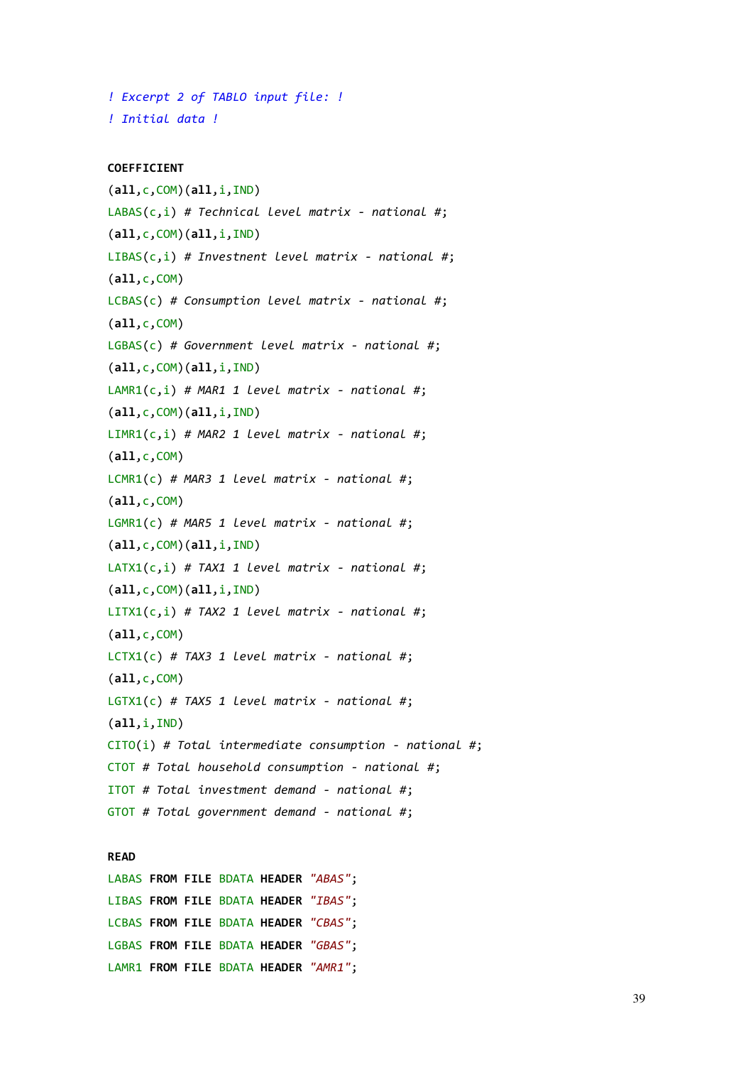```
! Excerpt 2 of TABLO input file: !
! Initial data !

COEFFICIENT
(all,c,COM)(all,i,IND)
LABAS(c,i) # Technical level matrix - national #;
(all,c,COM)(all,i,IND)
LIBAS(c,i) # Investnent level matrix - national #;
(all,c,COM)
LCBAS(c) # Consumption level matrix - national #;
(all,c,COM)
LGBAS(c) # Government level matrix - national #;
(all,c,COM)(all,i,IND)
LAMR1(c,i) # MAR1 1 level matrix - national #;
(all,c,COM)(all,i,IND)
LIMR1(c,i) # MAR2 1 level matrix - national #;
(all,c,COM)
LCMR1(c) # MAR3 1 level matrix - national #;
(all,c,COM)
LGMR1(c) # MAR5 1 level matrix - national #;
(all,c,COM)(all,i,IND)
LATX1(c,i) # TAX1 1 level matrix - national #;
(all,c,COM)(all,i,IND)
LITX1(c,i) # TAX2 1 level matrix - national #;
(all,c,COM)
LCTX1(c) # TAX3 1 level matrix - national #;
(all,c,COM)
LGTX1(c) # TAX5 1 level matrix - national #;
(all,i,IND)
CITO(i) # Total intermediate consumption - national #;
CTOT # Total household consumption - national #;
ITOT # Total investment demand - national #;
GTOT # Total government demand - national #;

READ
LABAS FROM FILE BDATA HEADER "ABAS";
LIBAS FROM FILE BDATA HEADER "IBAS";
LCBAS FROM FILE BDATA HEADER "CBAS";
LGBAS FROM FILE BDATA HEADER "GBAS";
LAMR1 FROM FILE BDATA HEADER "AMR1";
```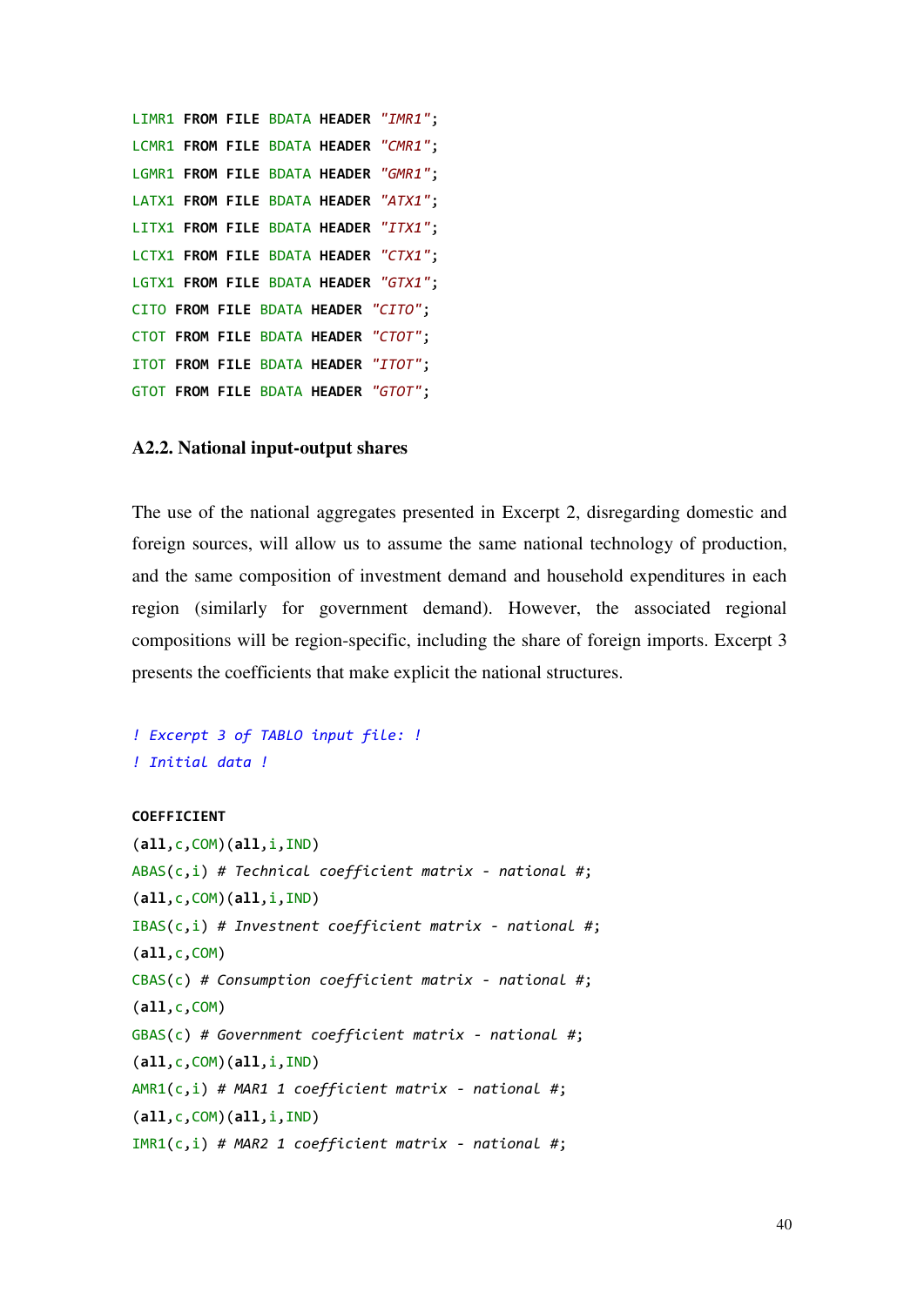```
LIMR1 FROM FILE BDATA HEADER "IMR1";
LCMR1 FROM FILE BDATA HEADER "CMR1";
LGMR1 FROM FILE BDATA HEADER "GMR1";
LATX1 FROM FILE BDATA HEADER "ATX1";
LITX1 FROM FILE BDATA HEADER "ITX1";
LCTX1 FROM FILE BDATA HEADER "CTX1";
LGTX1 FROM FILE BDATA HEADER "GTX1";
CITO FROM FILE BDATA HEADER "CITO";
CTOT FROM FILE BDATA HEADER "CTOT";
ITOT FROM FILE BDATA HEADER "ITOT";
GTOT FROM FILE BDATA HEADER "GTOT";
```

### A2.2. National input-output shares

The use of the national aggregates presented in Excerpt 2, disregarding domestic and foreign sources, will allow us to assume the same national technology of production, and the same composition of investment demand and household expenditures in each region (similarly for government demand). However, the associated regional compositions will be region-specific, including the share of foreign imports. Excerpt 3 presents the coefficients that make explicit the national structures.

```
! Excerpt 3 of TABLO input file: !
! Initial data !

COEFFICIENT
(all,c,COM)(all,i,IND)
ABAS(c,i) # Technical coefficient matrix - national #;
(all,c,COM)(all,i,IND)
IBAS(c,i) # Investnent coefficient matrix - national #;
(all,c,COM)
CBAS(c) # Consumption coefficient matrix - national #;
(all,c,COM)
GBAS(c) # Government coefficient matrix - national #;
(all,c,COM)(all,i,IND)
AMR1(c,i) # MAR1 1 coefficient matrix - national #;
(all,c,COM)(all,i,IND)
IMR1(c,i) # MAR2 1 coefficient matrix - national #;
```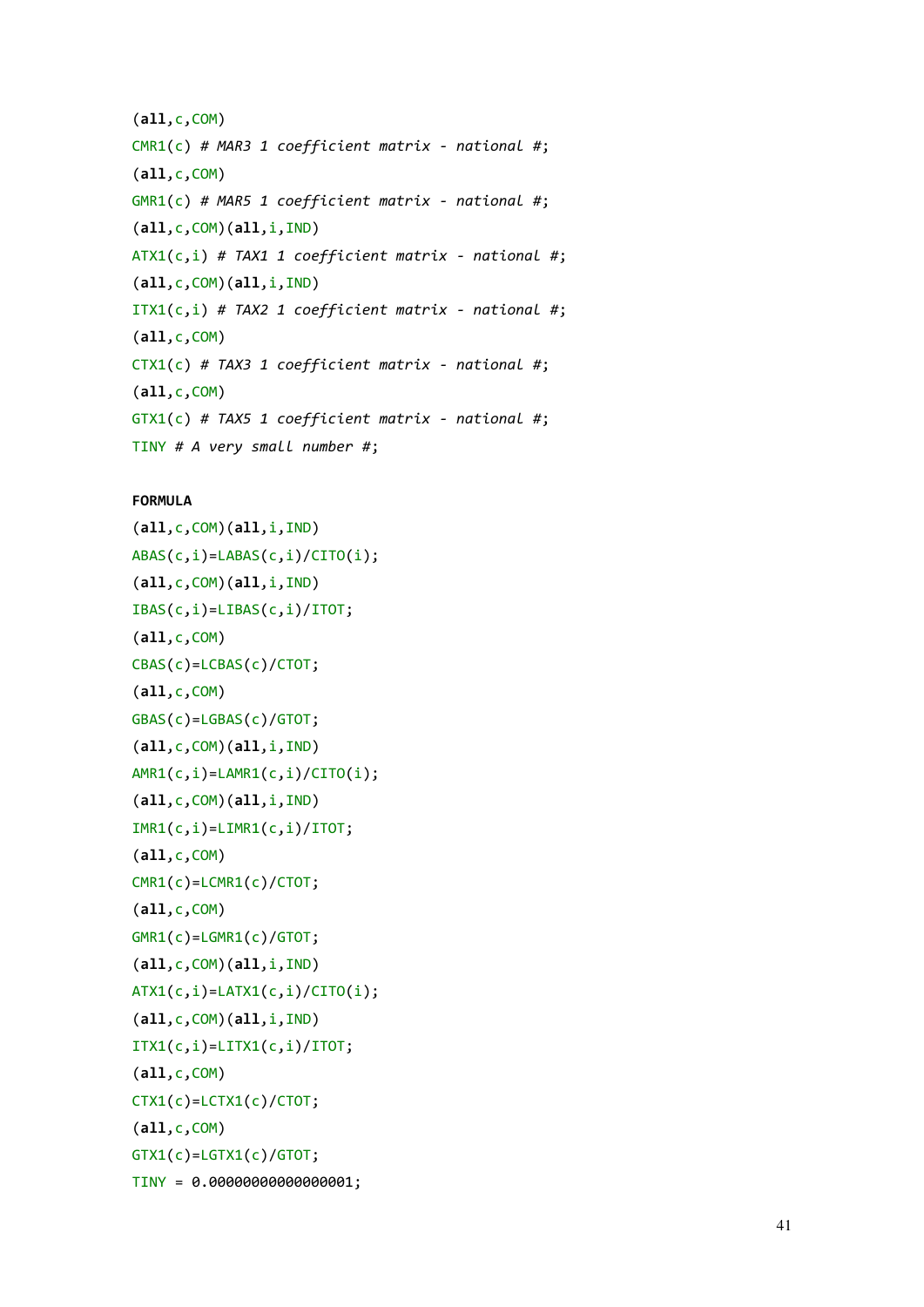```
(all,c,COM)
CMR1(c) # MAR3 1 coefficient matrix - national #;
(all,c,COM)
GMR1(c) # MAR5 1 coefficient matrix - national #;
(all,c,COM)(all,i,IND)
ATX1(c,i) # TAX1 1 coefficient matrix - national #;
(all,c,COM)(all,i,IND)
ITX1(c,i) # TAX2 1 coefficient matrix - national #;
(all,c,COM)
CTX1(c) # TAX3 1 coefficient matrix - national #;
(all,c,COM)
GTX1(c) # TAX5 1 coefficient matrix - national #;
TINY # A very small number #;

FORMULA
(all,c,COM)(all,i,IND)
ABAS(c,i)=LABAS(c,i)/CITO(i);
(all,c,COM)(all,i,IND)
IBAS(c,i)=LIBAS(c,i)/ITOT;
(all,c,COM)
CBAS(c)=LCBAS(c)/CTOT;
(all,c,COM)
GBAS(c)=LGBAS(c)/GTOT;
(all,c,COM)(all,i,IND)
AMR1(c,i)=LAMR1(c,i)/CITO(i);
(all,c,COM)(all,i,IND)
IMR1(c,i)=LIMR1(c,i)/ITOT;
(all,c,COM)
CMR1(c)=LCMR1(c)/CTOT;
(all,c,COM)
GMR1(c)=LGMR1(c)/GTOT;
(all,c,COM)(all,i,IND)
ATX1(c,i)=LATX1(c,i)/CITO(i);
(all,c,COM)(all,i,IND)
ITX1(c,i)=LITX1(c,i)/ITOT;
(all,c,COM)
CTX1(c)=LCTX1(c)/CTOT;
(all,c,COM)
GTX1(c)=LGTX1(c)/GTOT;
TINY = 0.00000000000000001;
```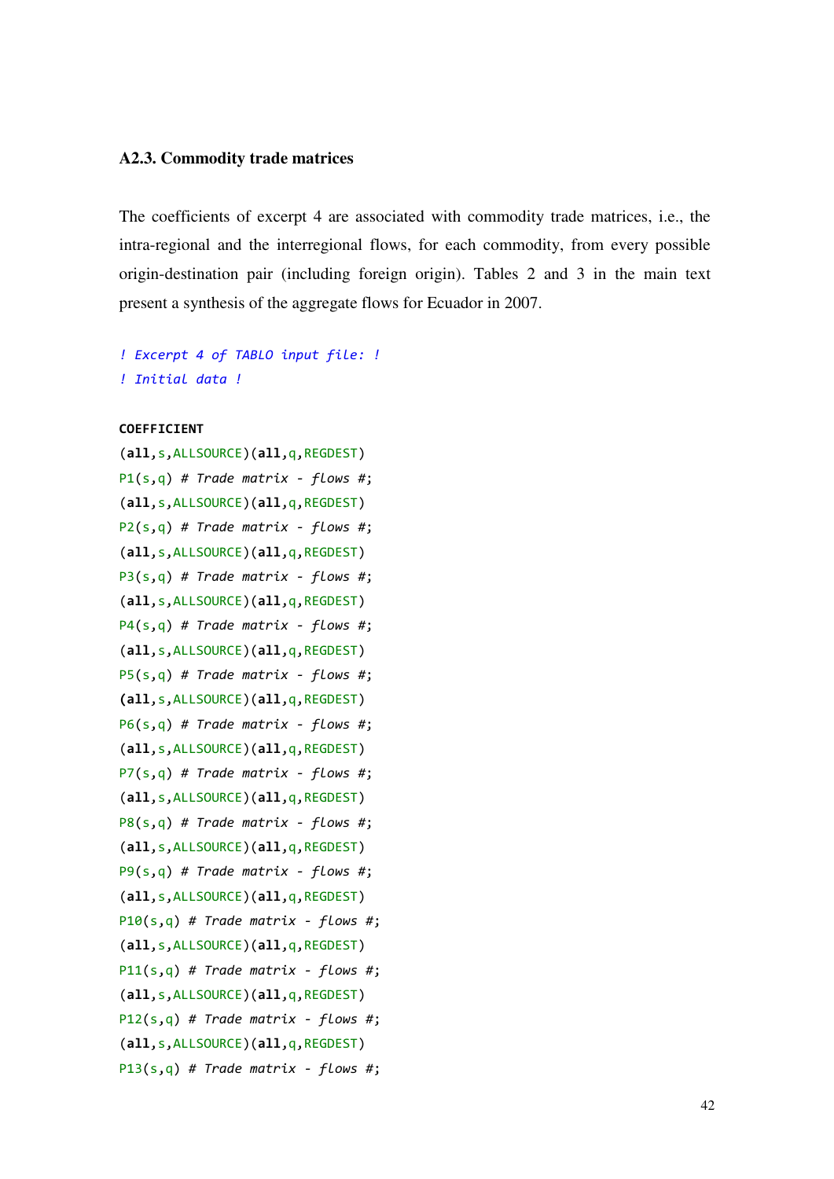### A2.3. Commodity trade matrices

The coefficients of excerpt 4 are associated with commodity trade matrices, i.e., the intra-regional and the interregional flows, for each commodity, from every possible origin-destination pair (including foreign origin). Tables 2 and 3 in the main text present a synthesis of the aggregate flows for Ecuador in 2007.

```
! Excerpt 4 of TABLO input file: !
! Initial data !

COEFFICIENT
(all,s,ALLSOURCE)(all,q,REGDEST)
P1(s,q) # Trade matrix - flows #;
(all,s,ALLSOURCE)(all,q,REGDEST)
P2(s,q) # Trade matrix - flows #;
(all,s,ALLSOURCE)(all,q,REGDEST)
P3(s,q) # Trade matrix - flows #;
(all,s,ALLSOURCE)(all,q,REGDEST)
P4(s,q) # Trade matrix - flows #;
(all,s,ALLSOURCE)(all,q,REGDEST)
P5(s,q) # Trade matrix - flows #;
(all,s,ALLSOURCE)(all,q,REGDEST)
P6(s,q) # Trade matrix - flows #;
(all,s,ALLSOURCE)(all,q,REGDEST)
P7(s,q) # Trade matrix - flows #;
(all,s,ALLSOURCE)(all,q,REGDEST)
P8(s,q) # Trade matrix - flows #;
(all,s,ALLSOURCE)(all,q,REGDEST)
P9(s,q) # Trade matrix - flows #;
(all,s,ALLSOURCE)(all,q,REGDEST)
P10(s,q) # Trade matrix - flows #;
(all,s,ALLSOURCE)(all,q,REGDEST)
P11(s,q) # Trade matrix - flows #;
(all,s,ALLSOURCE)(all,q,REGDEST)
P12(s,q) # Trade matrix - flows #;
(all,s,ALLSOURCE)(all,q,REGDEST)
P13(s,q) # Trade matrix - flows #;
```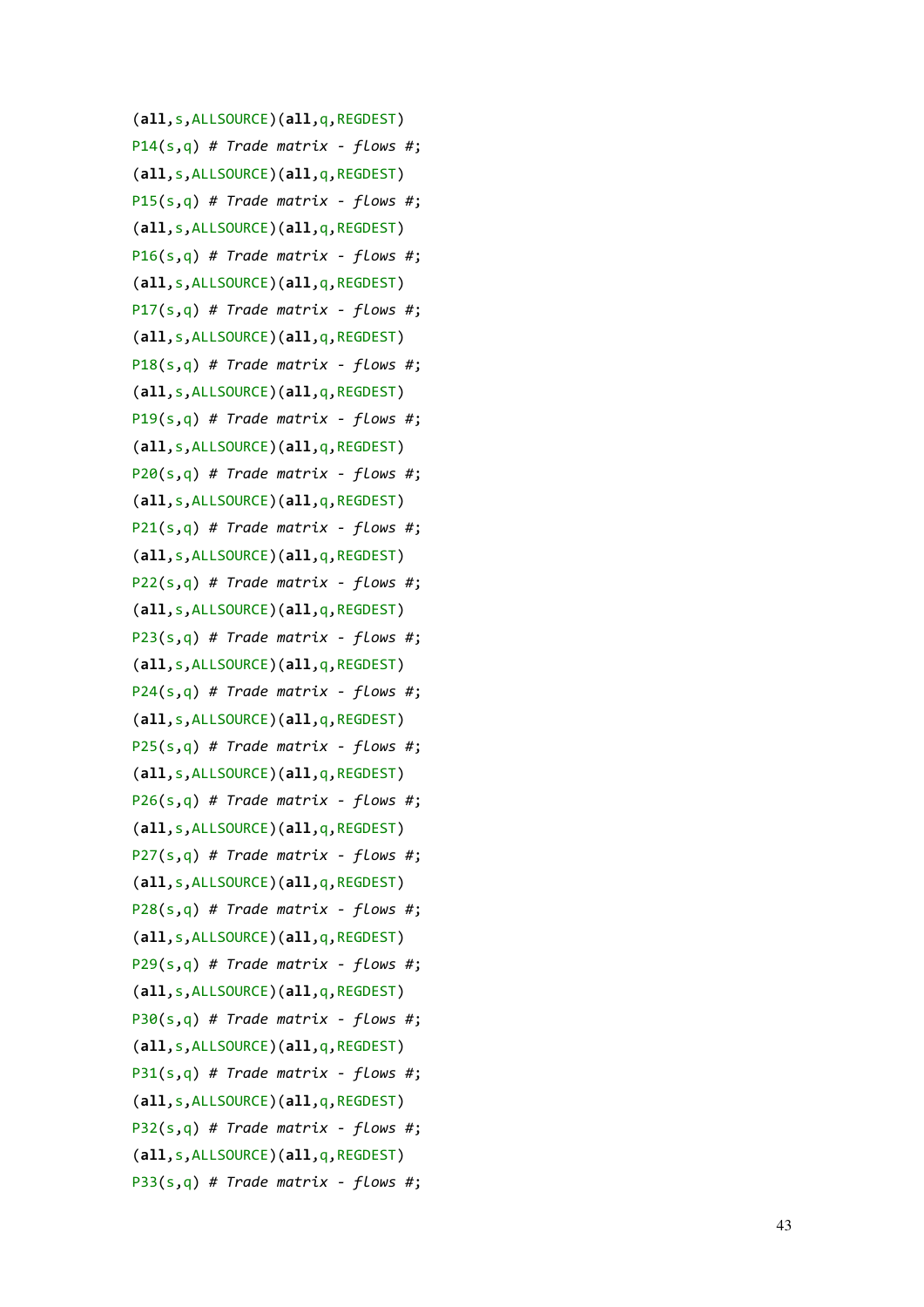```
(all,s,ALLSOURCE)(all,q,REGDEST)
P14(s,q) # Trade matrix - flows #;
(all,s,ALLSOURCE)(all,q,REGDEST)
P15(s,q) # Trade matrix - flows #;
(all,s,ALLSOURCE)(all,q,REGDEST)
P16(s,q) # Trade matrix - flows #;
(all,s,ALLSOURCE)(all,q,REGDEST)
P17(s,q) # Trade matrix - flows #;
(all,s,ALLSOURCE)(all,q,REGDEST)
P18(s,q) # Trade matrix - flows #;
(all,s,ALLSOURCE)(all,q,REGDEST)
P19(s,q) # Trade matrix - flows #;
(all,s,ALLSOURCE)(all,q,REGDEST)
P20(s,q) # Trade matrix - flows #;
(all,s,ALLSOURCE)(all,q,REGDEST)
P21(s,q) # Trade matrix - flows #;
(all,s,ALLSOURCE)(all,q,REGDEST)
P22(s,q) # Trade matrix - flows #;
(all,s,ALLSOURCE)(all,q,REGDEST)
P23(s,q) # Trade matrix - flows #;
(all,s,ALLSOURCE)(all,q,REGDEST)
P24(s,q) # Trade matrix - flows #;
(all,s,ALLSOURCE)(all,q,REGDEST)
P25(s,q) # Trade matrix - flows #;
(all,s,ALLSOURCE)(all,q,REGDEST)
P26(s,q) # Trade matrix - flows #;
(all,s,ALLSOURCE)(all,q,REGDEST)
P27(s,q) # Trade matrix - flows #;
(all,s,ALLSOURCE)(all,q,REGDEST)
P28(s,q) # Trade matrix - flows #;
(all,s,ALLSOURCE)(all,q,REGDEST)
P29(s,q) # Trade matrix - flows #;
(all,s,ALLSOURCE)(all,q,REGDEST)
P30(s,q) # Trade matrix - flows #;
(all,s,ALLSOURCE)(all,q,REGDEST)
P31(s,q) # Trade matrix - flows #;
(all,s,ALLSOURCE)(all,q,REGDEST)
P32(s,q) # Trade matrix - flows #;
(all,s,ALLSOURCE)(all,q,REGDEST)
P33(s,q) # Trade matrix - flows #;
```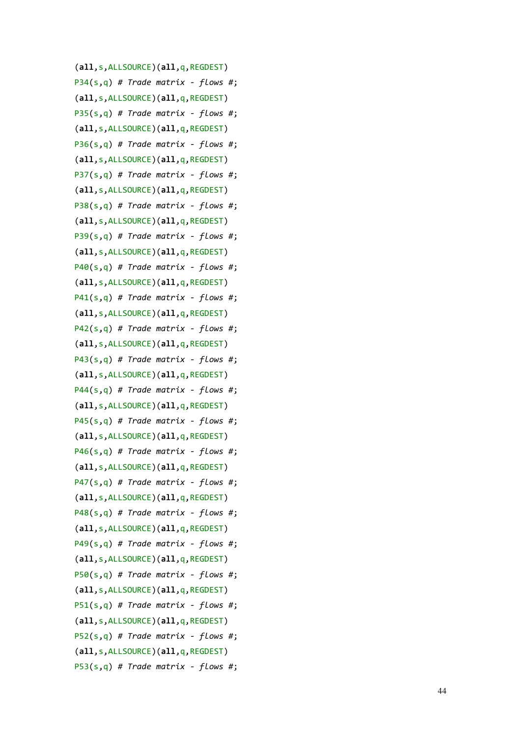```
(all,s,ALLSOURCE)(all,q,REGDEST)
P34(s,q) # Trade matrix - flows #;
(all,s,ALLSOURCE)(all,q,REGDEST)
P35(s,q) # Trade matrix - flows #;
(all,s,ALLSOURCE)(all,q,REGDEST)
P36(s,q) # Trade matrix - flows #;
(all,s,ALLSOURCE)(all,q,REGDEST)
P37(s,q) # Trade matrix - flows #;
(all,s,ALLSOURCE)(all,q,REGDEST)
P38(s,q) # Trade matrix - flows #;
(all,s,ALLSOURCE)(all,q,REGDEST)
P39(s,q) # Trade matrix - flows #;
(all,s,ALLSOURCE)(all,q,REGDEST)
P40(s,q) # Trade matrix - flows #;
(all,s,ALLSOURCE)(all,q,REGDEST)
P41(s,q) # Trade matrix - flows #;
(all,s,ALLSOURCE)(all,q,REGDEST)
P42(s,q) # Trade matrix - flows #;
(all,s,ALLSOURCE)(all,q,REGDEST)
P43(s,q) # Trade matrix - flows #;
(all,s,ALLSOURCE)(all,q,REGDEST)
P44(s,q) # Trade matrix - flows #;
(all,s,ALLSOURCE)(all,q,REGDEST)
P45(s,q) # Trade matrix - flows #;
(all,s,ALLSOURCE)(all,q,REGDEST)
P46(s,q) # Trade matrix - flows #;
(all,s,ALLSOURCE)(all,q,REGDEST)
P47(s,q) # Trade matrix - flows #;
(all,s,ALLSOURCE)(all,q,REGDEST)
P48(s,q) # Trade matrix - flows #;
(all,s,ALLSOURCE)(all,q,REGDEST)
P49(s,q) # Trade matrix - flows #;
(all,s,ALLSOURCE)(all,q,REGDEST)
P50(s,q) # Trade matrix - flows #;
(all,s,ALLSOURCE)(all,q,REGDEST)
P51(s,q) # Trade matrix - flows #;
(all,s,ALLSOURCE)(all,q,REGDEST)
P52(s,q) # Trade matrix - flows #;
(all,s,ALLSOURCE)(all,q,REGDEST)
P53(s,q) # Trade matrix - flows #;
```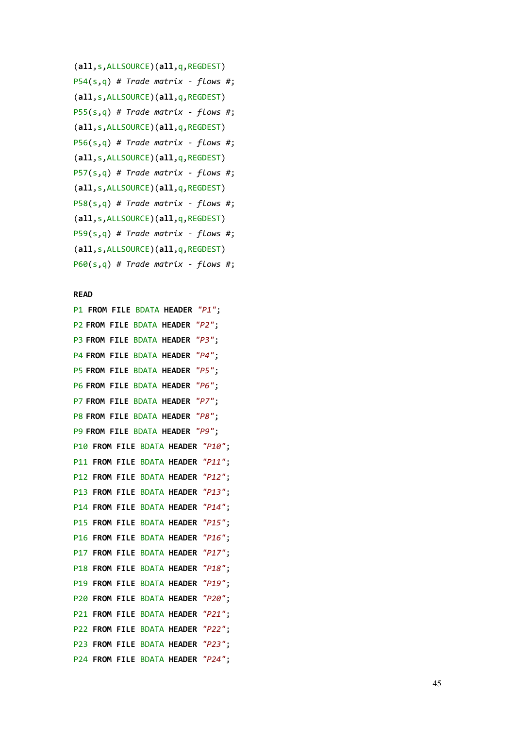```
(all,s,ALLSOURCE)(all,q,REGDEST)
P54(s,q) # Trade matrix - flows #;
(all,s,ALLSOURCE)(all,q,REGDEST)
P55(s,q) # Trade matrix - flows #;
(all,s,ALLSOURCE)(all,q,REGDEST)
P56(s,q) # Trade matrix - flows #;
(all,s,ALLSOURCE)(all,q,REGDEST)
P57(s,q) # Trade matrix - flows #;
(all,s,ALLSOURCE)(all,q,REGDEST)
P58(s,q) # Trade matrix - flows #;
(all,s,ALLSOURCE)(all,q,REGDEST)
P59(s,q) # Trade matrix - flows #;
(all,s,ALLSOURCE)(all,q,REGDEST)
P60(s,q) # Trade matrix - flows #;

READ
P1 FROM FILE BDATA HEADER "P1";
P2 FROM FILE BDATA HEADER "P2";
P3 FROM FILE BDATA HEADER "P3";
P4 FROM FILE BDATA HEADER "P4";
P5 FROM FILE BDATA HEADER "P5";
P6 FROM FILE BDATA HEADER "P6";
P7 FROM FILE BDATA HEADER "P7";
P8 FROM FILE BDATA HEADER "P8";
P9 FROM FILE BDATA HEADER "P9";
P10 FROM FILE BDATA HEADER "P10";
P11 FROM FILE BDATA HEADER "P11";
P12 FROM FILE BDATA HEADER "P12";
P13 FROM FILE BDATA HEADER "P13";
P14 FROM FILE BDATA HEADER "P14";
P15 FROM FILE BDATA HEADER "P15";
P16 FROM FILE BDATA HEADER "P16";
P17 FROM FILE BDATA HEADER "P17";
P18 FROM FILE BDATA HEADER "P18";
P19 FROM FILE BDATA HEADER "P19";
P20 FROM FILE BDATA HEADER "P20";
P21 FROM FILE BDATA HEADER "P21";
P22 FROM FILE BDATA HEADER "P22";
P23 FROM FILE BDATA HEADER "P23";
P24 FROM FILE BDATA HEADER "P24";
```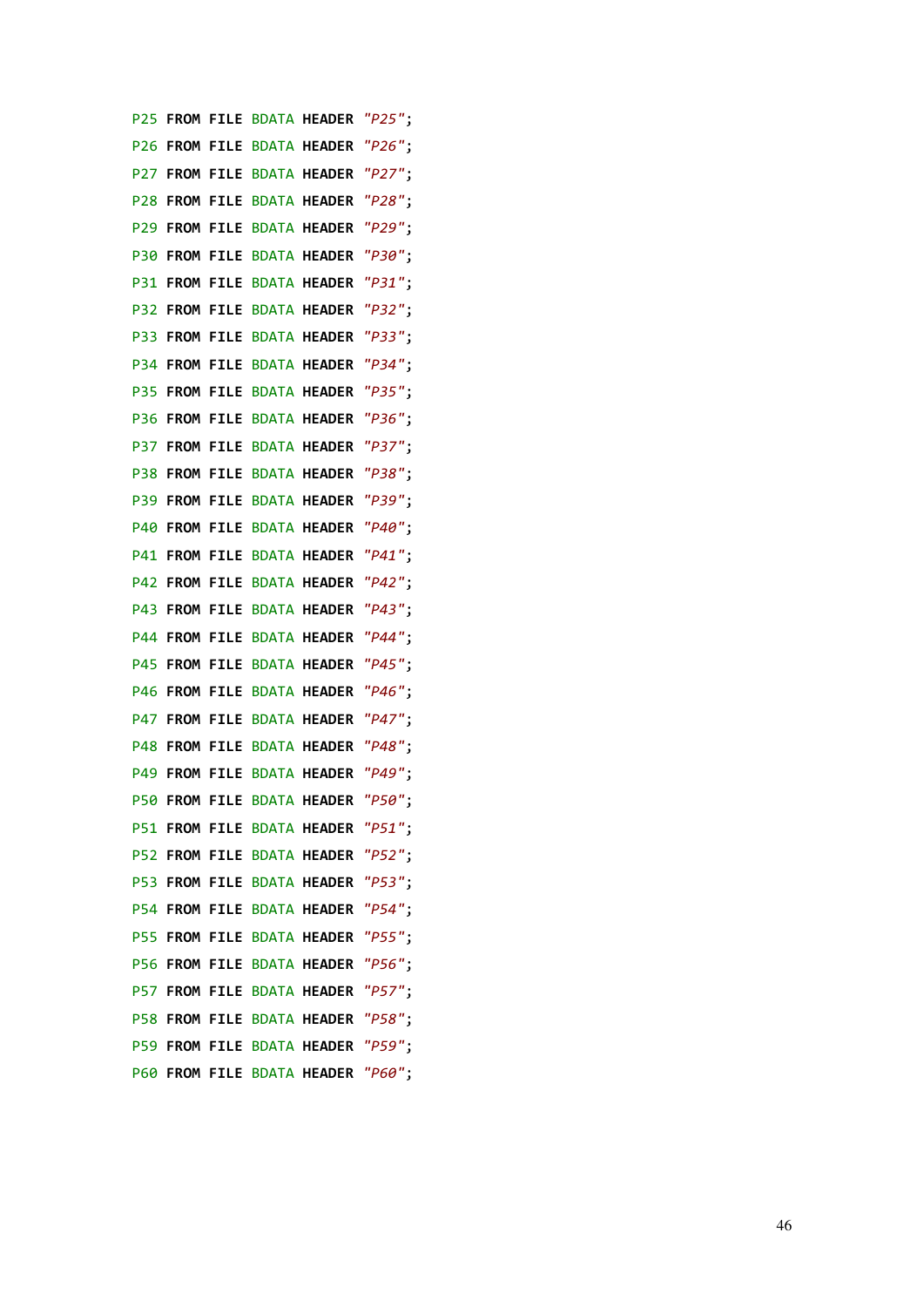```
P25 FROM FILE BDATA HEADER "P25";
P26 FROM FILE BDATA HEADER "P26";
P27 FROM FILE BDATA HEADER "P27";
P28 FROM FILE BDATA HEADER "P28";
P29 FROM FILE BDATA HEADER "P29";
P30 FROM FILE BDATA HEADER "P30";
P31 FROM FILE BDATA HEADER "P31";
P32 FROM FILE BDATA HEADER "P32";
P33 FROM FILE BDATA HEADER "P33";
P34 FROM FILE BDATA HEADER "P34";
P35 FROM FILE BDATA HEADER "P35";
P36 FROM FILE BDATA HEADER "P36";
P37 FROM FILE BDATA HEADER "P37";
P38 FROM FILE BDATA HEADER "P38";
P39 FROM FILE BDATA HEADER "P39";
P40 FROM FILE BDATA HEADER "P40";
P41 FROM FILE BDATA HEADER "P41";
P42 FROM FILE BDATA HEADER "P42";
P43 FROM FILE BDATA HEADER "P43";
P44 FROM FILE BDATA HEADER "P44";
P45 FROM FILE BDATA HEADER "P45";
P46 FROM FILE BDATA HEADER "P46";
P47 FROM FILE BDATA HEADER "P47";
P48 FROM FILE BDATA HEADER "P48";
P49 FROM FILE BDATA HEADER "P49";
P50 FROM FILE BDATA HEADER "P50";
P51 FROM FILE BDATA HEADER "P51";
P52 FROM FILE BDATA HEADER "P52";
P53 FROM FILE BDATA HEADER "P53";
P54 FROM FILE BDATA HEADER "P54";
P55 FROM FILE BDATA HEADER "P55";
P56 FROM FILE BDATA HEADER "P56";
P57 FROM FILE BDATA HEADER "P57";
P58 FROM FILE BDATA HEADER "P58";
P59 FROM FILE BDATA HEADER "P59";
P60 FROM FILE BDATA HEADER "P60";
```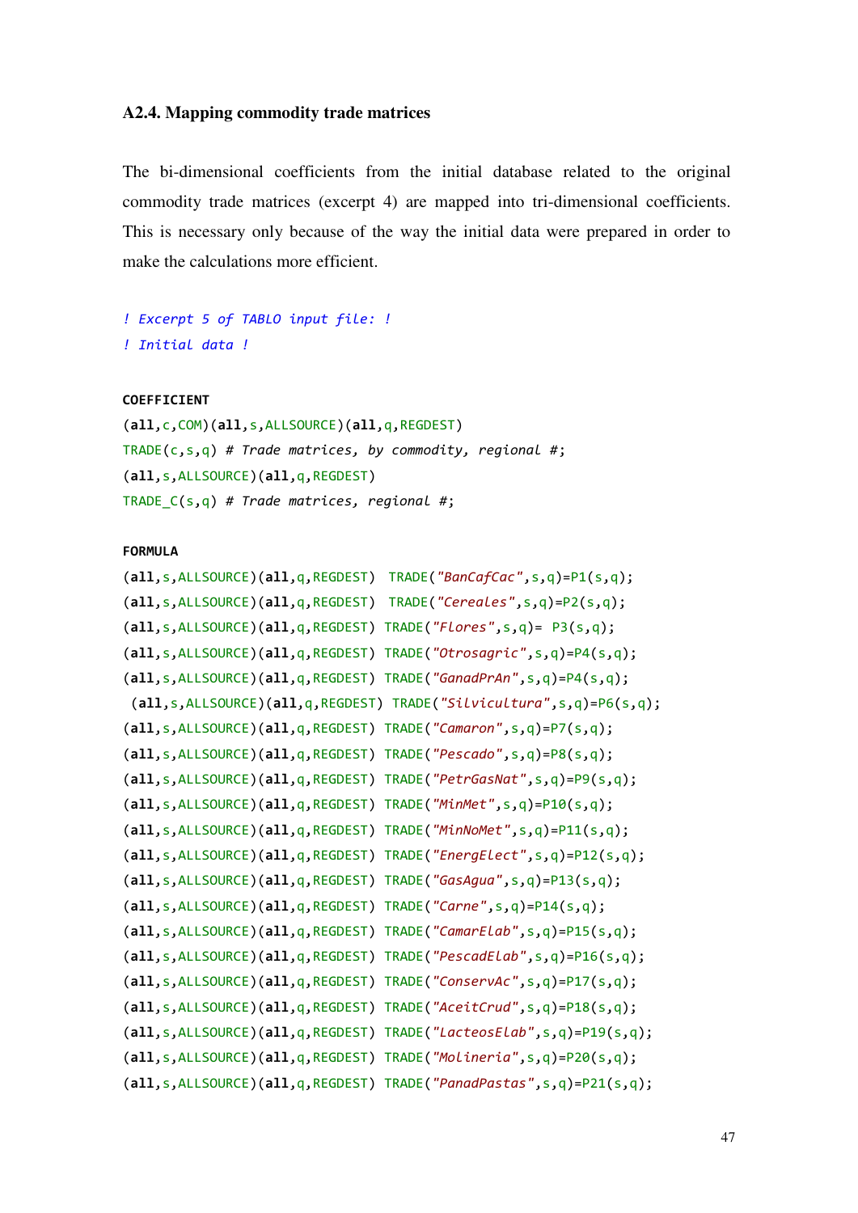### A2.4. Mapping commodity trade matrices

The bi-dimensional coefficients from the initial database related to the original commodity trade matrices (excerpt 4) are mapped into tri-dimensional coefficients. This is necessary only because of the way the initial data were prepared in order to make the calculations more efficient.

```
! Excerpt 5 of TABLO input file: !
! Initial data !

COEFFICIENT
(all,c,COM)(all,s,ALLSOURCE)(all,q,REGDEST)
TRADE(c,s,q) # Trade matrices, by commodity, regional #;
(all,s,ALLSOURCE)(all,q,REGDEST)
TRADE_C(s,q) # Trade matrices, regional #;

FORMULA
(all,s,ALLSOURCE)(all,q,REGDEST)  TRADE("BanCafCac",s,q)=P1(s,q);
(all,s,ALLSOURCE)(all,q,REGDEST)  TRADE("Cereales",s,q)=P2(s,q);
(all,s,ALLSOURCE)(all,q,REGDEST) TRADE("Flores",s,q)= P3(s,q);
(all,s,ALLSOURCE)(all,q,REGDEST) TRADE("Otrosagric",s,q)=P4(s,q);
(all,s,ALLSOURCE)(all,q,REGDEST) TRADE("GanadPrAn",s,q)=P4(s,q);
 (all,s,ALLSOURCE)(all,q,REGDEST) TRADE("Silvicultura",s,q)=P6(s,q);
(all,s,ALLSOURCE)(all,q,REGDEST) TRADE("Camaron",s,q)=P7(s,q);
(all,s,ALLSOURCE)(all,q,REGDEST) TRADE("Pescado",s,q)=P8(s,q);
(all,s,ALLSOURCE)(all,q,REGDEST) TRADE("PetrGasNat",s,q)=P9(s,q);
(all,s,ALLSOURCE)(all,q,REGDEST) TRADE("MinMet",s,q)=P10(s,q);
(all,s,ALLSOURCE)(all,q,REGDEST) TRADE("MinNoMet",s,q)=P11(s,q);
(all,s,ALLSOURCE)(all,q,REGDEST) TRADE("EnergElect",s,q)=P12(s,q);
(all,s,ALLSOURCE)(all,q,REGDEST) TRADE("GasAgua",s,q)=P13(s,q);
(all,s,ALLSOURCE)(all,q,REGDEST) TRADE("Carne",s,q)=P14(s,q);
(all,s,ALLSOURCE)(all,q,REGDEST) TRADE("CamarElab",s,q)=P15(s,q);
(all,s,ALLSOURCE)(all,q,REGDEST) TRADE("PescadElab",s,q)=P16(s,q);
(all,s,ALLSOURCE)(all,q,REGDEST) TRADE("ConservAc",s,q)=P17(s,q);
(all,s,ALLSOURCE)(all,q,REGDEST) TRADE("AceitCrud",s,q)=P18(s,q);
(all,s,ALLSOURCE)(all,q,REGDEST) TRADE("LacteosElab",s,q)=P19(s,q);
(all,s,ALLSOURCE)(all,q,REGDEST) TRADE("Molineria",s,q)=P20(s,q);
(all,s,ALLSOURCE)(all,q,REGDEST) TRADE("PanadPastas",s,q)=P21(s,q);
```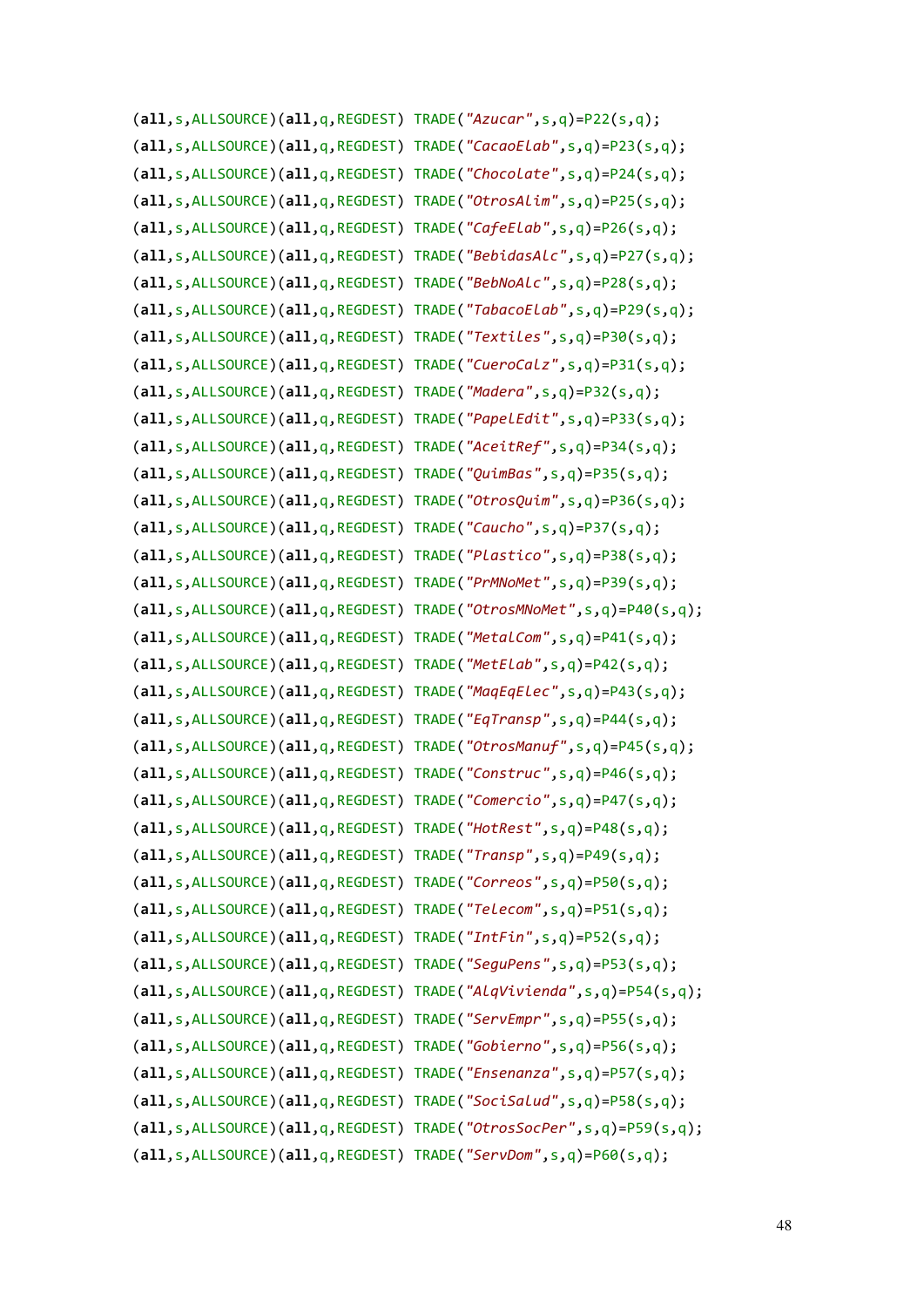```
(all,s,ALLSOURCE)(all,q,REGDEST) TRADE("Azucar",s,q)=P22(s,q);
(all,s,ALLSOURCE)(all,q,REGDEST) TRADE("CacaoElab",s,q)=P23(s,q);
(all,s,ALLSOURCE)(all,q,REGDEST) TRADE("Chocolate",s,q)=P24(s,q);
(all,s,ALLSOURCE)(all,q,REGDEST) TRADE("OtrosAlim",s,q)=P25(s,q);
(all,s,ALLSOURCE)(all,q,REGDEST) TRADE("CafeElab",s,q)=P26(s,q);
(all,s,ALLSOURCE)(all,q,REGDEST) TRADE("BebidasAlc",s,q)=P27(s,q);
(all,s,ALLSOURCE)(all,q,REGDEST) TRADE("BebNoAlc",s,q)=P28(s,q);
(all,s,ALLSOURCE)(all,q,REGDEST) TRADE("TabacoElab",s,q)=P29(s,q);
(all,s,ALLSOURCE)(all,q,REGDEST) TRADE("Textiles",s,q)=P30(s,q);
(all,s,ALLSOURCE)(all,q,REGDEST) TRADE("CueroCalz",s,q)=P31(s,q);
(all,s,ALLSOURCE)(all,q,REGDEST) TRADE("Madera",s,q)=P32(s,q);
(all,s,ALLSOURCE)(all,q,REGDEST) TRADE("PapelEdit",s,q)=P33(s,q);
(all,s,ALLSOURCE)(all,q,REGDEST) TRADE("AceitRef",s,q)=P34(s,q);
(all,s,ALLSOURCE)(all,q,REGDEST) TRADE("QuimBas",s,q)=P35(s,q);
(all,s,ALLSOURCE)(all,q,REGDEST) TRADE("OtrosQuim",s,q)=P36(s,q);
(all,s,ALLSOURCE)(all,q,REGDEST) TRADE("Caucho",s,q)=P37(s,q);
(all,s,ALLSOURCE)(all,q,REGDEST) TRADE("Plastico",s,q)=P38(s,q);
(all,s,ALLSOURCE)(all,q,REGDEST) TRADE("PrMNoMet",s,q)=P39(s,q);
(all,s,ALLSOURCE)(all,q,REGDEST) TRADE("OtrosMNoMet",s,q)=P40(s,q);
(all,s,ALLSOURCE)(all,q,REGDEST) TRADE("MetalCom",s,q)=P41(s,q);
(all,s,ALLSOURCE)(all,q,REGDEST) TRADE("MetElab",s,q)=P42(s,q);
(all,s,ALLSOURCE)(all,q,REGDEST) TRADE("MaqEqElec",s,q)=P43(s,q);
(all,s,ALLSOURCE)(all,q,REGDEST) TRADE("EqTransp",s,q)=P44(s,q);
(all,s,ALLSOURCE)(all,q,REGDEST) TRADE("OtrosManuf",s,q)=P45(s,q);
(all,s,ALLSOURCE)(all,q,REGDEST) TRADE("Construc",s,q)=P46(s,q);
(all,s,ALLSOURCE)(all,q,REGDEST) TRADE("Comercio",s,q)=P47(s,q);
(all,s,ALLSOURCE)(all,q,REGDEST) TRADE("HotRest",s,q)=P48(s,q);
(all,s,ALLSOURCE)(all,q,REGDEST) TRADE("Transp",s,q)=P49(s,q);
(all,s,ALLSOURCE)(all,q,REGDEST) TRADE("Correos",s,q)=P50(s,q);
(all,s,ALLSOURCE)(all,q,REGDEST) TRADE("Telecom",s,q)=P51(s,q);
(all,s,ALLSOURCE)(all,q,REGDEST) TRADE("IntFin",s,q)=P52(s,q);
(all,s,ALLSOURCE)(all,q,REGDEST) TRADE("SeguPens",s,q)=P53(s,q);
(all,s,ALLSOURCE)(all,q,REGDEST) TRADE("AlqVivienda",s,q)=P54(s,q);
(all,s,ALLSOURCE)(all,q,REGDEST) TRADE("ServEmpr",s,q)=P55(s,q);
(all,s,ALLSOURCE)(all,q,REGDEST) TRADE("Gobierno",s,q)=P56(s,q);
(all,s,ALLSOURCE)(all,q,REGDEST) TRADE("Ensenanza",s,q)=P57(s,q);
(all,s,ALLSOURCE)(all,q,REGDEST) TRADE("SociSalud",s,q)=P58(s,q);
(all,s,ALLSOURCE)(all,q,REGDEST) TRADE("OtrosSocPer",s,q)=P59(s,q);
(all,s,ALLSOURCE)(all,q,REGDEST) TRADE("ServDom",s,q)=P60(s,q);
```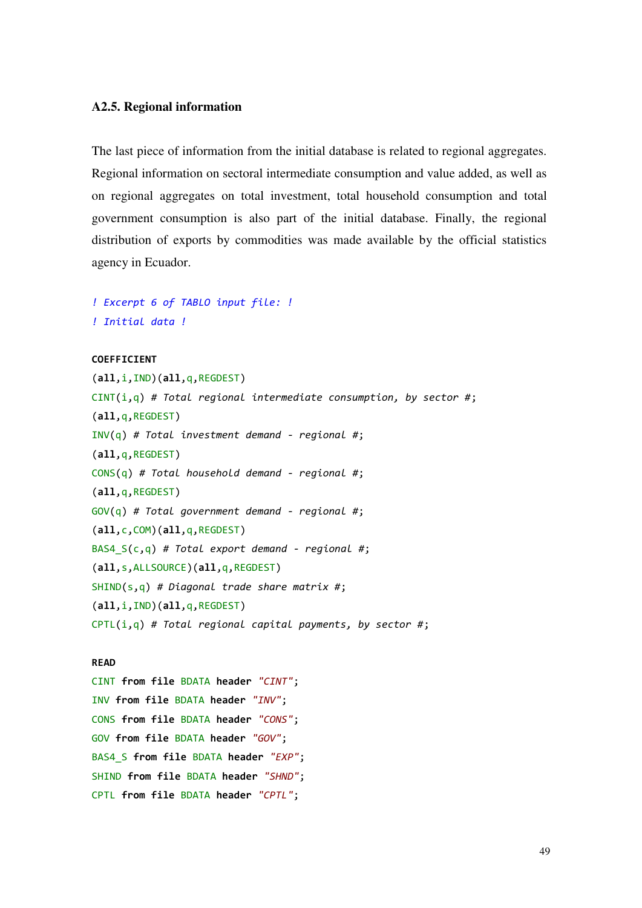### A2.5. Regional information

The last piece of information from the initial database is related to regional aggregates. Regional information on sectoral intermediate consumption and value added, as well as on regional aggregates on total investment, total household consumption and total government consumption is also part of the initial database. Finally, the regional distribution of exports by commodities was made available by the official statistics agency in Ecuador.

```
! Excerpt 6 of TABLO input file: !
! Initial data !

COEFFICIENT
(all,i,IND)(all,q,REGDEST)
CINT(i,q) # Total regional intermediate consumption, by sector #;
(all,q,REGDEST)
INV(q) # Total investment demand - regional #;
(all,q,REGDEST)
CONS(q) # Total household demand - regional #;
(all,q,REGDEST)
GOV(q) # Total government demand - regional #;
(all,c,COM)(all,q,REGDEST)
BAS4_S(c,q) # Total export demand - regional #;
(all,s,ALLSOURCE)(all,q,REGDEST)
SHIND(s,q) # Diagonal trade share matrix #;
(all,i,IND)(all,q,REGDEST)
CPTL(i,q) # Total regional capital payments, by sector #;

READ
CINT from file BDATA header "CINT";
INV from file BDATA header "INV";
CONS from file BDATA header "CONS";
GOV from file BDATA header "GOV";
BAS4_S from file BDATA header "EXP";
SHIND from file BDATA header "SHND";
CPTL from file BDATA header "CPTL";
```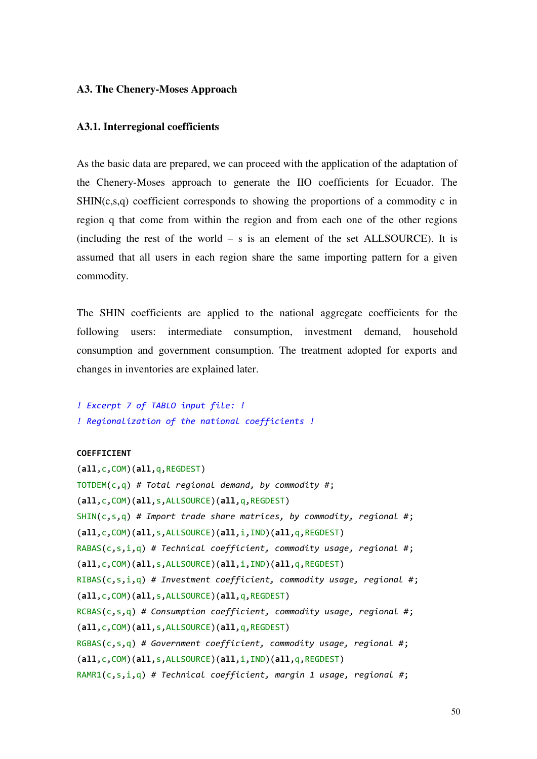### A3. The Chenery-Moses Approach

#### A3.1. Interregional coefficients

As the basic data are prepared, we can proceed with the application of the adaptation of the Chenery-Moses approach to generate the IIO coefficients for Ecuador. The SHIN(c,s,q) coefficient corresponds to showing the proportions of a commodity c in region q that come from within the region and from each one of the other regions (including the rest of the world – s is an element of the set ALLSOURCE). It is assumed that all users in each region share the same importing pattern for a given commodity.

The SHIN coefficients are applied to the national aggregate coefficients for the following users: intermediate consumption, investment demand, household consumption and government consumption. The treatment adopted for exports and changes in inventories are explained later.

```
! Excerpt 7 of TABLO input file: !
! Regionalization of the national coefficients !

COEFFICIENT
(all,c,COM)(all,q,REGDEST)
TOTDEM(c,q) # Total regional demand, by commodity #;
(all,c,COM)(all,s,ALLSOURCE)(all,q,REGDEST)
SHIN(c,s,q) # Import trade share matrices, by commodity, regional #;
(all,c,COM)(all,s,ALLSOURCE)(all,i,IND)(all,q,REGDEST)
RABAS(c,s,i,q) # Technical coefficient, commodity usage, regional #;
(all,c,COM)(all,s,ALLSOURCE)(all,i,IND)(all,q,REGDEST)
RIBAS(c,s,i,q) # Investment coefficient, commodity usage, regional #;
(all,c,COM)(all,s,ALLSOURCE)(all,q,REGDEST)
RCBAS(c,s,q) # Consumption coefficient, commodity usage, regional #;
(all,c,COM)(all,s,ALLSOURCE)(all,q,REGDEST)
RGBAS(c,s,q) # Government coefficient, commodity usage, regional #;
(all,c,COM)(all,s,ALLSOURCE)(all,i,IND)(all,q,REGDEST)
RAMR1(c,s,i,q) # Technical coefficient, margin 1 usage, regional #;
```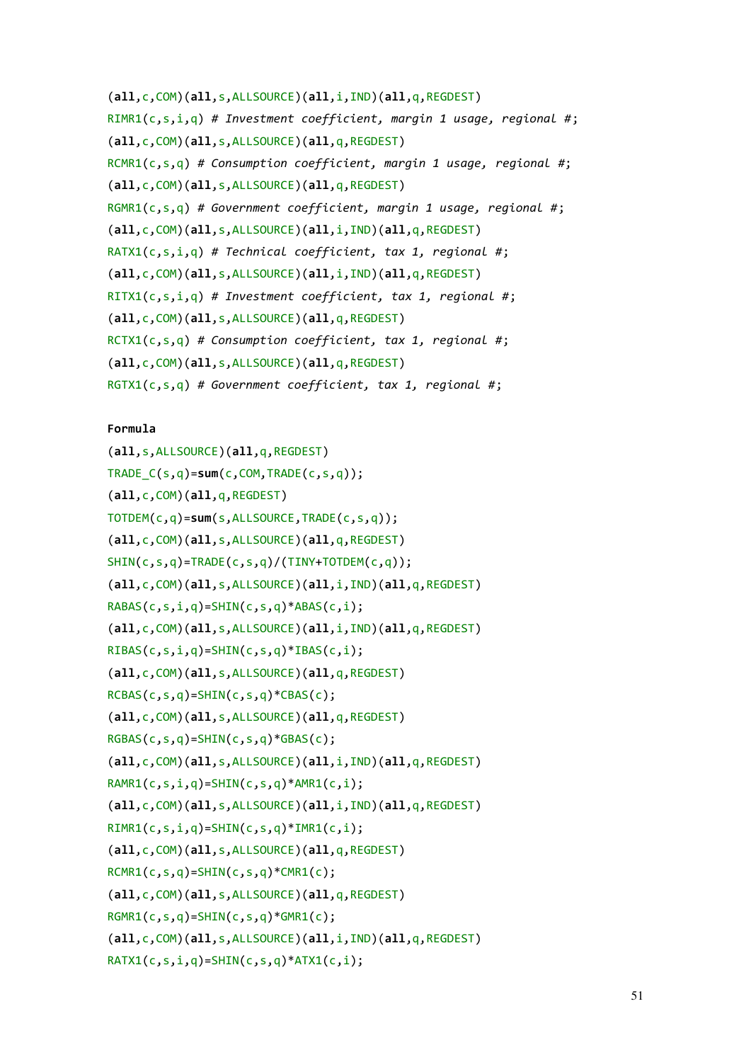```
(all,c,COM)(all,s,ALLSOURCE)(all,i,IND)(all,q,REGDEST)
RIMR1(c,s,i,q) # Investment coefficient, margin 1 usage, regional #;
(all,c,COM)(all,s,ALLSOURCE)(all,q,REGDEST)
RCMR1(c,s,q) # Consumption coefficient, margin 1 usage, regional #;
(all,c,COM)(all,s,ALLSOURCE)(all,q,REGDEST)
RGMR1(c,s,q) # Government coefficient, margin 1 usage, regional #;
(all,c,COM)(all,s,ALLSOURCE)(all,i,IND)(all,q,REGDEST)
RATX1(c,s,i,q) # Technical coefficient, tax 1, regional #;
(all,c,COM)(all,s,ALLSOURCE)(all,i,IND)(all,q,REGDEST)
RITX1(c,s,i,q) # Investment coefficient, tax 1, regional #;
(all,c,COM)(all,s,ALLSOURCE)(all,q,REGDEST)
RCTX1(c,s,q) # Consumption coefficient, tax 1, regional #;
(all,c,COM)(all,s,ALLSOURCE)(all,q,REGDEST)
RGTX1(c,s,q) # Government coefficient, tax 1, regional #;

Formula
(all,s,ALLSOURCE)(all,q,REGDEST)
TRADE_C(s,q)=sum(c,COM,TRADE(c,s,q));
(all,c,COM)(all,q,REGDEST)
TOTDEM(c,q)=sum(s,ALLSOURCE,TRADE(c,s,q));
(all,c,COM)(all,s,ALLSOURCE)(all,q,REGDEST)
SHIN(c,s,q)=TRADE(c,s,q)/(TINY+TOTDEM(c,q));
(all,c,COM)(all,s,ALLSOURCE)(all,i,IND)(all,q,REGDEST)
RABAS(c,s,i,q)=SHIN(c,s,q)*ABAS(c,i);
(all,c,COM)(all,s,ALLSOURCE)(all,i,IND)(all,q,REGDEST)
RIBAS(c,s,i,q)=SHIN(c,s,q)*IBAS(c,i);
(all,c,COM)(all,s,ALLSOURCE)(all,q,REGDEST)
RCBAS(c,s,q)=SHIN(c,s,q)*CBAS(c);
(all,c,COM)(all,s,ALLSOURCE)(all,q,REGDEST)
RGBAS(c,s,q)=SHIN(c,s,q)*GBAS(c);
(all,c,COM)(all,s,ALLSOURCE)(all,i,IND)(all,q,REGDEST)
RAMR1(c,s,i,q)=SHIN(c,s,q)*AMR1(c,i);
(all,c,COM)(all,s,ALLSOURCE)(all,i,IND)(all,q,REGDEST)
RIMR1(c,s,i,q)=SHIN(c,s,q)*IMR1(c,i);
(all,c,COM)(all,s,ALLSOURCE)(all,q,REGDEST)
RCMR1(c,s,q)=SHIN(c,s,q)*CMR1(c);
(all,c,COM)(all,s,ALLSOURCE)(all,q,REGDEST)
RGMR1(c,s,q)=SHIN(c,s,q)*GMR1(c);
(all,c,COM)(all,s,ALLSOURCE)(all,i,IND)(all,q,REGDEST)
RATX1(c,s,i,q)=SHIN(c,s,q)*ATX1(c,i);
```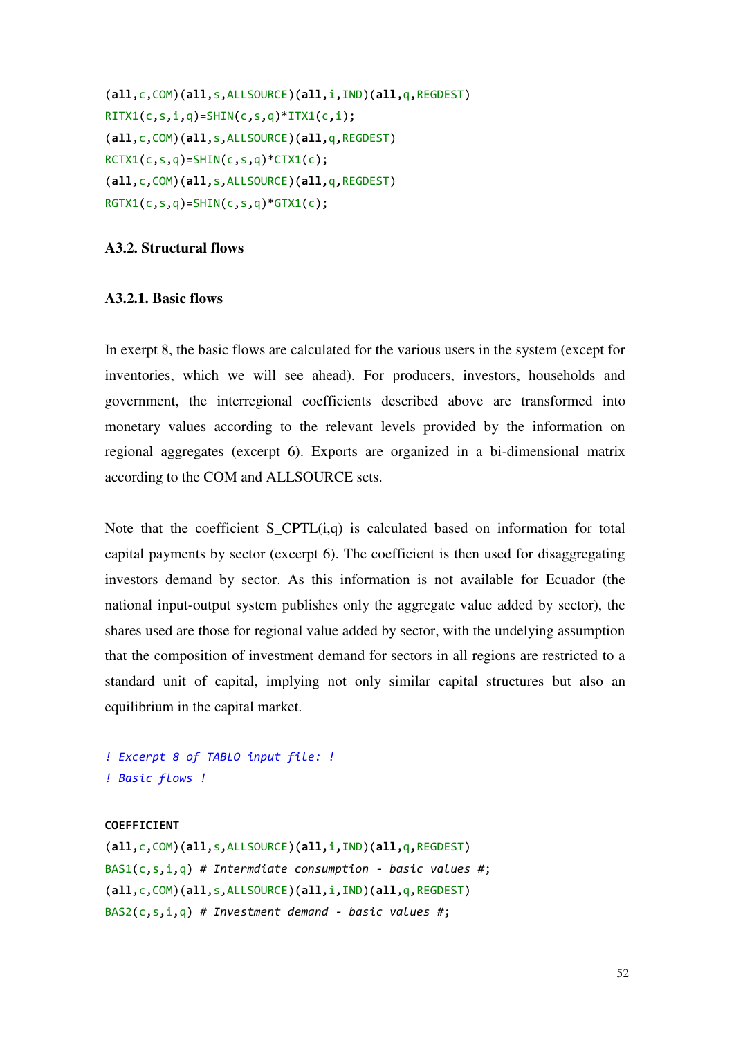```
(all,c,COM)(all,s,ALLSOURCE)(all,i,IND)(all,q,REGDEST)
RITX1(c,s,i,q)=SHIN(c,s,q)*ITX1(c,i);
(all,c,COM)(all,s,ALLSOURCE)(all,q,REGDEST)
RCTX1(c,s,q)=SHIN(c,s,q)*CTX1(c);
(all,c,COM)(all,s,ALLSOURCE)(all,q,REGDEST)
RGTX1(c,s,q)=SHIN(c,s,q)*GTX1(c);
```

### A3.2. Structural flows

#### A3.2.1. Basic flows

In exerpt 8, the basic flows are calculated for the various users in the system (except for inventories, which we will see ahead). For producers, investors, households and government, the interregional coefficients described above are transformed into monetary values according to the relevant levels provided by the information on regional aggregates (excerpt 6). Exports are organized in a bi-dimensional matrix according to the COM and ALLSOURCE sets.

Note that the coefficient S_CPTL(i,q) is calculated based on information for total capital payments by sector (excerpt 6). The coefficient is then used for disaggregating investors demand by sector. As this information is not available for Ecuador (the national input-output system publishes only the aggregate value added by sector), the shares used are those for regional value added by sector, with the undelying assumption that the composition of investment demand for sectors in all regions are restricted to a standard unit of capital, implying not only similar capital structures but also an equilibrium in the capital market.

```
! Excerpt 8 of TABLO input file: !
! Basic flows !

COEFFICIENT
(all,c,COM)(all,s,ALLSOURCE)(all,i,IND)(all,q,REGDEST)
BAS1(c,s,i,q) # Intermdiate consumption - basic values #;
(all,c,COM)(all,s,ALLSOURCE)(all,i,IND)(all,q,REGDEST)
BAS2(c,s,i,q) # Investment demand - basic values #;
```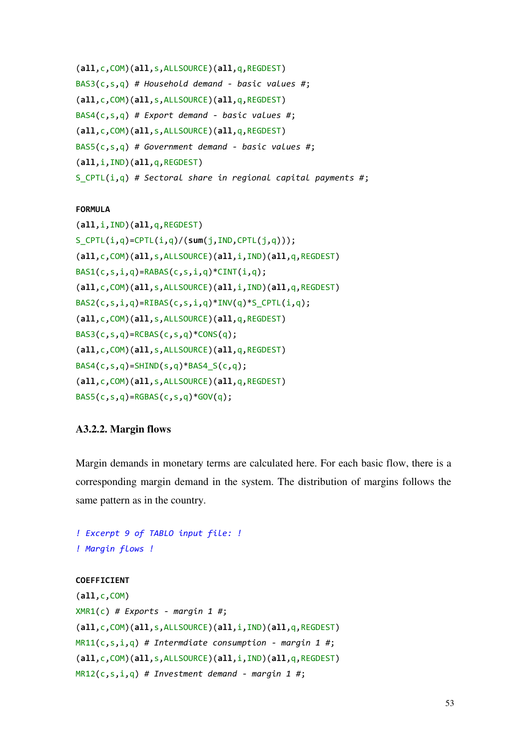```
(all,c,COM)(all,s,ALLSOURCE)(all,q,REGDEST)
BAS3(c,s,q) # Household demand - basic values #;
(all,c,COM)(all,s,ALLSOURCE)(all,q,REGDEST)
BAS4(c,s,q) # Export demand - basic values #;
(all,c,COM)(all,s,ALLSOURCE)(all,q,REGDEST)
BAS5(c,s,q) # Government demand - basic values #;
(all,i,IND)(all,q,REGDEST)
S_CPTL(i,q) # Sectoral share in regional capital payments #;

FORMULA
(all,i,IND)(all,q,REGDEST)
S_CPTL(i,q)=CPTL(i,q)/(sum(j,IND,CPTL(j,q)));
(all,c,COM)(all,s,ALLSOURCE)(all,i,IND)(all,q,REGDEST)
BAS1(c,s,i,q)=RABAS(c,s,i,q)*CINT(i,q);
(all,c,COM)(all,s,ALLSOURCE)(all,i,IND)(all,q,REGDEST)
BAS2(c,s,i,q)=RIBAS(c,s,i,q)*INV(q)*S_CPTL(i,q);
(all,c,COM)(all,s,ALLSOURCE)(all,q,REGDEST)
BAS3(c,s,q)=RCBAS(c,s,q)*CONS(q);
(all,c,COM)(all,s,ALLSOURCE)(all,q,REGDEST)
BAS4(c,s,q)=SHIND(s,q)*BAS4_S(c,q);
(all,c,COM)(all,s,ALLSOURCE)(all,q,REGDEST)
BAS5(c,s,q)=RGBAS(c,s,q)*GOV(q);
```

### A3.2.2. Margin flows

Margin demands in monetary terms are calculated here. For each basic flow, there is a corresponding margin demand in the system. The distribution of margins follows the same pattern as in the country.

```
! Excerpt 9 of TABLO input file: !
! Margin flows !

COEFFICIENT
(all,c,COM)
XMR1(c) # Exports - margin 1 #;
(all,c,COM)(all,s,ALLSOURCE)(all,i,IND)(all,q,REGDEST)
MR11(c,s,i,q) # Intermdiate consumption - margin 1 #;
(all,c,COM)(all,s,ALLSOURCE)(all,i,IND)(all,q,REGDEST)
MR12(c,s,i,q) # Investment demand - margin 1 #;
```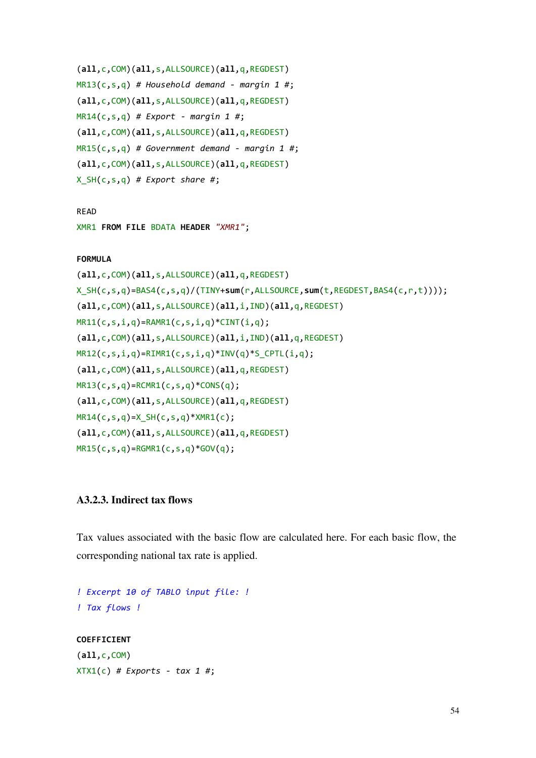```
(all,c,COM)(all,s,ALLSOURCE)(all,q,REGDEST)
MR13(c,s,q) # Household demand - margin 1 #;
(all,c,COM)(all,s,ALLSOURCE)(all,q,REGDEST)
MR14(c,s,q) # Export - margin 1 #;
(all,c,COM)(all,s,ALLSOURCE)(all,q,REGDEST)
MR15(c,s,q) # Government demand - margin 1 #;
(all,c,COM)(all,s,ALLSOURCE)(all,q,REGDEST)
X_SH(c,s,q) # Export share #;

READ
XMR1 FROM FILE BDATA HEADER "XMR1";

FORMULA
(all,c,COM)(all,s,ALLSOURCE)(all,q,REGDEST)
X_SH(c,s,q)=BAS4(c,s,q)/(TINY+sum(r,ALLSOURCE,sum(t,REGDEST,BAS4(c,r,t))));
(all,c,COM)(all,s,ALLSOURCE)(all,i,IND)(all,q,REGDEST)
MR11(c,s,i,q)=RAMR1(c,s,i,q)*CINT(i,q);
(all,c,COM)(all,s,ALLSOURCE)(all,i,IND)(all,q,REGDEST)
MR12(c,s,i,q)=RIMR1(c,s,i,q)*INV(q)*S_CPTL(i,q);
(all,c,COM)(all,s,ALLSOURCE)(all,q,REGDEST)
MR13(c,s,q)=RCMR1(c,s,q)*CONS(q);
(all,c,COM)(all,s,ALLSOURCE)(all,q,REGDEST)
MR14(c,s,q)=X_SH(c,s,q)*XMR1(c);
(all,c,COM)(all,s,ALLSOURCE)(all,q,REGDEST)
MR15(c,s,q)=RGMR1(c,s,q)*GOV(q);
```

### A3.2.3. Indirect tax flows

Tax values associated with the basic flow are calculated here. For each basic flow, the corresponding national tax rate is applied.

```
! Excerpt 10 of TABLO input file: !
! Tax flows !

COEFFICIENT
(all,c,COM)
XTX1(c) # Exports - tax 1 #;
```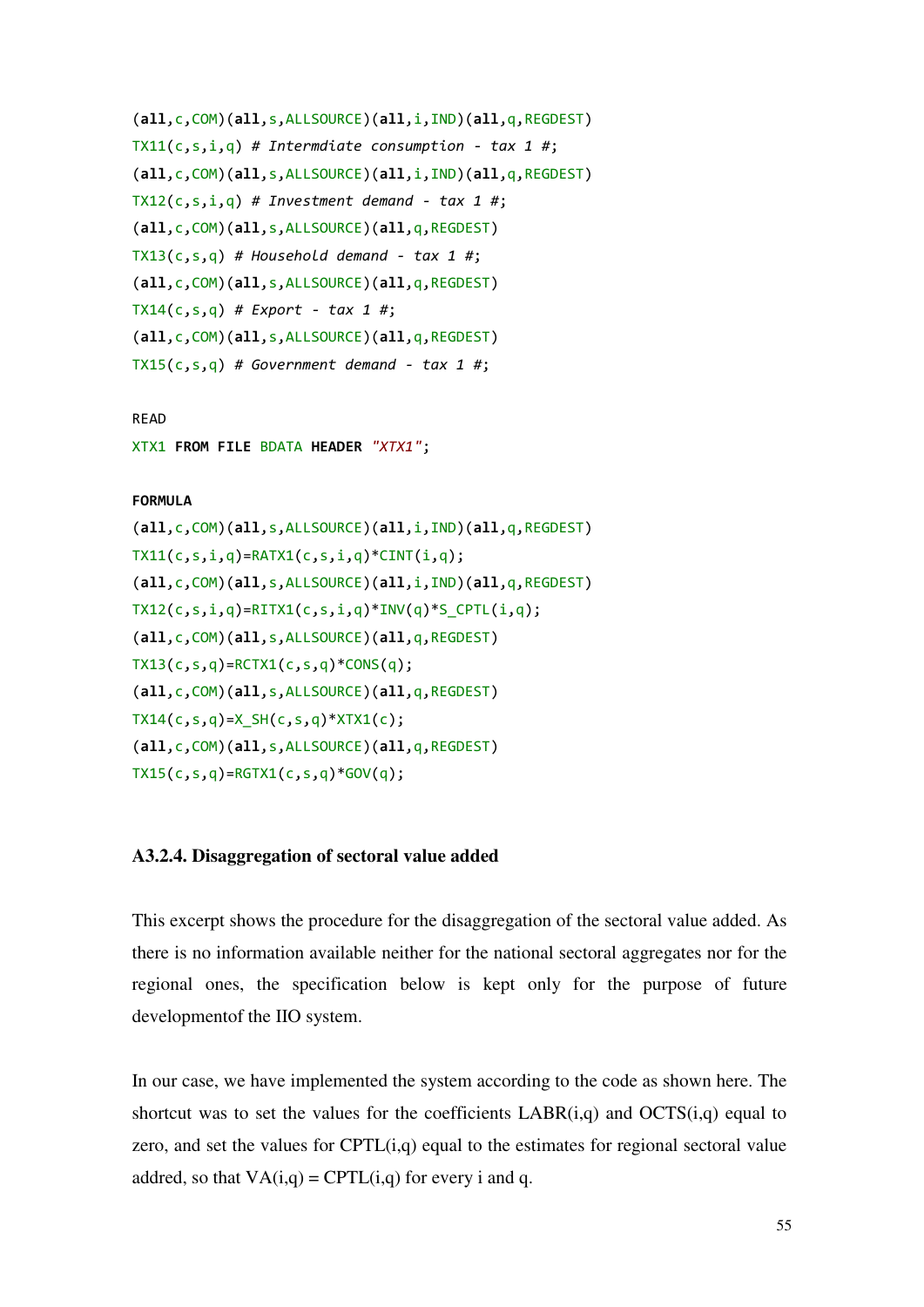```
(all,c,COM)(all,s,ALLSOURCE)(all,i,IND)(all,q,REGDEST)
TX11(c,s,i,q) # Intermdiate consumption - tax 1 #;
(all,c,COM)(all,s,ALLSOURCE)(all,i,IND)(all,q,REGDEST)
TX12(c,s,i,q) # Investment demand - tax 1 #;
(all,c,COM)(all,s,ALLSOURCE)(all,q,REGDEST)
TX13(c,s,q) # Household demand - tax 1 #;
(all,c,COM)(all,s,ALLSOURCE)(all,q,REGDEST)
TX14(c,s,q) # Export - tax 1 #;
(all,c,COM)(all,s,ALLSOURCE)(all,q,REGDEST)
TX15(c,s,q) # Government demand - tax 1 #;

READ
XTX1 FROM FILE BDATA HEADER "XTX1";

FORMULA
(all,c,COM)(all,s,ALLSOURCE)(all,i,IND)(all,q,REGDEST)
TX11(c,s,i,q)=RATX1(c,s,i,q)*CINT(i,q);
(all,c,COM)(all,s,ALLSOURCE)(all,i,IND)(all,q,REGDEST)
TX12(c,s,i,q)=RITX1(c,s,i,q)*INV(q)*S_CPTL(i,q);
(all,c,COM)(all,s,ALLSOURCE)(all,q,REGDEST)
TX13(c,s,q)=RCTX1(c,s,q)*CONS(q);
(all,c,COM)(all,s,ALLSOURCE)(all,q,REGDEST)
TX14(c,s,q)=X_SH(c,s,q)*XTX1(c);
(all,c,COM)(all,s,ALLSOURCE)(all,q,REGDEST)
TX15(c,s,q)=RGTX1(c,s,q)*GOV(q);
```

### A3.2.4. Disaggregation of sectoral value added

This excerpt shows the procedure for the disaggregation of the sectoral value added. As there is no information available neither for the national sectoral aggregates nor for the regional ones, the specification below is kept only for the purpose of future developmentof the IIO system.

In our case, we have implemented the system according to the code as shown here. The shortcut was to set the values for the coefficients LABR(i,q) and OCTS(i,q) equal to zero, and set the values for CPTL(i,q) equal to the estimates for regional sectoral value added, so that VA(i,q) = CPTL(i,q) for every i and q.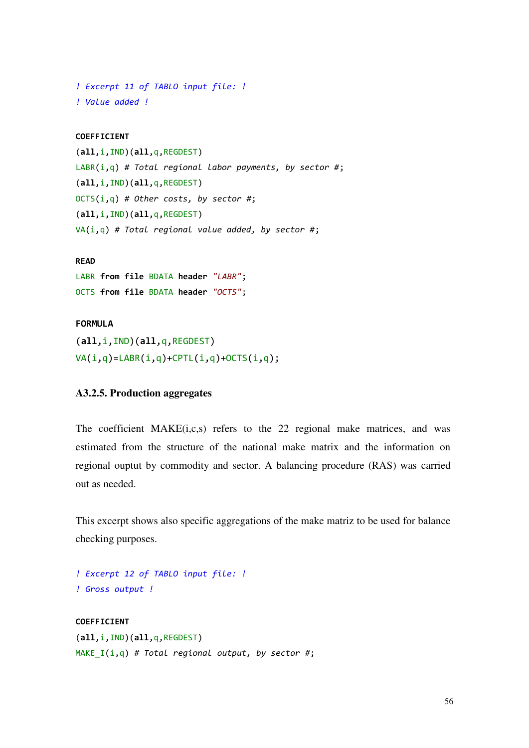```
! Excerpt 11 of TABLO input file: !
! Value added !

COEFFICIENT
(all,i,IND)(all,q,REGDEST)
LABR(i,q) # Total regional labor payments, by sector #;
(all,i,IND)(all,q,REGDEST)
OCTS(i,q) # Other costs, by sector #;
(all,i,IND)(all,q,REGDEST)
VA(i,q) # Total regional value added, by sector #;

READ
LABR from file BDATA header "LABR";
OCTS from file BDATA header "OCTS";

FORMULA
(all,i,IND)(all,q,REGDEST)
VA(i,q)=LABR(i,q)+CPTL(i,q)+OCTS(i,q);
```

### A3.2.5. Production aggregates

The coefficient MAKE(i,c,s) refers to the 22 regional make matrices, and was estimated from the structure of the national make matrix and the information on regional ouptut by commodity and sector. A balancing procedure (RAS) was carried out as needed.

This excerpt shows also specific aggregations of the make matriz to be used for balance checking purposes.

```
! Excerpt 12 of TABLO input file: !
! Gross output !

COEFFICIENT
(all,i,IND)(all,q,REGDEST)
MAKE_I(i,q) # Total regional output, by sector #;
```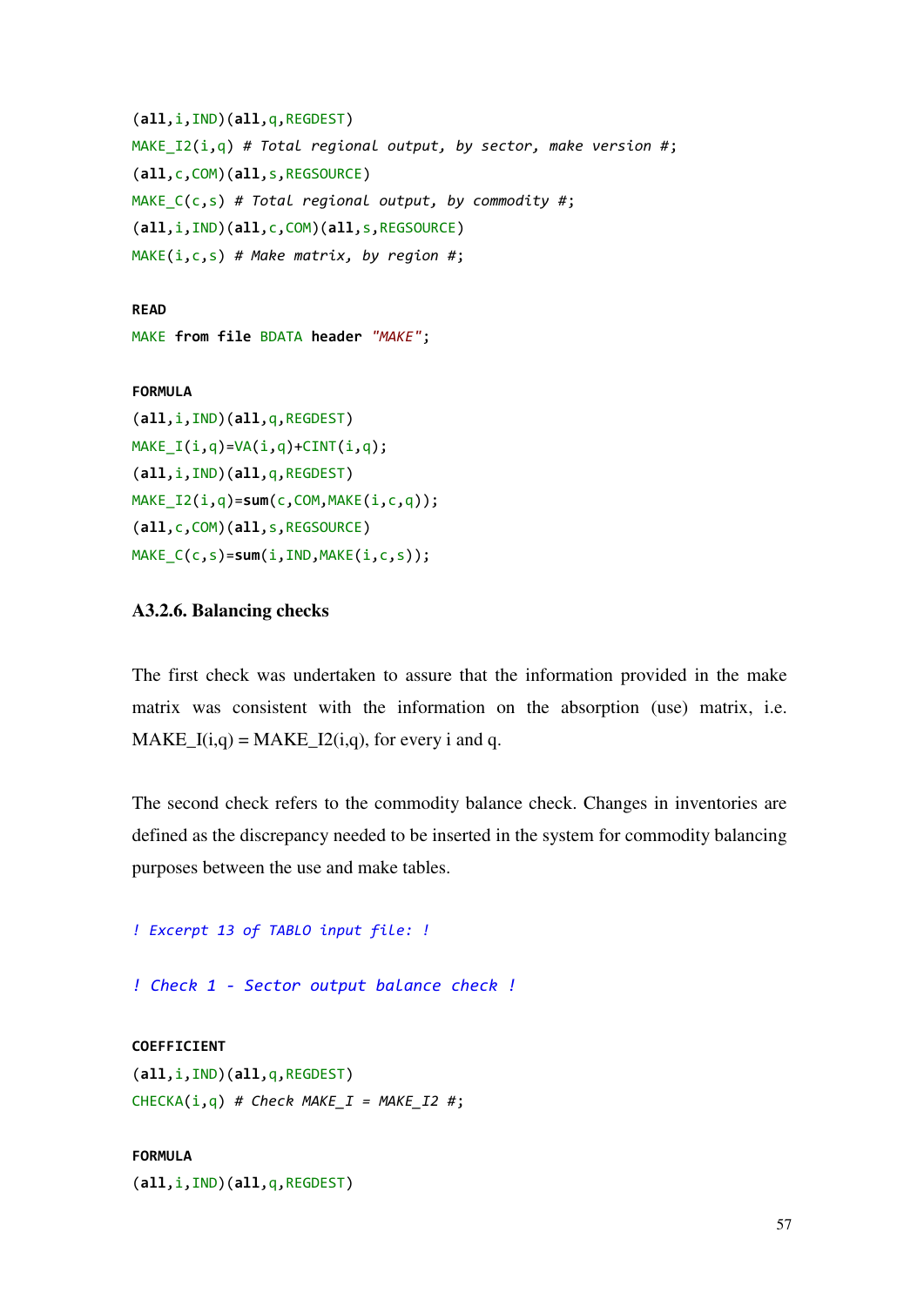```
(all,i,IND)(all,q,REGDEST)
MAKE_I2(i,q) # Total regional output, by sector, make version #;
(all,c,COM)(all,s,REGSOURCE)
MAKE_C(c,s) # Total regional output, by commodity #;
(all,i,IND)(all,c,COM)(all,s,REGSOURCE)
MAKE(i,c,s) # Make matrix, by region #;

READ
MAKE from file BDATA header "MAKE";

FORMULA
(all,i,IND)(all,q,REGDEST)
MAKE_I(i,q)=VA(i,q)+CINT(i,q);
(all,i,IND)(all,q,REGDEST)
MAKE_I2(i,q)=sum(c,COM,MAKE(i,c,q));
(all,c,COM)(all,s,REGSOURCE)
MAKE_C(c,s)=sum(i,IND,MAKE(i,c,s));
```

### A3.2.6. Balancing checks

The first check was undertaken to assure that the information provided in the make matrix was consistent with the information on the absorption (use) matrix, i.e. MAKE_I(i,q) = MAKE_I2(i,q), for every i and q.

The second check refers to the commodity balance check. Changes in inventories are defined as the discrepancy needed to be inserted in the system for commodity balancing purposes between the use and make tables.

```
! Excerpt 13 of TABLO input file: !

! Check 1 - Sector output balance check !

COEFFICIENT
(all,i,IND)(all,q,REGDEST)
CHECKA(i,q) # Check MAKE_I = MAKE_I2 #;

FORMULA
(all,i,IND)(all,q,REGDEST)
```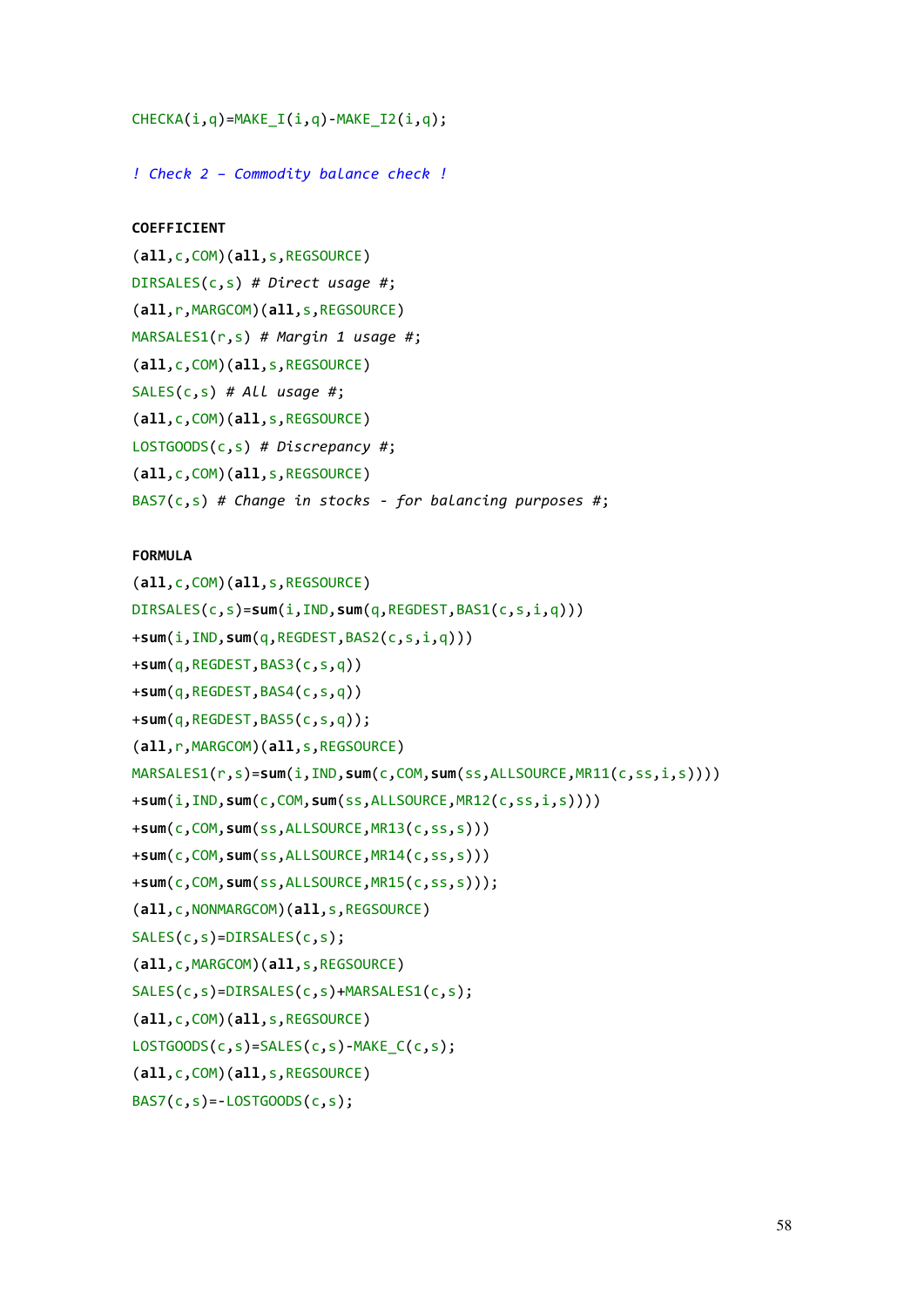```
CHECKA(i,q)=MAKE_I(i,q)-MAKE_I2(i,q);

! Check 2 – Commodity balance check !

COEFFICIENT
(all,c,COM)(all,s,REGSOURCE)
DIRSALES(c,s) # Direct usage #;
(all,r,MARGCOM)(all,s,REGSOURCE)
MARSALES1(r,s) # Margin 1 usage #;
(all,c,COM)(all,s,REGSOURCE)
SALES(c,s) # All usage #;
(all,c,COM)(all,s,REGSOURCE)
LOSTGOODS(c,s) # Discrepancy #;
(all,c,COM)(all,s,REGSOURCE)
BAS7(c,s) # Change in stocks - for balancing purposes #;

FORMULA
(all,c,COM)(all,s,REGSOURCE)
DIRSALES(c,s)=sum(i,IND,sum(q,REGDEST,BAS1(c,s,i,q)))
+sum(i,IND,sum(q,REGDEST,BAS2(c,s,i,q)))
+sum(q,REGDEST,BAS3(c,s,q))
+sum(q,REGDEST,BAS4(c,s,q))
+sum(q,REGDEST,BAS5(c,s,q));
(all,r,MARGCOM)(all,s,REGSOURCE)
MARSALES1(r,s)=sum(i,IND,sum(c,COM,sum(ss,ALLSOURCE,MR11(c,ss,i,s))))
+sum(i,IND,sum(c,COM,sum(ss,ALLSOURCE,MR12(c,ss,i,s))))
+sum(c,COM,sum(ss,ALLSOURCE,MR13(c,ss,s)))
+sum(c,COM,sum(ss,ALLSOURCE,MR14(c,ss,s)))
+sum(c,COM,sum(ss,ALLSOURCE,MR15(c,ss,s)));
(all,c,NONMARGCOM)(all,s,REGSOURCE)
SALES(c,s)=DIRSALES(c,s);
(all,c,MARGCOM)(all,s,REGSOURCE)
SALES(c,s)=DIRSALES(c,s)+MARSALES1(c,s);
(all,c,COM)(all,s,REGSOURCE)
LOSTGOODS(c,s)=SALES(c,s)-MAKE_C(c,s);
(all,c,COM)(all,s,REGSOURCE)
BAS7(c,s)=-LOSTGOODS(c,s);
```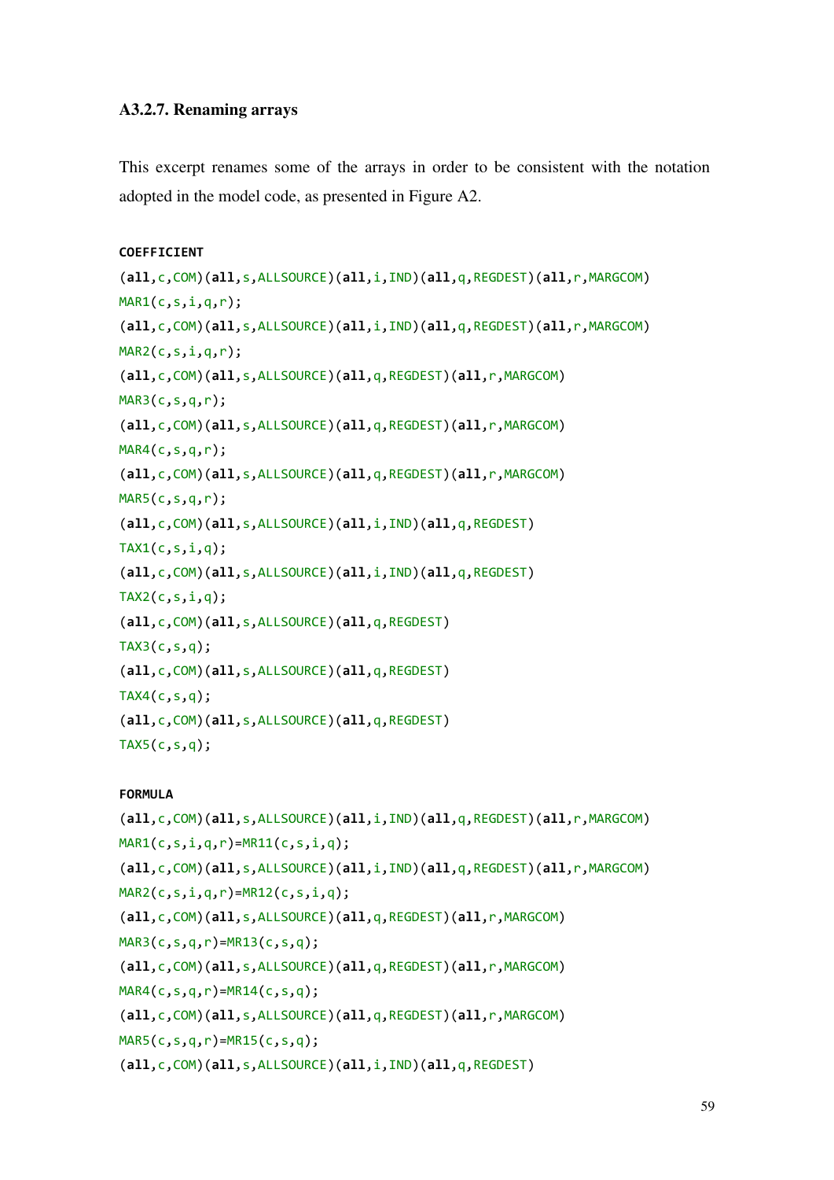### A3.2.7. Renaming arrays

This excerpt renames some of the arrays in order to be consistent with the notation adopted in the model code, as presented in Figure A2.

```
COEFFICIENT
(all,c,COM)(all,s,ALLSOURCE)(all,i,IND)(all,q,REGDEST)(all,r,MARGCOM)
MAR1(c,s,i,q,r);
(all,c,COM)(all,s,ALLSOURCE)(all,i,IND)(all,q,REGDEST)(all,r,MARGCOM)
MAR2(c,s,i,q,r);
(all,c,COM)(all,s,ALLSOURCE)(all,q,REGDEST)(all,r,MARGCOM)
MAR3(c,s,q,r);
(all,c,COM)(all,s,ALLSOURCE)(all,q,REGDEST)(all,r,MARGCOM)
MAR4(c,s,q,r);
(all,c,COM)(all,s,ALLSOURCE)(all,q,REGDEST)(all,r,MARGCOM)
MAR5(c,s,q,r);
(all,c,COM)(all,s,ALLSOURCE)(all,i,IND)(all,q,REGDEST)
TAX1(c,s,i,q);
(all,c,COM)(all,s,ALLSOURCE)(all,i,IND)(all,q,REGDEST)
TAX2(c,s,i,q);
(all,c,COM)(all,s,ALLSOURCE)(all,q,REGDEST)
TAX3(c,s,q);
(all,c,COM)(all,s,ALLSOURCE)(all,q,REGDEST)
TAX4(c,s,q);
(all,c,COM)(all,s,ALLSOURCE)(all,q,REGDEST)
TAX5(c,s,q);

FORMULA
(all,c,COM)(all,s,ALLSOURCE)(all,i,IND)(all,q,REGDEST)(all,r,MARGCOM)
MAR1(c,s,i,q,r)=MR11(c,s,i,q);
(all,c,COM)(all,s,ALLSOURCE)(all,i,IND)(all,q,REGDEST)(all,r,MARGCOM)
MAR2(c,s,i,q,r)=MR12(c,s,i,q);
(all,c,COM)(all,s,ALLSOURCE)(all,q,REGDEST)(all,r,MARGCOM)
MAR3(c,s,q,r)=MR13(c,s,q);
(all,c,COM)(all,s,ALLSOURCE)(all,q,REGDEST)(all,r,MARGCOM)
MAR4(c,s,q,r)=MR14(c,s,q);
(all,c,COM)(all,s,ALLSOURCE)(all,q,REGDEST)(all,r,MARGCOM)
MAR5(c,s,q,r)=MR15(c,s,q);
(all,c,COM)(all,s,ALLSOURCE)(all,i,IND)(all,q,REGDEST)
```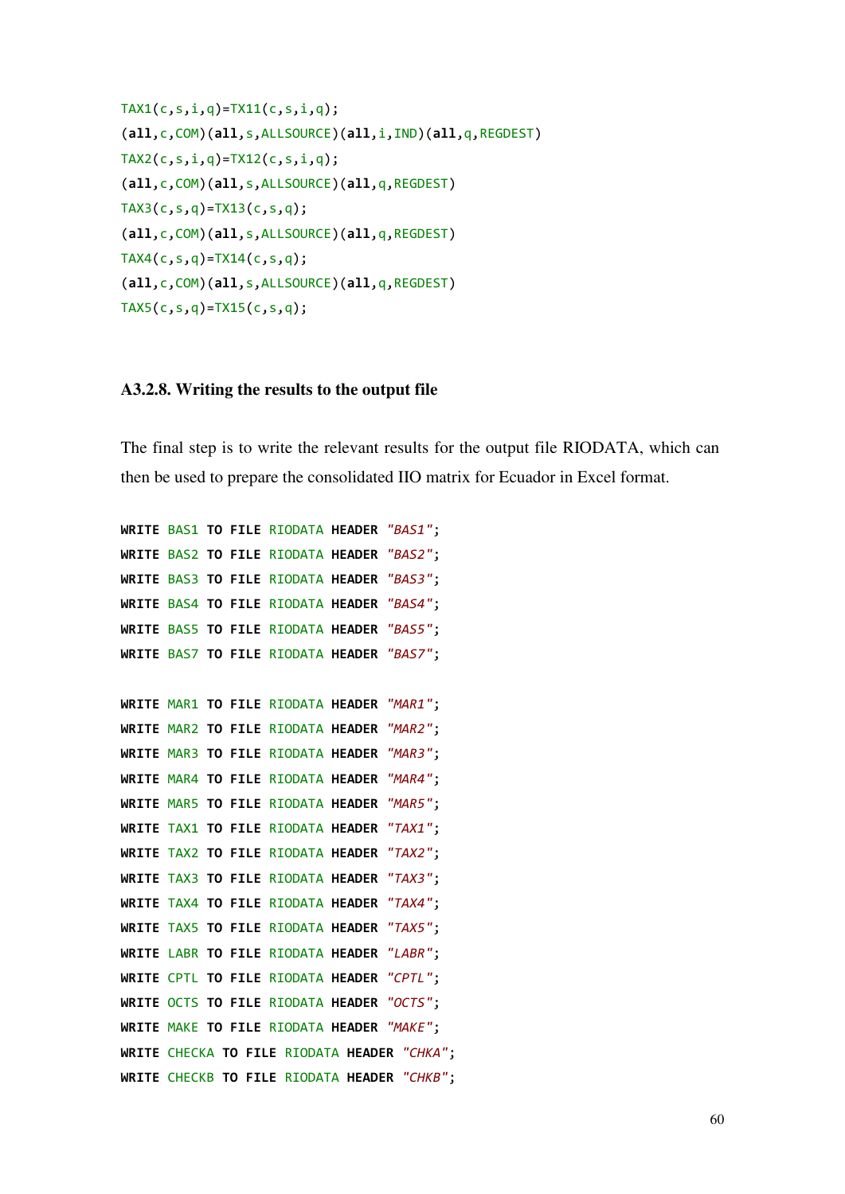```
TAX1(c,s,i,q)=TX11(c,s,i,q);
(all,c,COM)(all,s,ALLSOURCE)(all,i,IND)(all,q,REGDEST)
TAX2(c,s,i,q)=TX12(c,s,i,q);
(all,c,COM)(all,s,ALLSOURCE)(all,q,REGDEST)
TAX3(c,s,q)=TX13(c,s,q);
(all,c,COM)(all,s,ALLSOURCE)(all,q,REGDEST)
TAX4(c,s,q)=TX14(c,s,q);
(all,c,COM)(all,s,ALLSOURCE)(all,q,REGDEST)
TAX5(c,s,q)=TX15(c,s,q);
```

### A3.2.8. Writing the results to the output file

The final step is to write the relevant results for the output file RIODATA, which can then be used to prepare the consolidated IIO matrix for Ecuador in Excel format.

```
WRITE BAS1 TO FILE RIODATA HEADER "BAS1";
WRITE BAS2 TO FILE RIODATA HEADER "BAS2";
WRITE BAS3 TO FILE RIODATA HEADER "BAS3";
WRITE BAS4 TO FILE RIODATA HEADER "BAS4";
WRITE BAS5 TO FILE RIODATA HEADER "BAS5";
WRITE BAS7 TO FILE RIODATA HEADER "BAS7";

WRITE MAR1 TO FILE RIODATA HEADER "MAR1";
WRITE MAR2 TO FILE RIODATA HEADER "MAR2";
WRITE MAR3 TO FILE RIODATA HEADER "MAR3";
WRITE MAR4 TO FILE RIODATA HEADER "MAR4";
WRITE MAR5 TO FILE RIODATA HEADER "MAR5";
WRITE TAX1 TO FILE RIODATA HEADER "TAX1";
WRITE TAX2 TO FILE RIODATA HEADER "TAX2";
WRITE TAX3 TO FILE RIODATA HEADER "TAX3";
WRITE TAX4 TO FILE RIODATA HEADER "TAX4";
WRITE TAX5 TO FILE RIODATA HEADER "TAX5";
WRITE LABR TO FILE RIODATA HEADER "LABR";
WRITE CPTL TO FILE RIODATA HEADER "CPTL";
WRITE OCTS TO FILE RIODATA HEADER "OCTS";
WRITE MAKE TO FILE RIODATA HEADER "MAKE";
WRITE CHECKA TO FILE RIODATA HEADER "CHKA";
WRITE CHECKB TO FILE RIODATA HEADER "CHKB";
```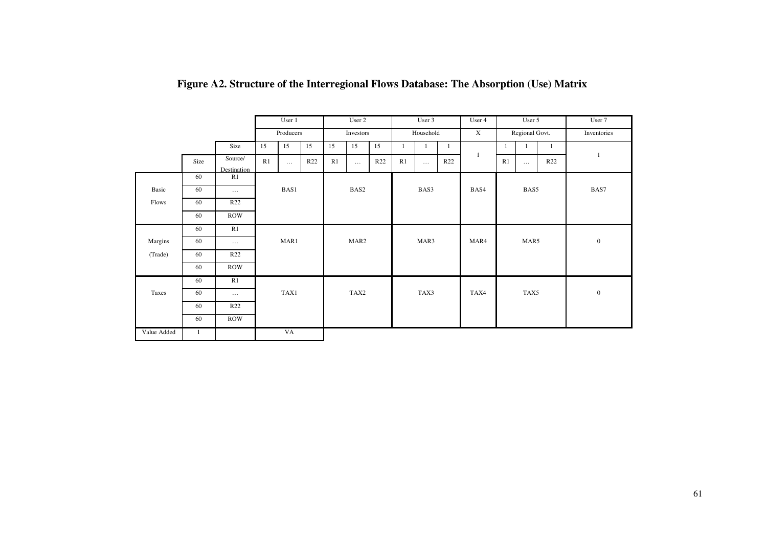# Figure A2. Structure of the Interregional Flows Database: The Absorption (Use) Matrix

| | | | User 1 | | | User 2 | | | User 3 | | | User 4 | User 5 | | | User 7 |
|---|---|---|---|---|---|---|---|---|---|---|---|---|---|---|---|---|
| | | | Producers | | | Investors | | | Household | | | X | Regional Govt. | | | Inventories |
| | | Size | 15 | 15 | 15 | 15 | 15 | 15 | 1 | 1 | 1 | 1 | 1 | 1 | 1 | 1 |
| | Size | Source/ Destination | R1 | … | R22 | R1 | … | R22 | R1 | … | R22 | | R1 | … | R22 | |
| Basic Flows | 60 | R1 | BAS1 | | | BAS2 | | | BAS3 | | | BAS4 | BAS5 | | | BAS7 |
| | 60 | … | | | | | | | | | | | | | | |
| | 60 | R22 | | | | | | | | | | | | | | |
| | 60 | ROW | | | | | | | | | | | | | | |
| Margins (Trade) | 60 | R1 | MAR1 | | | MAR2 | | | MAR3 | | | MAR4 | MAR5 | | | 0 |
| | 60 | … | | | | | | | | | | | | | | |
| | 60 | R22 | | | | | | | | | | | | | | |
| | 60 | ROW | | | | | | | | | | | | | | |
| Taxes | 60 | R1 | TAX1 | | | TAX2 | | | TAX3 | | | TAX4 | TAX5 | | | 0 |
| | 60 | … | | | | | | | | | | | | | | |
| | 60 | R22 | | | | | | | | | | | | | | |
| | 60 | ROW | | | | | | | | | | | | | | |
| Value Added | 1 | | VA | | | | | | | | | | | | | |